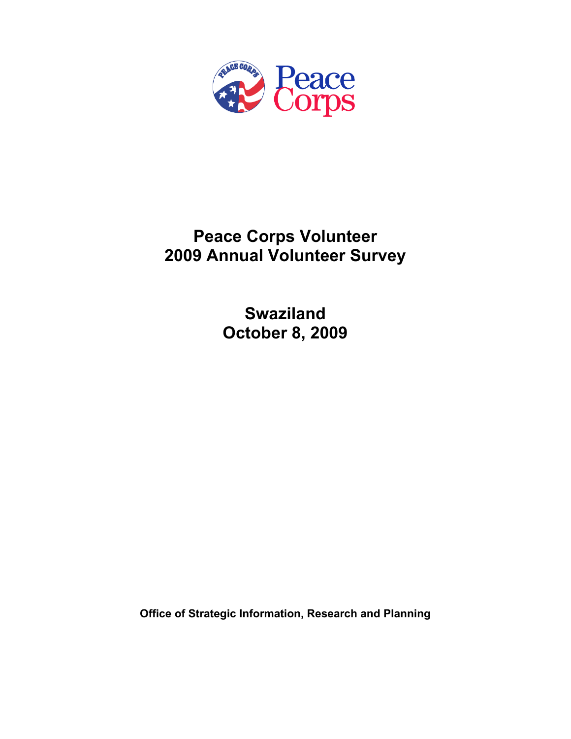# Peace Corps Volunteer
# 2009 Annual Volunteer Survey

## Swaziland
## October 8, 2009

**Office of Strategic Information, Research and Planning**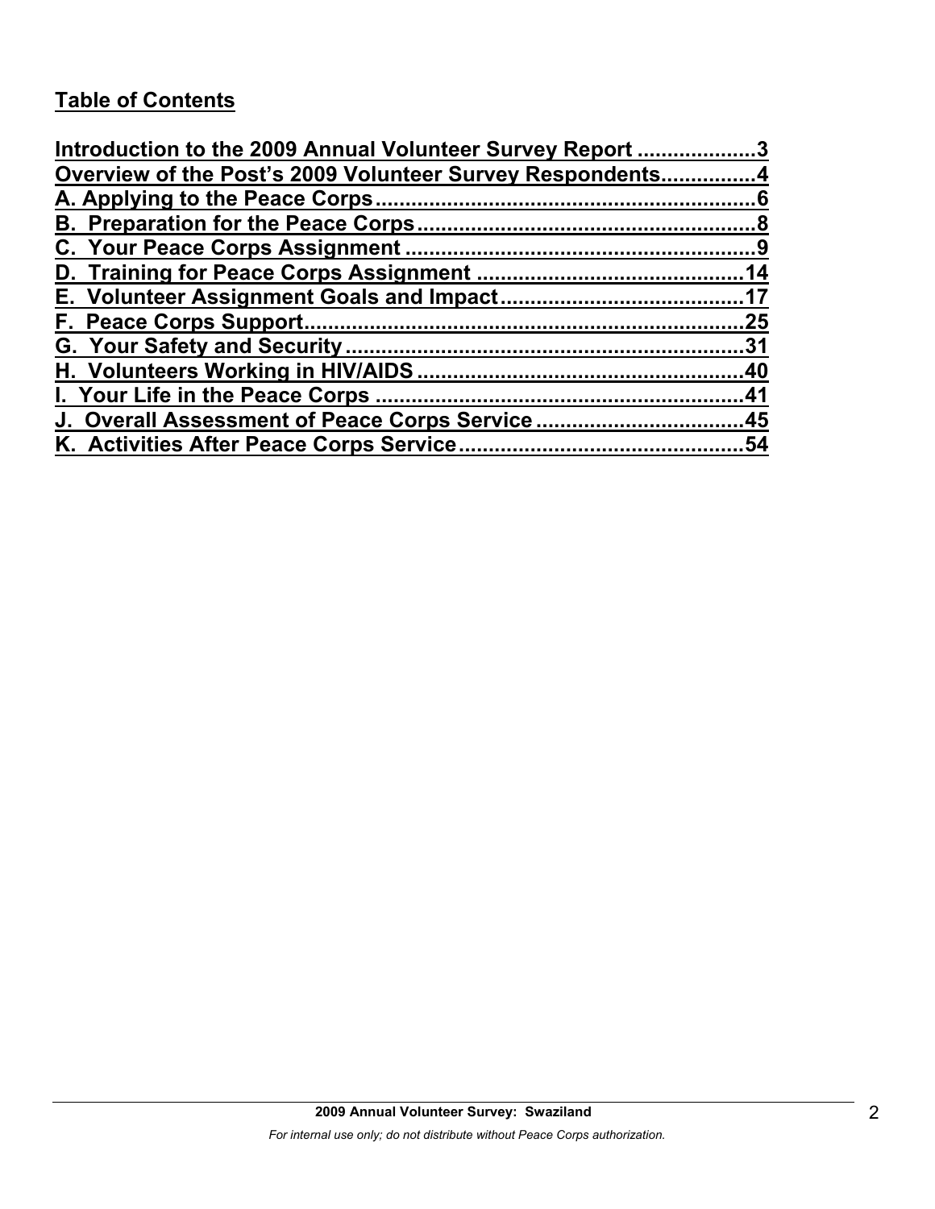## Table of Contents

Introduction to the 2009 Annual Volunteer Survey Report ....................3
Overview of the Post's 2009 Volunteer Survey Respondents................4
A. Applying to the Peace Corps................................................................6
B. Preparation for the Peace Corps.........................................................8
C. Your Peace Corps Assignment ...........................................................9
D. Training for Peace Corps Assignment ............................................14
E. Volunteer Assignment Goals and Impact........................................17
F. Peace Corps Support..........................................................................25
G. Your Safety and Security...................................................................31
H. Volunteers Working in HIV/AIDS.......................................................40
I. Your Life in the Peace Corps .............................................................41
J. Overall Assessment of Peace Corps Service ..................................45
K. Activities After Peace Corps Service...............................................54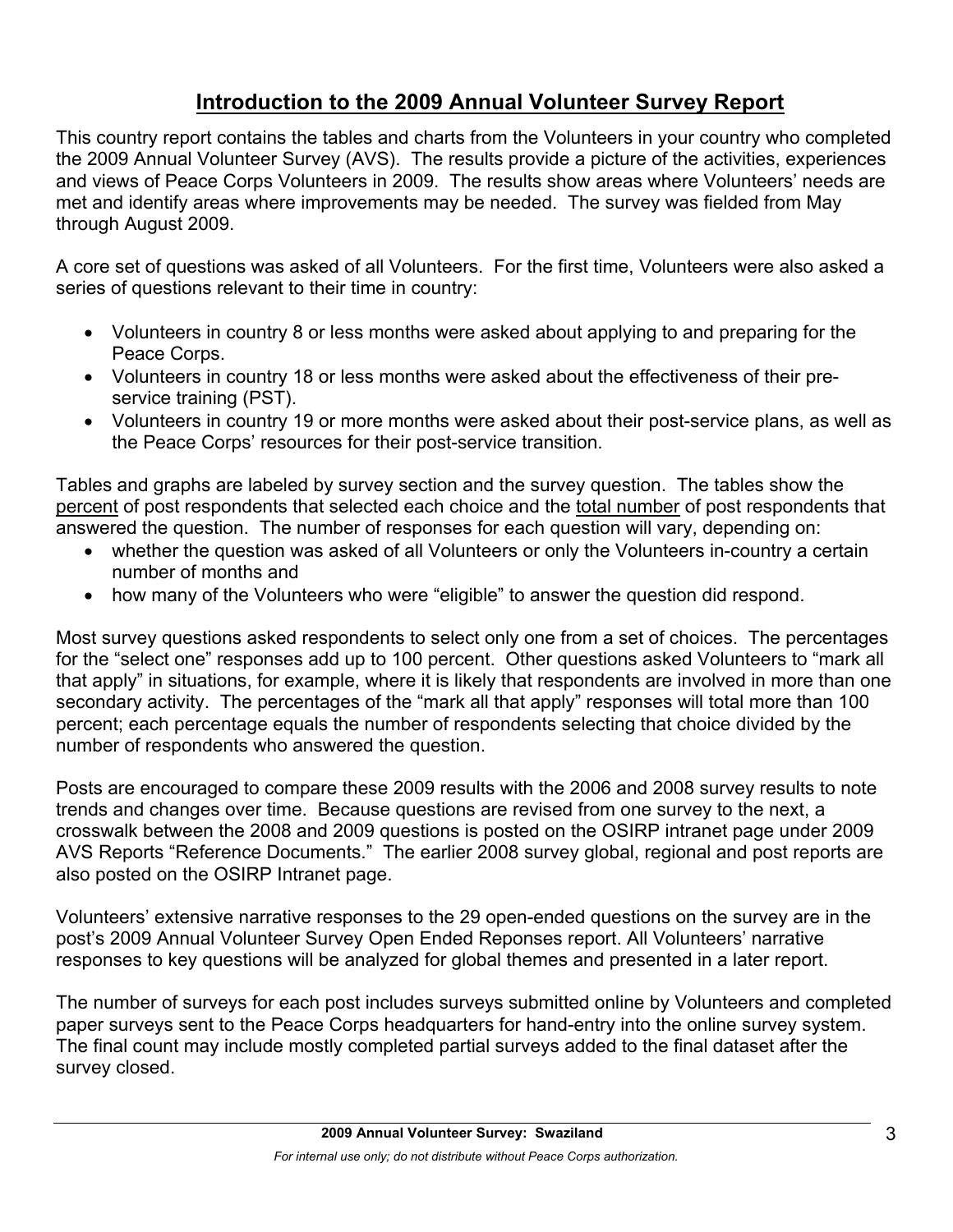# Introduction to the 2009 Annual Volunteer Survey Report

This country report contains the tables and charts from the Volunteers in your country who completed the 2009 Annual Volunteer Survey (AVS). The results provide a picture of the activities, experiences and views of Peace Corps Volunteers in 2009. The results show areas where Volunteers' needs are met and identify areas where improvements may be needed. The survey was fielded from May through August 2009.

A core set of questions was asked of all Volunteers. For the first time, Volunteers were also asked a series of questions relevant to their time in country:

- Volunteers in country 8 or less months were asked about applying to and preparing for the Peace Corps.
- Volunteers in country 18 or less months were asked about the effectiveness of their pre-service training (PST).
- Volunteers in country 19 or more months were asked about their post-service plans, as well as the Peace Corps' resources for their post-service transition.

Tables and graphs are labeled by survey section and the survey question. The tables show the percent of post respondents that selected each choice and the total number of post respondents that answered the question. The number of responses for each question will vary, depending on:

- whether the question was asked of all Volunteers or only the Volunteers in-country a certain number of months and
- how many of the Volunteers who were "eligible" to answer the question did respond.

Most survey questions asked respondents to select only one from a set of choices. The percentages for the "select one" responses add up to 100 percent. Other questions asked Volunteers to "mark all that apply" in situations, for example, where it is likely that respondents are involved in more than one secondary activity. The percentages of the "mark all that apply" responses will total more than 100 percent; each percentage equals the number of respondents selecting that choice divided by the number of respondents who answered the question.

Posts are encouraged to compare these 2009 results with the 2006 and 2008 survey results to note trends and changes over time. Because questions are revised from one survey to the next, a crosswalk between the 2008 and 2009 questions is posted on the OSIRP intranet page under 2009 AVS Reports "Reference Documents." The earlier 2008 survey global, regional and post reports are also posted on the OSIRP Intranet page.

Volunteers' extensive narrative responses to the 29 open-ended questions on the survey are in the post's 2009 Annual Volunteer Survey Open Ended Reponses report. All Volunteers' narrative responses to key questions will be analyzed for global themes and presented in a later report.

The number of surveys for each post includes surveys submitted online by Volunteers and completed paper surveys sent to the Peace Corps headquarters for hand-entry into the online survey system. The final count may include mostly completed partial surveys added to the final dataset after the survey closed.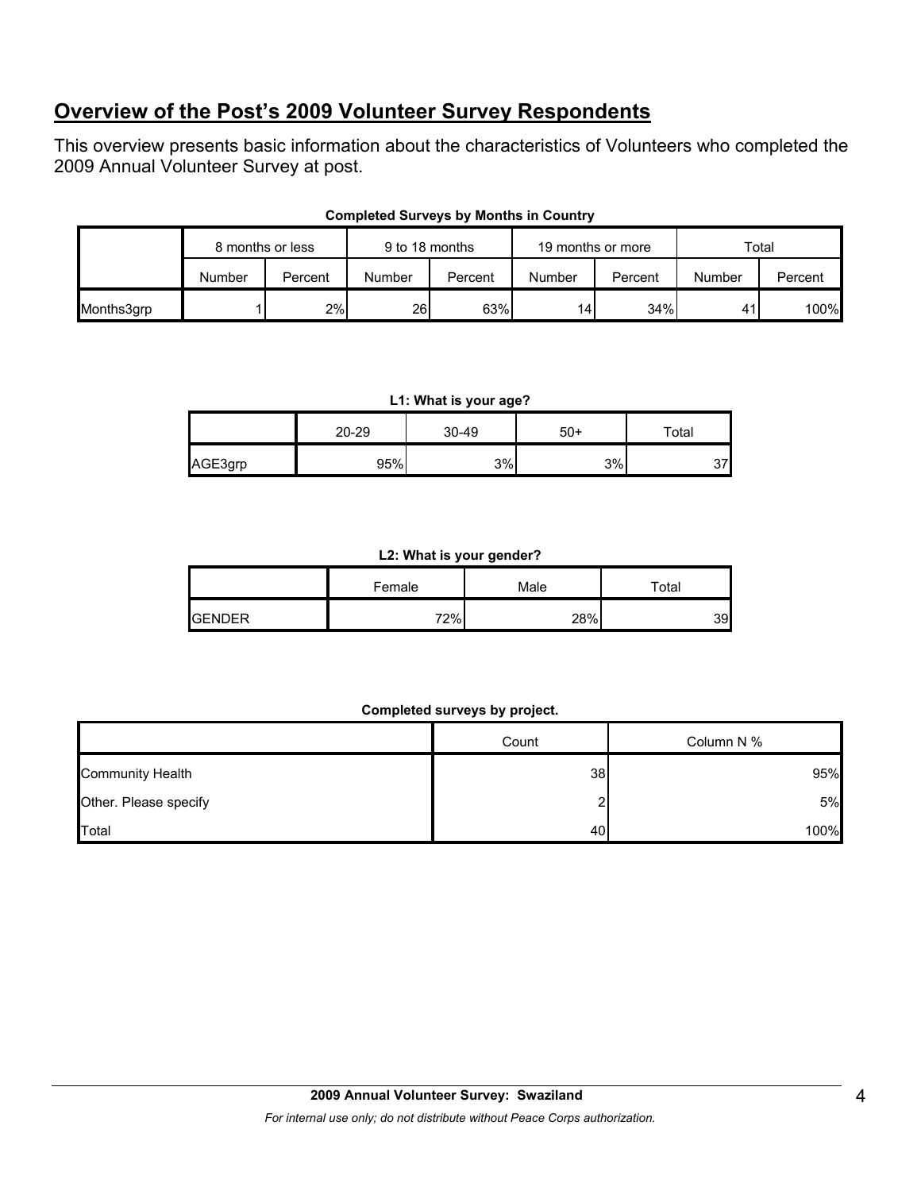## Overview of the Post's 2009 Volunteer Survey Respondents

This overview presents basic information about the characteristics of Volunteers who completed the 2009 Annual Volunteer Survey at post.

**Completed Surveys by Months in Country**

| | 8 months or less | | 9 to 18 months | | 19 months or more | | Total | |
|---|---|---|---|---|---|---|---|---|
| | Number | Percent | Number | Percent | Number | Percent | Number | Percent |
| Months3grp | 1 | 2% | 26 | 63% | 14 | 34% | 41 | 100% |

**L1: What is your age?**

| | 20-29 | 30-49 | 50+ | Total |
|---|---|---|---|---|
| AGE3grp | 95% | 3% | 3% | 37 |

**L2: What is your gender?**

| | Female | Male | Total |
|---|---|---|---|
| GENDER | 72% | 28% | 39 |

**Completed surveys by project.**

| | Count | Column N % |
|---|---|---|
| Community Health | 38 | 95% |
| Other. Please specify | 2 | 5% |
| Total | 40 | 100% |

**2009 Annual Volunteer Survey: Swaziland**

*For internal use only; do not distribute without Peace Corps authorization.*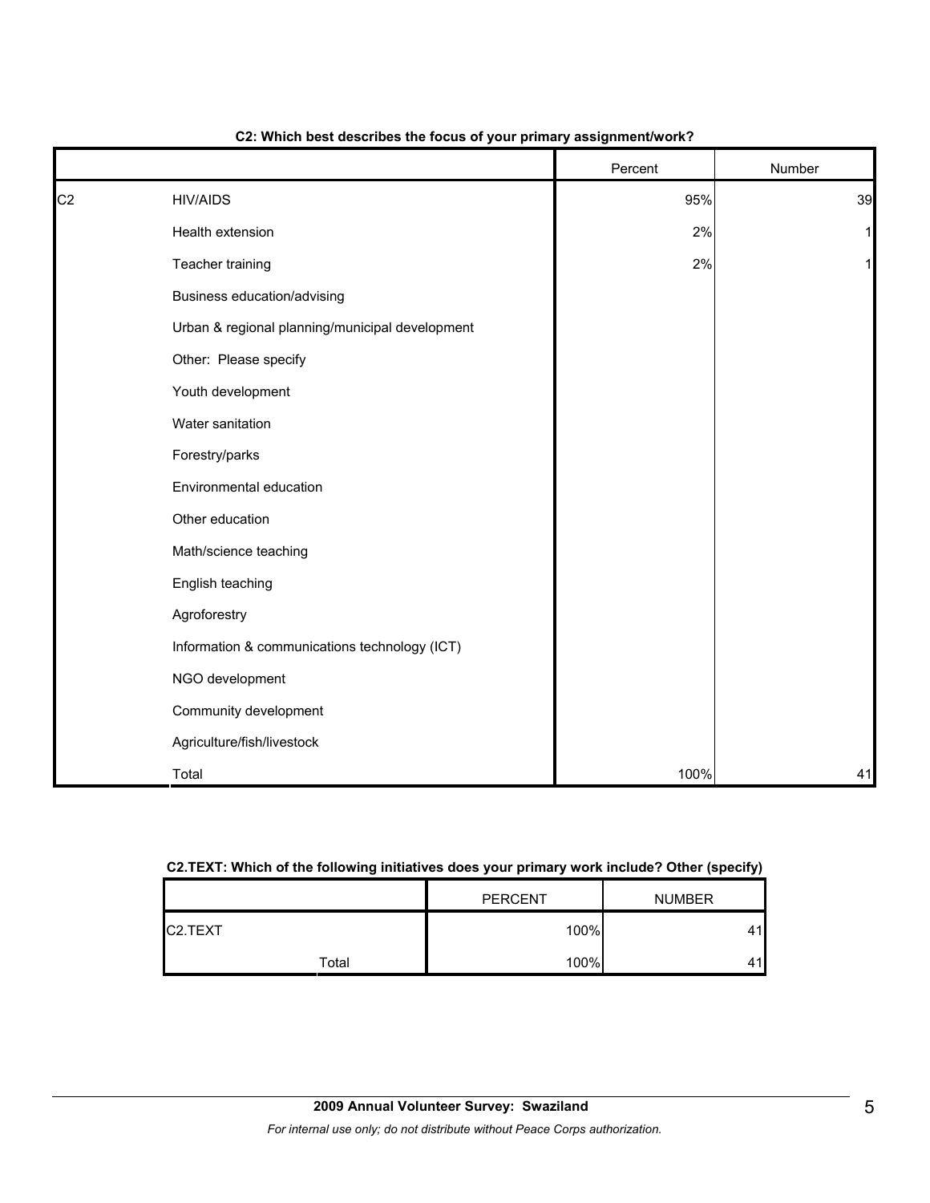**C2: Which best describes the focus of your primary assignment/work?**

| | | Percent | Number |
|---|---|---|---|
| C2 | HIV/AIDS | 95% | 39 |
| | Health extension | 2% | 1 |
| | Teacher training | 2% | 1 |
| | Business education/advising | | |
| | Urban & regional planning/municipal development | | |
| | Other: Please specify | | |
| | Youth development | | |
| | Water sanitation | | |
| | Forestry/parks | | |
| | Environmental education | | |
| | Other education | | |
| | Math/science teaching | | |
| | English teaching | | |
| | Agroforestry | | |
| | Information & communications technology (ICT) | | |
| | NGO development | | |
| | Community development | | |
| | Agriculture/fish/livestock | | |
| | Total | 100% | 41 |

**C2.TEXT: Which of the following initiatives does your primary work include? Other (specify)**

| | | PERCENT | NUMBER |
|---|---|---|---|
| C2.TEXT | | 100% | 41 |
| | Total | 100% | 41 |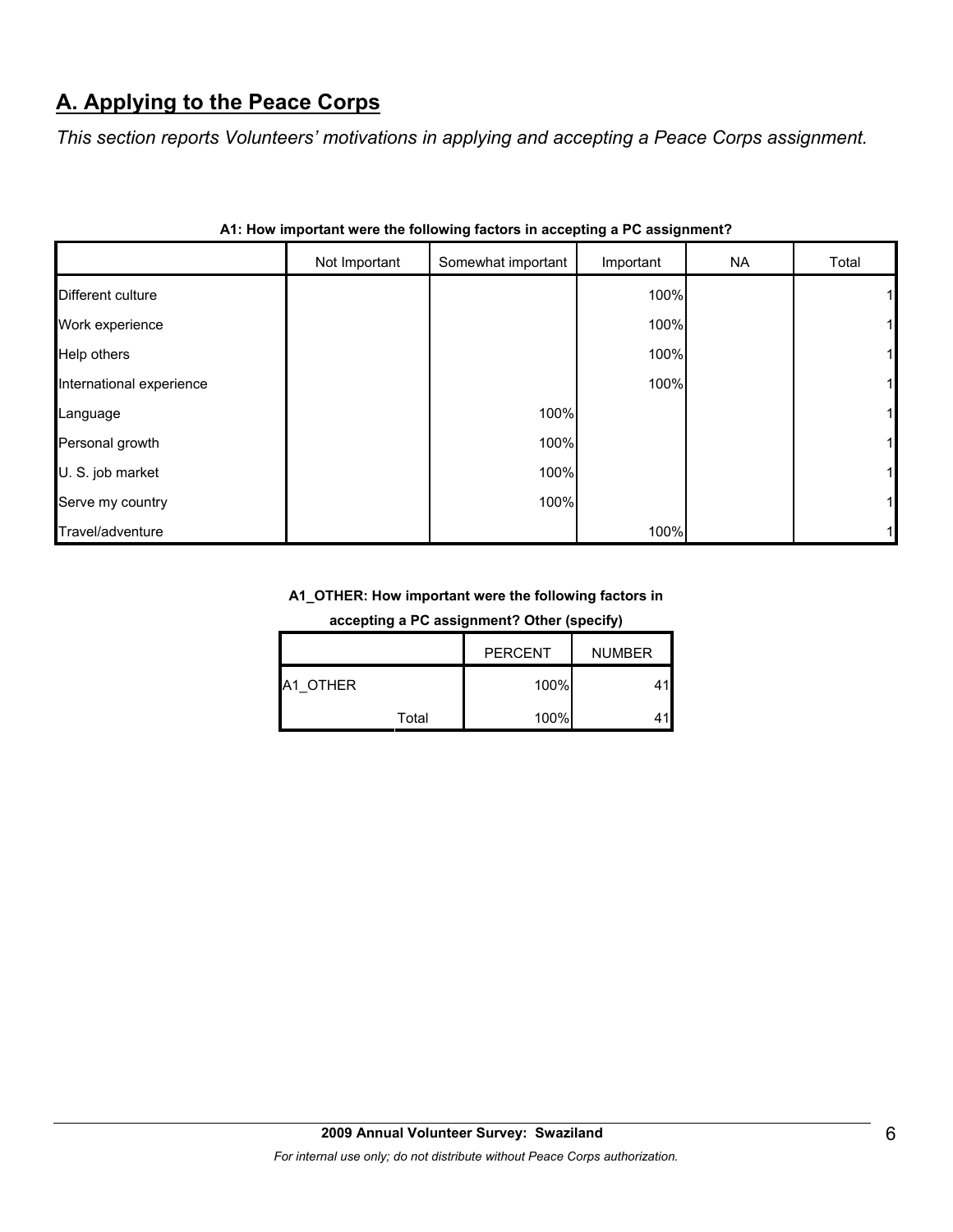## A. Applying to the Peace Corps

*This section reports Volunteers' motivations in applying and accepting a Peace Corps assignment.*

**A1: How important were the following factors in accepting a PC assignment?**

| | Not Important | Somewhat important | Important | NA | Total |
|---|---|---|---|---|---|
| Different culture | | | 100% | | 1 |
| Work experience | | | 100% | | 1 |
| Help others | | | 100% | | 1 |
| International experience | | | 100% | | 1 |
| Language | | 100% | | | 1 |
| Personal growth | | 100% | | | 1 |
| U. S. job market | | 100% | | | 1 |
| Serve my country | | 100% | | | 1 |
| Travel/adventure | | | 100% | | 1 |

**A1_OTHER: How important were the following factors in accepting a PC assignment? Other (specify)**

| | | PERCENT | NUMBER |
|---|---|---|---|
| A1_OTHER | | 100% | 41 |
| | Total | 100% | 41 |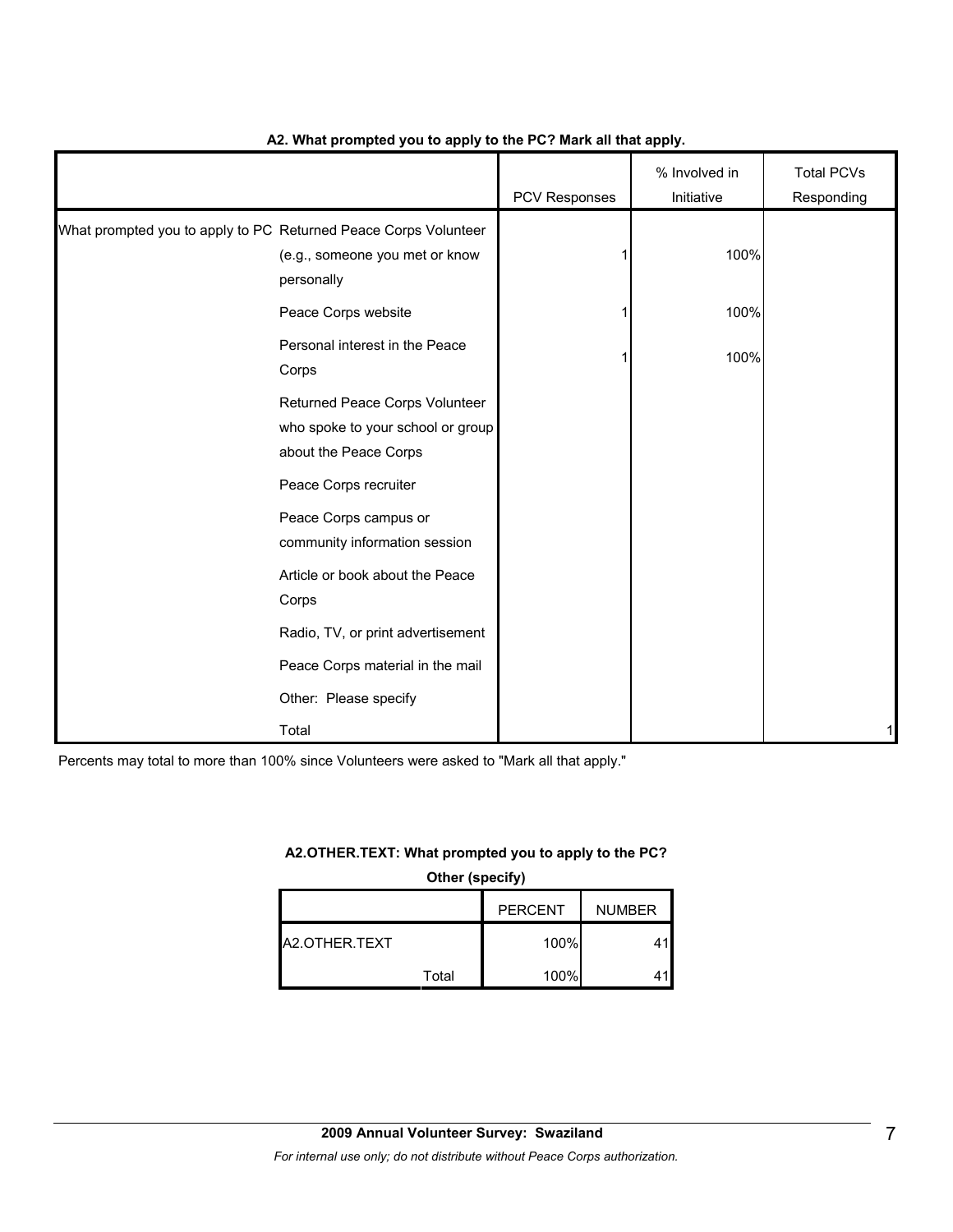**A2. What prompted you to apply to the PC? Mark all that apply.**

| | | PCV Responses | % Involved in Initiative | Total PCVs Responding |
|---|---|---|---|---|
| What prompted you to apply to PC | Returned Peace Corps Volunteer (e.g., someone you met or know personally | 1 | 100% | |
| | Peace Corps website | 1 | 100% | |
| | Personal interest in the Peace Corps | 1 | 100% | |
| | Returned Peace Corps Volunteer who spoke to your school or group about the Peace Corps | | | |
| | Peace Corps recruiter | | | |
| | Peace Corps campus or community information session | | | |
| | Article or book about the Peace Corps | | | |
| | Radio, TV, or print advertisement | | | |
| | Peace Corps material in the mail | | | |
| | Other: Please specify | | | |
| | Total | | | 1 |

Percents may total to more than 100% since Volunteers were asked to "Mark all that apply."

**A2.OTHER.TEXT: What prompted you to apply to the PC? Other (specify)**

| | | PERCENT | NUMBER |
|---|---|---|---|
| A2.OTHER.TEXT | | 100% | 41 |
| | Total | 100% | 41 |

**2009 Annual Volunteer Survey: Swaziland**

*For internal use only; do not distribute without Peace Corps authorization.*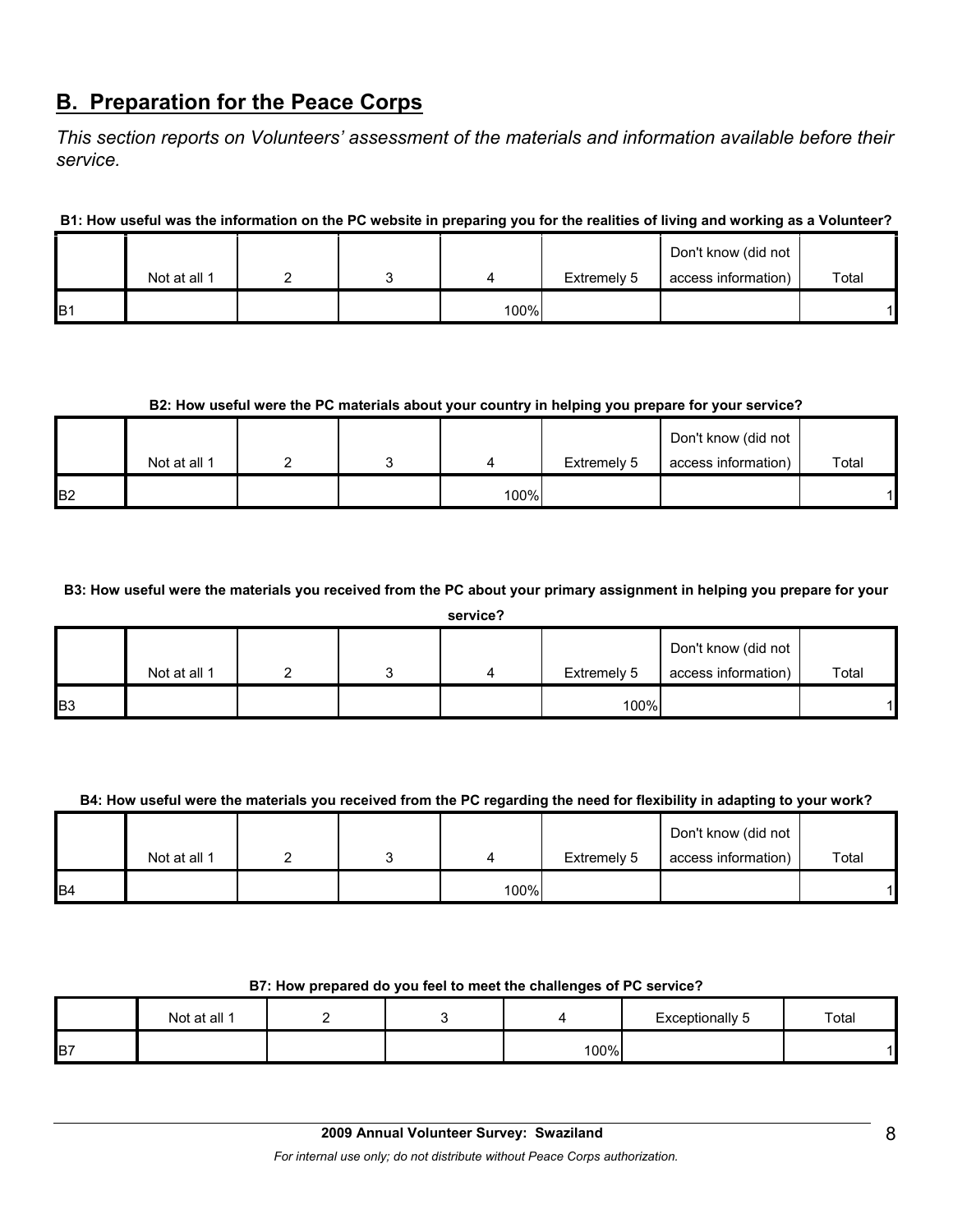## B. Preparation for the Peace Corps

*This section reports on Volunteers' assessment of the materials and information available before their service.*

**B1: How useful was the information on the PC website in preparing you for the realities of living and working as a Volunteer?**

| | Not at all 1 | 2 | 3 | 4 | Extremely 5 | Don't know (did not access information) | Total |
|---|---|---|---|---|---|---|---|
| B1 | | | | 100% | | | 1 |

**B2: How useful were the PC materials about your country in helping you prepare for your service?**

| | Not at all 1 | 2 | 3 | 4 | Extremely 5 | Don't know (did not access information) | Total |
|---|---|---|---|---|---|---|---|
| B2 | | | | 100% | | | 1 |

**B3: How useful were the materials you received from the PC about your primary assignment in helping you prepare for your service?**

| | Not at all 1 | 2 | 3 | 4 | Extremely 5 | Don't know (did not access information) | Total |
|---|---|---|---|---|---|---|---|
| B3 | | | | | 100% | | 1 |

**B4: How useful were the materials you received from the PC regarding the need for flexibility in adapting to your work?**

| | Not at all 1 | 2 | 3 | 4 | Extremely 5 | Don't know (did not access information) | Total |
|---|---|---|---|---|---|---|---|
| B4 | | | | 100% | | | 1 |

**B7: How prepared do you feel to meet the challenges of PC service?**

| | Not at all 1 | 2 | 3 | 4 | Exceptionally 5 | Total |
|---|---|---|---|---|---|---|
| B7 | | | | 100% | | 1 |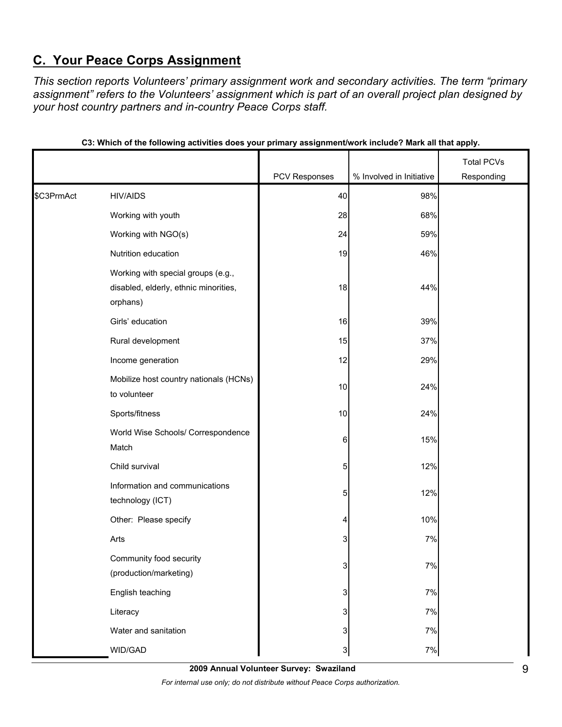## C. Your Peace Corps Assignment

*This section reports Volunteers' primary assignment work and secondary activities. The term "primary assignment" refers to the Volunteers' assignment which is part of an overall project plan designed by your host country partners and in-country Peace Corps staff.*

**C3: Which of the following activities does your primary assignment/work include? Mark all that apply.**

| | | PCV Responses | % Involved in Initiative | Total PCVs Responding |
|---|---|---|---|---|
| $C3PrmAct | HIV/AIDS | 40 | 98% | |
| | Working with youth | 28 | 68% | |
| | Working with NGO(s) | 24 | 59% | |
| | Nutrition education | 19 | 46% | |
| | Working with special groups (e.g., disabled, elderly, ethnic minorities, orphans) | 18 | 44% | |
| | Girls' education | 16 | 39% | |
| | Rural development | 15 | 37% | |
| | Income generation | 12 | 29% | |
| | Mobilize host country nationals (HCNs) to volunteer | 10 | 24% | |
| | Sports/fitness | 10 | 24% | |
| | World Wise Schools/ Correspondence Match | 6 | 15% | |
| | Child survival | 5 | 12% | |
| | Information and communications technology (ICT) | 5 | 12% | |
| | Other: Please specify | 4 | 10% | |
| | Arts | 3 | 7% | |
| | Community food security (production/marketing) | 3 | 7% | |
| | English teaching | 3 | 7% | |
| | Literacy | 3 | 7% | |
| | Water and sanitation | 3 | 7% | |
| | WID/GAD | 3 | 7% | |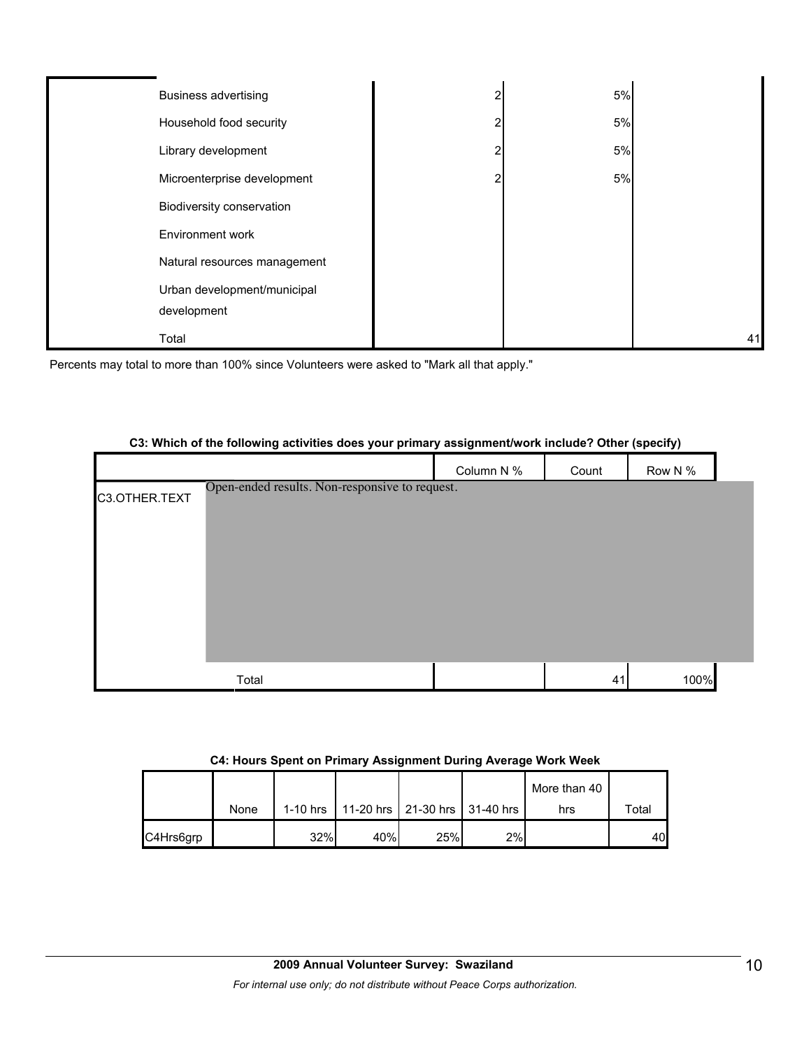| | | | | |
|---|---|---|---|---|
| | Business advertising | 2 | 5% | |
| | Household food security | 2 | 5% | |
| | Library development | 2 | 5% | |
| | Microenterprise development | 2 | 5% | |
| | Biodiversity conservation | | | |
| | Environment work | | | |
| | Natural resources management | | | |
| | Urban development/municipal development | | | |
| | Total | | | 41 |

Percents may total to more than 100% since Volunteers were asked to "Mark all that apply."

**C3: Which of the following activities does your primary assignment/work include? Other (specify)**

| | | Column N % | Count | Row N % |
|---|---|---|---|---|
| C3.OTHER.TEXT | Open-ended results. Non-responsive to request. | | | |
| | Total | | 41 | 100% |

**C4: Hours Spent on Primary Assignment During Average Work Week**

| | None | 1-10 hrs | 11-20 hrs | 21-30 hrs | 31-40 hrs | More than 40 hrs | Total |
|---|---|---|---|---|---|---|---|
| C4Hrs6grp | | 32% | 40% | 25% | 2% | | 40 |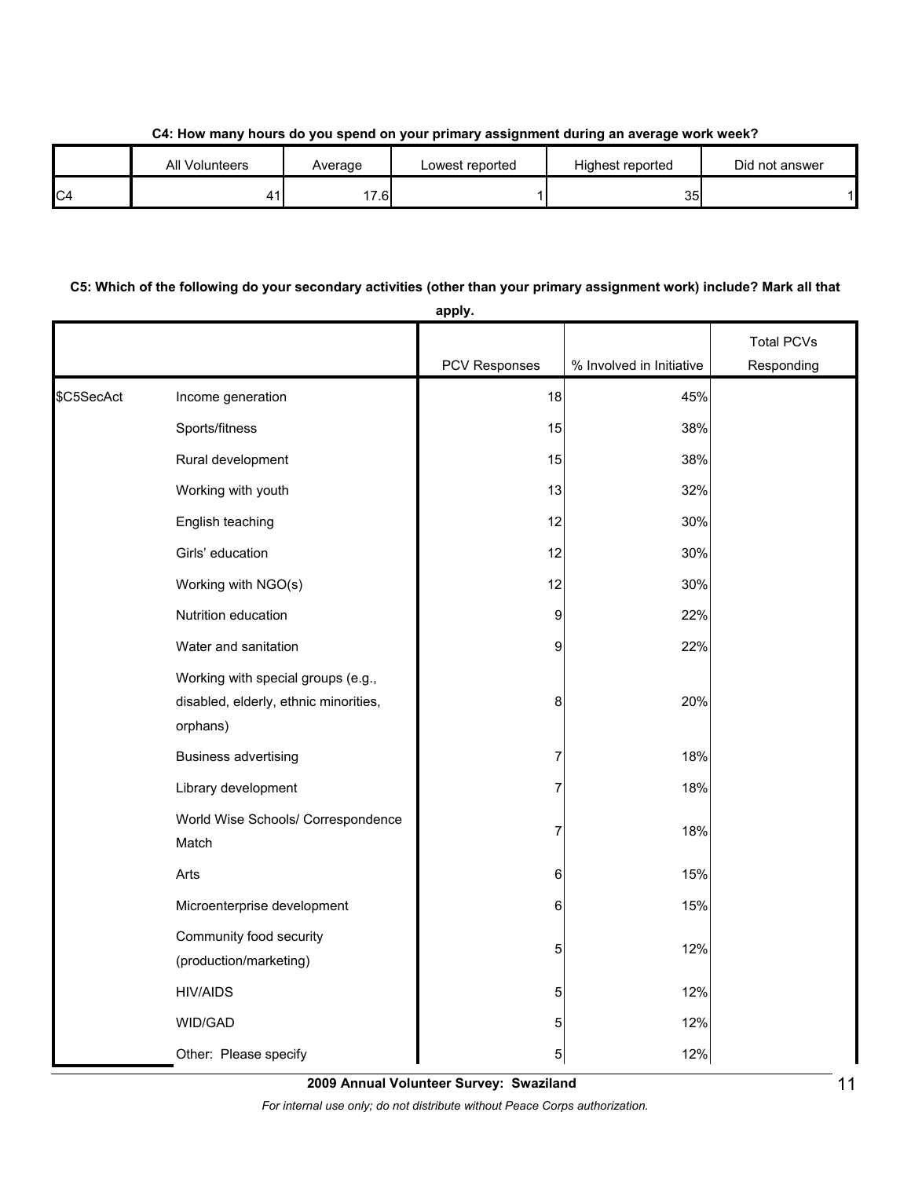**C4: How many hours do you spend on your primary assignment during an average work week?**

| | All Volunteers | Average | Lowest reported | Highest reported | Did not answer |
|---|---|---|---|---|---|
| C4 | 41 | 17.6 | 1 | 35 | 1 |

**C5: Which of the following do your secondary activities (other than your primary assignment work) include? Mark all that apply.**

| | | PCV Responses | % Involved in Initiative | Total PCVs Responding |
|---|---|---|---|---|
| $C5SecAct | Income generation | 18 | 45% | |
| | Sports/fitness | 15 | 38% | |
| | Rural development | 15 | 38% | |
| | Working with youth | 13 | 32% | |
| | English teaching | 12 | 30% | |
| | Girls' education | 12 | 30% | |
| | Working with NGO(s) | 12 | 30% | |
| | Nutrition education | 9 | 22% | |
| | Water and sanitation | 9 | 22% | |
| | Working with special groups (e.g., disabled, elderly, ethnic minorities, orphans) | 8 | 20% | |
| | Business advertising | 7 | 18% | |
| | Library development | 7 | 18% | |
| | World Wise Schools/ Correspondence Match | 7 | 18% | |
| | Arts | 6 | 15% | |
| | Microenterprise development | 6 | 15% | |
| | Community food security (production/marketing) | 5 | 12% | |
| | HIV/AIDS | 5 | 12% | |
| | WID/GAD | 5 | 12% | |
| | Other: Please specify | 5 | 12% | |

**2009 Annual Volunteer Survey: Swaziland**

*For internal use only; do not distribute without Peace Corps authorization.*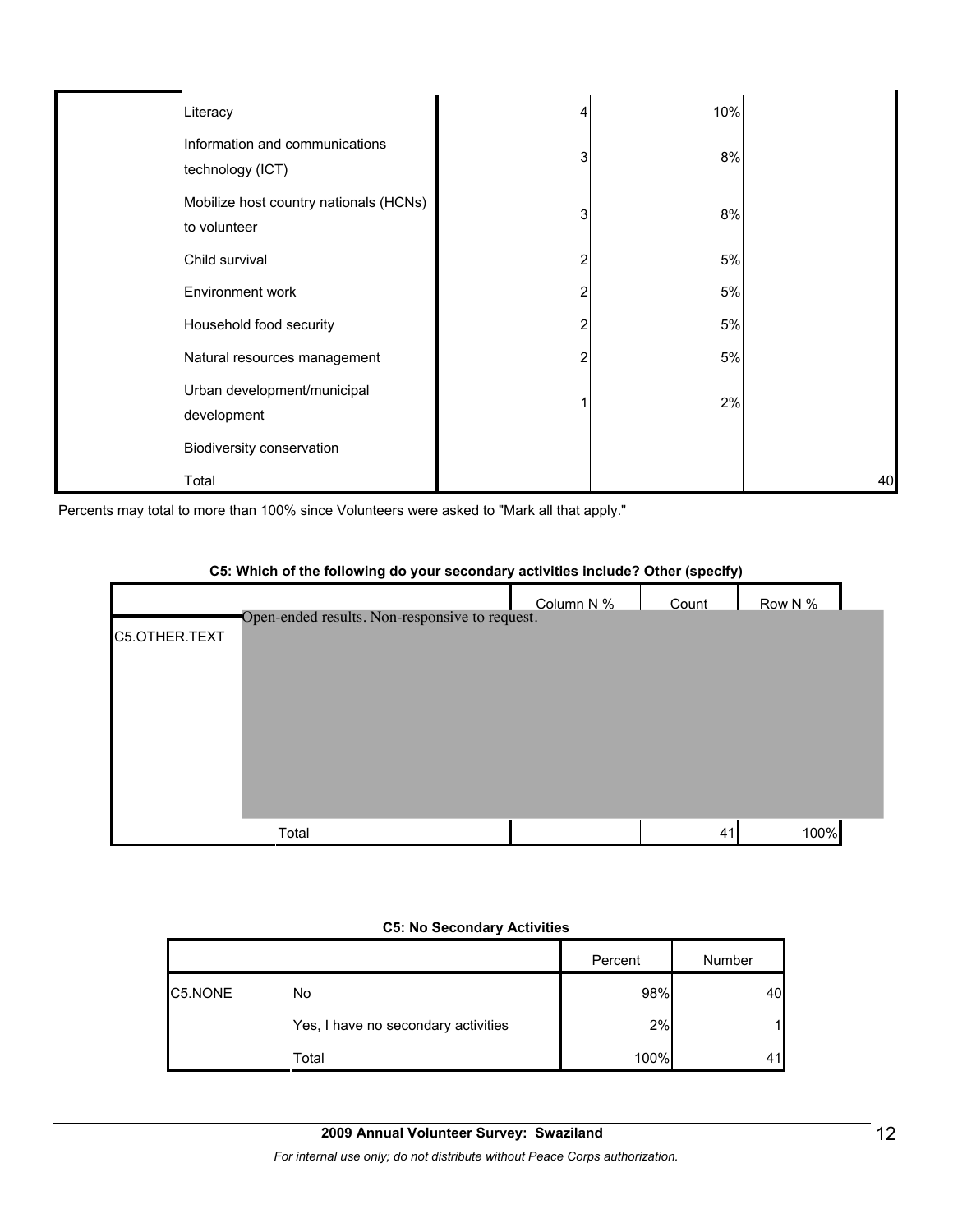| | | | |
|---|---|---|---|
| Literacy | 4 | 10% | |
| Information and communications technology (ICT) | 3 | 8% | |
| Mobilize host country nationals (HCNs) to volunteer | 3 | 8% | |
| Child survival | 2 | 5% | |
| Environment work | 2 | 5% | |
| Household food security | 2 | 5% | |
| Natural resources management | 2 | 5% | |
| Urban development/municipal development | 1 | 2% | |
| Biodiversity conservation | | | |
| Total | | | 40 |

Percents may total to more than 100% since Volunteers were asked to "Mark all that apply."

**C5: Which of the following do your secondary activities include? Other (specify)**

| | | Column N % | Count | Row N % |
|---|---|---|---|---|
| C5.OTHER.TEXT | Open-ended results. Non-responsive to request. | | | |
| | Total | | 41 | 100% |

**C5: No Secondary Activities**

| | | Percent | Number |
|---|---|---|---|
| C5.NONE | No | 98% | 40 |
| | Yes, I have no secondary activities | 2% | 1 |
| | Total | 100% | 41 |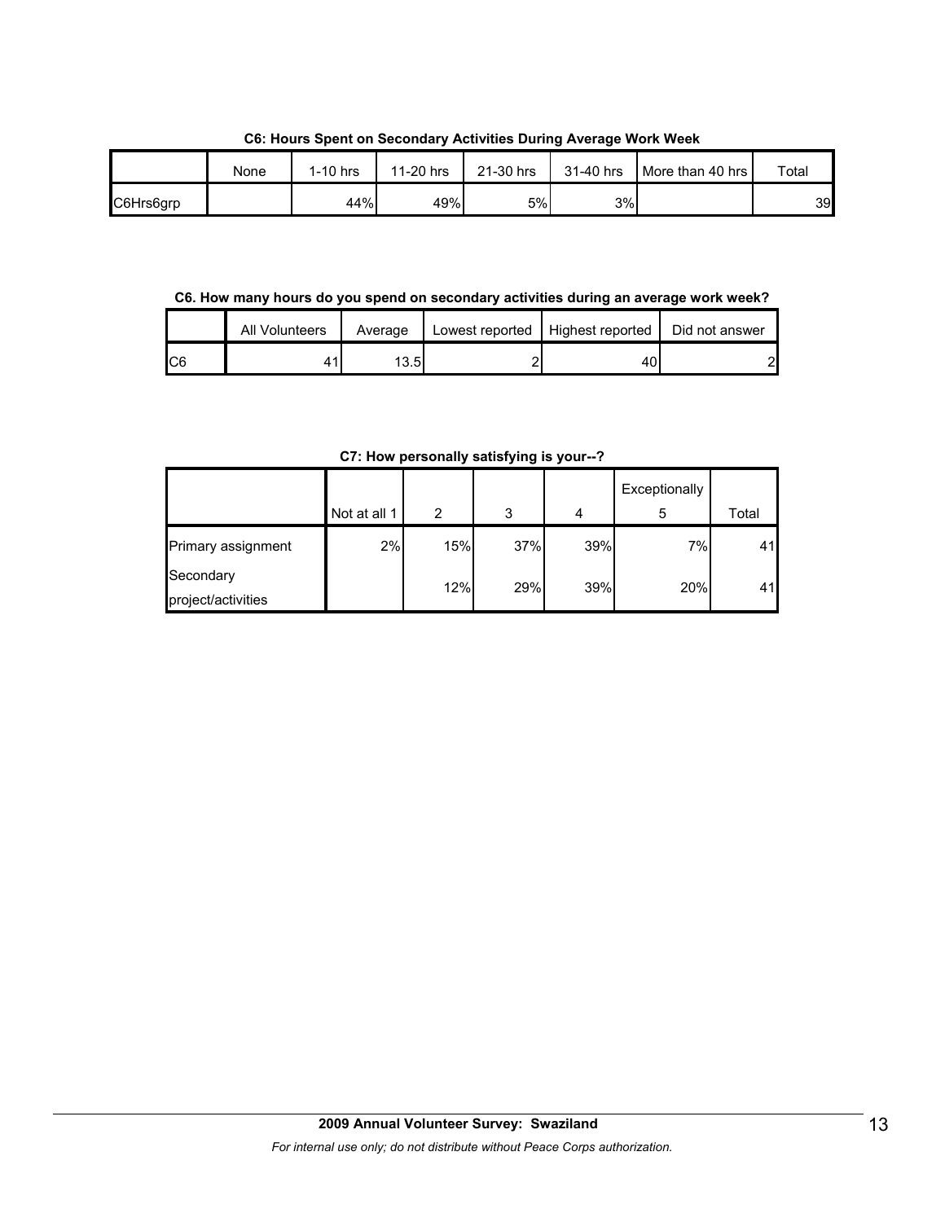**C6: Hours Spent on Secondary Activities During Average Work Week**

| | None | 1-10 hrs | 11-20 hrs | 21-30 hrs | 31-40 hrs | More than 40 hrs | Total |
|---|---|---|---|---|---|---|---|
| C6Hrs6grp | | 44% | 49% | 5% | 3% | | 39 |

**C6. How many hours do you spend on secondary activities during an average work week?**

| | All Volunteers | Average | Lowest reported | Highest reported | Did not answer |
|---|---|---|---|---|---|
| C6 | 41 | 13.5 | 2 | 40 | 2 |

**C7: How personally satisfying is your--?**

| | Not at all 1 | 2 | 3 | 4 | Exceptionally 5 | Total |
|---|---|---|---|---|---|---|
| Primary assignment | 2% | 15% | 37% | 39% | 7% | 41 |
| Secondary project/activities | | 12% | 29% | 39% | 20% | 41 |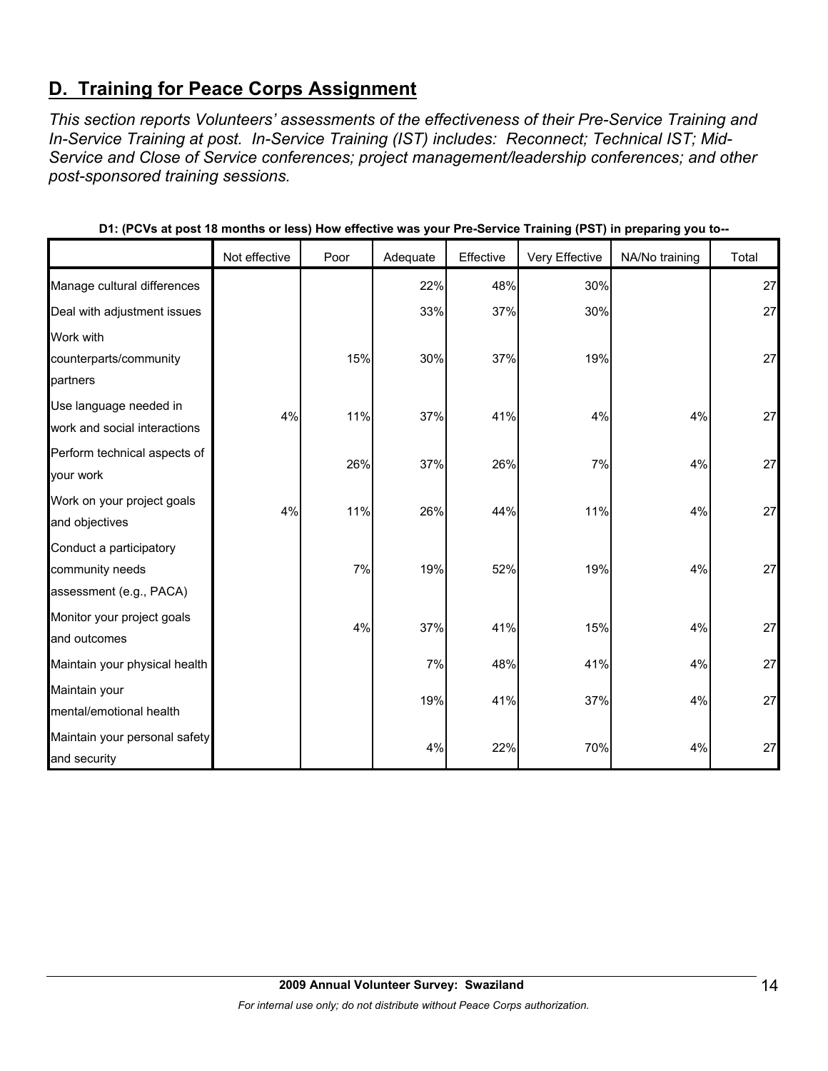## D. Training for Peace Corps Assignment

*This section reports Volunteers' assessments of the effectiveness of their Pre-Service Training and In-Service Training at post. In-Service Training (IST) includes: Reconnect; Technical IST; Mid-Service and Close of Service conferences; project management/leadership conferences; and other post-sponsored training sessions.*

**D1: (PCVs at post 18 months or less) How effective was your Pre-Service Training (PST) in preparing you to--**

| | Not effective | Poor | Adequate | Effective | Very Effective | NA/No training | Total |
|---|---|---|---|---|---|---|---|
| Manage cultural differences | | | 22% | 48% | 30% | | 27 |
| Deal with adjustment issues | | | 33% | 37% | 30% | | 27 |
| Work with counterparts/community partners | | 15% | 30% | 37% | 19% | | 27 |
| Use language needed in work and social interactions | 4% | 11% | 37% | 41% | 4% | 4% | 27 |
| Perform technical aspects of your work | | 26% | 37% | 26% | 7% | 4% | 27 |
| Work on your project goals and objectives | 4% | 11% | 26% | 44% | 11% | 4% | 27 |
| Conduct a participatory community needs assessment (e.g., PACA) | | 7% | 19% | 52% | 19% | 4% | 27 |
| Monitor your project goals and outcomes | | 4% | 37% | 41% | 15% | 4% | 27 |
| Maintain your physical health | | | 7% | 48% | 41% | 4% | 27 |
| Maintain your mental/emotional health | | | 19% | 41% | 37% | 4% | 27 |
| Maintain your personal safety and security | | | 4% | 22% | 70% | 4% | 27 |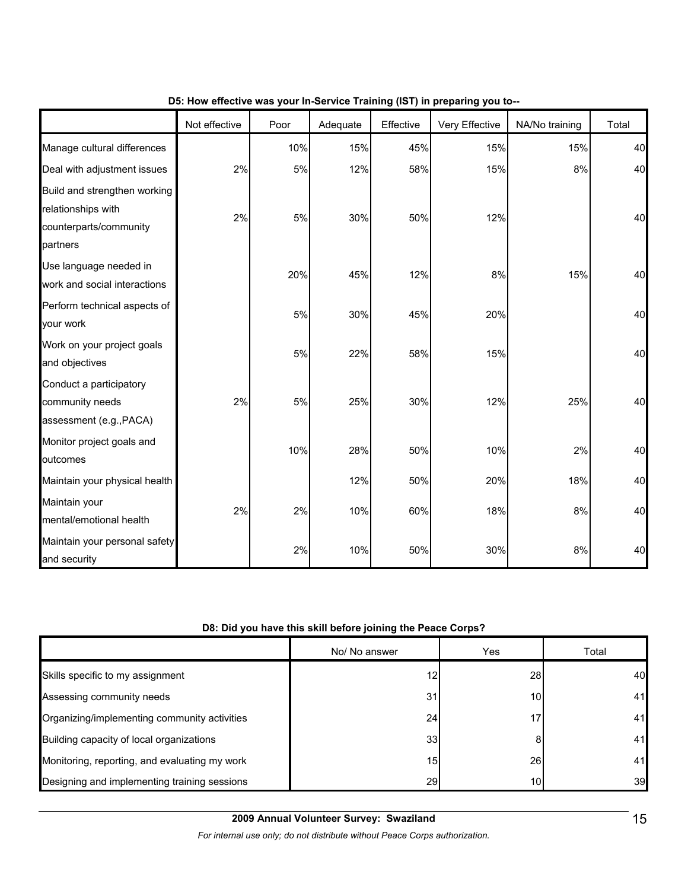**D5: How effective was your In-Service Training (IST) in preparing you to--**

| | Not effective | Poor | Adequate | Effective | Very Effective | NA/No training | Total |
|---|---|---|---|---|---|---|---|
| Manage cultural differences | | 10% | 15% | 45% | 15% | 15% | 40 |
| Deal with adjustment issues | 2% | 5% | 12% | 58% | 15% | 8% | 40 |
| Build and strengthen working relationships with counterparts/community partners | 2% | 5% | 30% | 50% | 12% | | 40 |
| Use language needed in work and social interactions | | 20% | 45% | 12% | 8% | 15% | 40 |
| Perform technical aspects of your work | | 5% | 30% | 45% | 20% | | 40 |
| Work on your project goals and objectives | | 5% | 22% | 58% | 15% | | 40 |
| Conduct a participatory community needs assessment (e.g.,PACA) | 2% | 5% | 25% | 30% | 12% | 25% | 40 |
| Monitor project goals and outcomes | | 10% | 28% | 50% | 10% | 2% | 40 |
| Maintain your physical health | | | 12% | 50% | 20% | 18% | 40 |
| Maintain your mental/emotional health | 2% | 2% | 10% | 60% | 18% | 8% | 40 |
| Maintain your personal safety and security | | 2% | 10% | 50% | 30% | 8% | 40 |

**D8: Did you have this skill before joining the Peace Corps?**

| | No/ No answer | Yes | Total |
|---|---|---|---|
| Skills specific to my assignment | 12 | 28 | 40 |
| Assessing community needs | 31 | 10 | 41 |
| Organizing/implementing community activities | 24 | 17 | 41 |
| Building capacity of local organizations | 33 | 8 | 41 |
| Monitoring, reporting, and evaluating my work | 15 | 26 | 41 |
| Designing and implementing training sessions | 29 | 10 | 39 |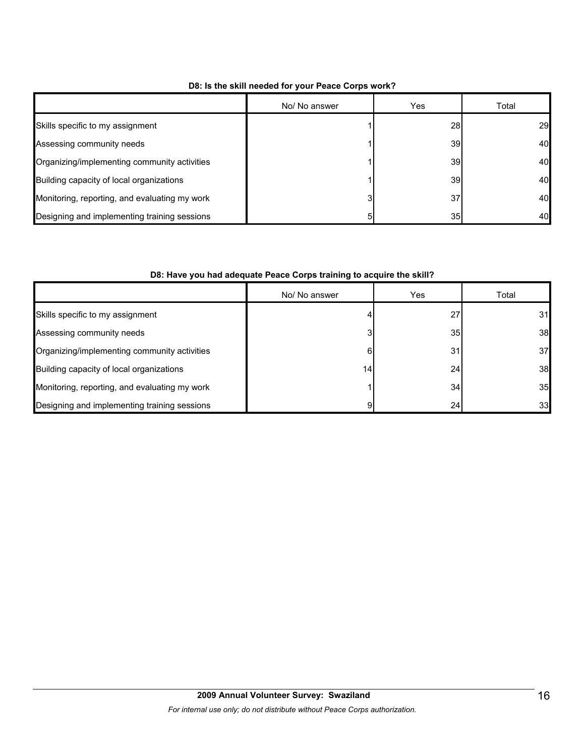**D8: Is the skill needed for your Peace Corps work?**

| | No/ No answer | Yes | Total |
|---|---|---|---|
| Skills specific to my assignment | 1 | 28 | 29 |
| Assessing community needs | 1 | 39 | 40 |
| Organizing/implementing community activities | 1 | 39 | 40 |
| Building capacity of local organizations | 1 | 39 | 40 |
| Monitoring, reporting, and evaluating my work | 3 | 37 | 40 |
| Designing and implementing training sessions | 5 | 35 | 40 |

**D8: Have you had adequate Peace Corps training to acquire the skill?**

| | No/ No answer | Yes | Total |
|---|---|---|---|
| Skills specific to my assignment | 4 | 27 | 31 |
| Assessing community needs | 3 | 35 | 38 |
| Organizing/implementing community activities | 6 | 31 | 37 |
| Building capacity of local organizations | 14 | 24 | 38 |
| Monitoring, reporting, and evaluating my work | 1 | 34 | 35 |
| Designing and implementing training sessions | 9 | 24 | 33 |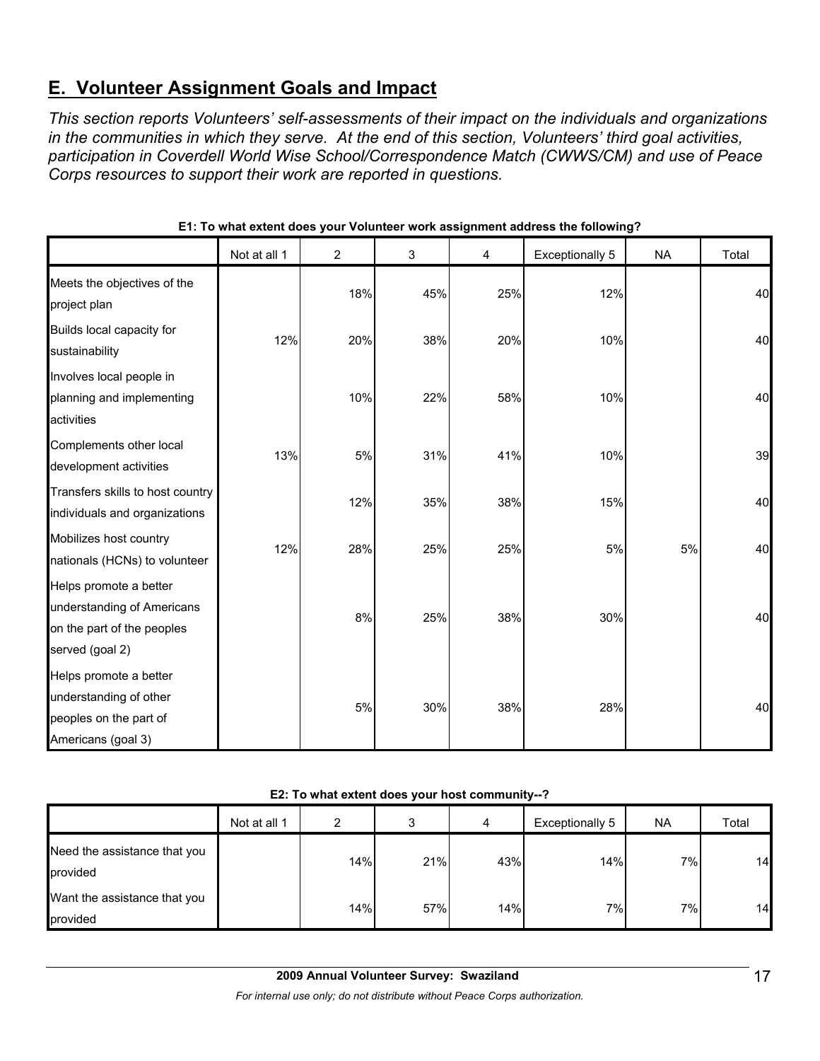## E. Volunteer Assignment Goals and Impact

*This section reports Volunteers' self-assessments of their impact on the individuals and organizations in the communities in which they serve. At the end of this section, Volunteers' third goal activities, participation in Coverdell World Wise School/Correspondence Match (CWWS/CM) and use of Peace Corps resources to support their work are reported in questions.*

**E1: To what extent does your Volunteer work assignment address the following?**

| | Not at all 1 | 2 | 3 | 4 | Exceptionally 5 | NA | Total |
|---|---|---|---|---|---|---|---|
| Meets the objectives of the project plan | | 18% | 45% | 25% | 12% | | 40 |
| Builds local capacity for sustainability | 12% | 20% | 38% | 20% | 10% | | 40 |
| Involves local people in planning and implementing activities | | 10% | 22% | 58% | 10% | | 40 |
| Complements other local development activities | 13% | 5% | 31% | 41% | 10% | | 39 |
| Transfers skills to host country individuals and organizations | | 12% | 35% | 38% | 15% | | 40 |
| Mobilizes host country nationals (HCNs) to volunteer | 12% | 28% | 25% | 25% | 5% | 5% | 40 |
| Helps promote a better understanding of Americans on the part of the peoples served (goal 2) | | 8% | 25% | 38% | 30% | | 40 |
| Helps promote a better understanding of other peoples on the part of Americans (goal 3) | | 5% | 30% | 38% | 28% | | 40 |

**E2: To what extent does your host community--?**

| | Not at all 1 | 2 | 3 | 4 | Exceptionally 5 | NA | Total |
|---|---|---|---|---|---|---|---|
| Need the assistance that you provided | | 14% | 21% | 43% | 14% | 7% | 14 |
| Want the assistance that you provided | | 14% | 57% | 14% | 7% | 7% | 14 |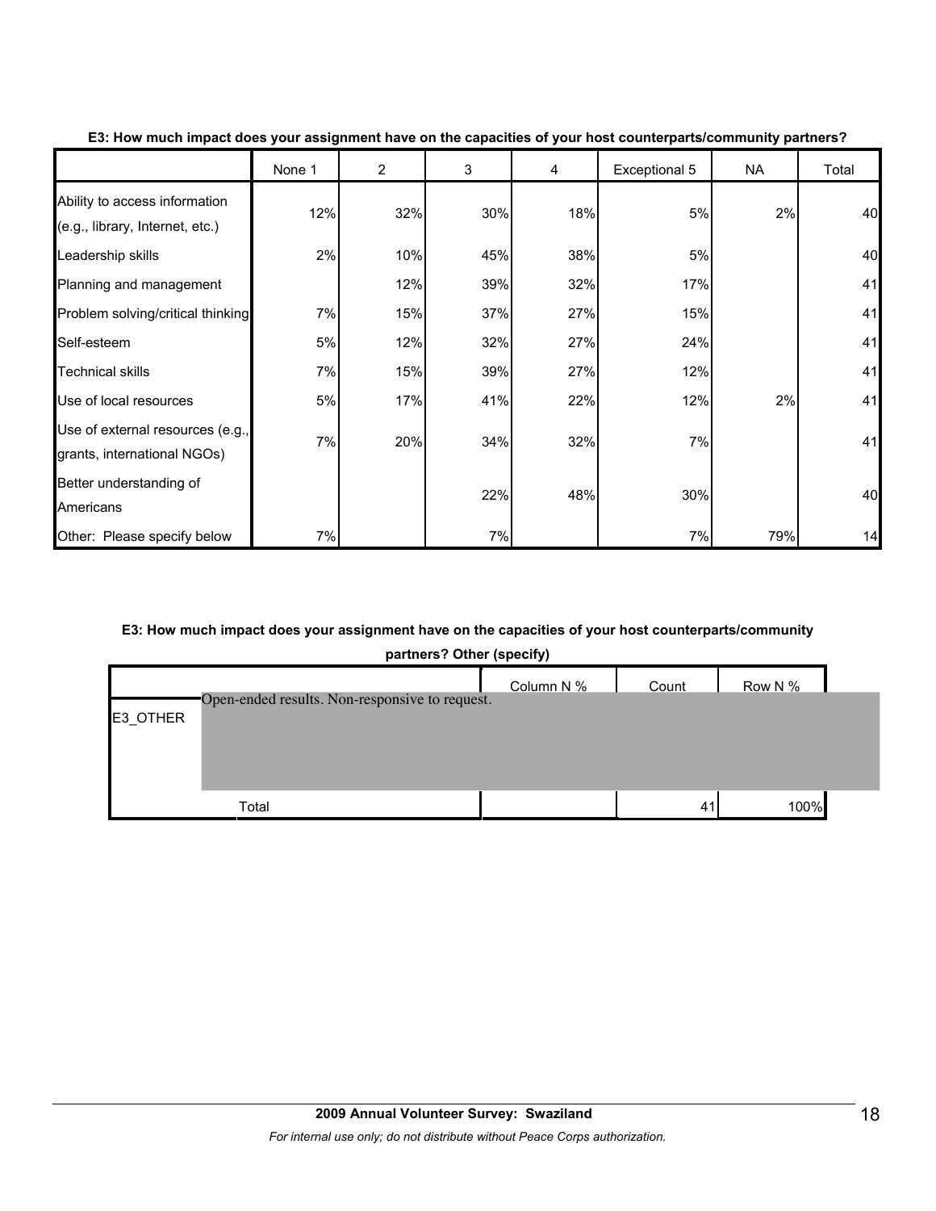**E3: How much impact does your assignment have on the capacities of your host counterparts/community partners?**

| | None 1 | 2 | 3 | 4 | Exceptional 5 | NA | Total |
|---|---|---|---|---|---|---|---|
| Ability to access information (e.g., library, Internet, etc.) | 12% | 32% | 30% | 18% | 5% | 2% | 40 |
| Leadership skills | 2% | 10% | 45% | 38% | 5% | | 40 |
| Planning and management | | 12% | 39% | 32% | 17% | | 41 |
| Problem solving/critical thinking | 7% | 15% | 37% | 27% | 15% | | 41 |
| Self-esteem | 5% | 12% | 32% | 27% | 24% | | 41 |
| Technical skills | 7% | 15% | 39% | 27% | 12% | | 41 |
| Use of local resources | 5% | 17% | 41% | 22% | 12% | 2% | 41 |
| Use of external resources (e.g., grants, international NGOs) | 7% | 20% | 34% | 32% | 7% | | 41 |
| Better understanding of Americans | | | 22% | 48% | 30% | | 40 |
| Other: Please specify below | 7% | | 7% | | 7% | 79% | 14 |

**E3: How much impact does your assignment have on the capacities of your host counterparts/community partners? Other (specify)**

| | | Column N % | Count | Row N % |
|---|---|---|---|---|
| E3_OTHER | Open-ended results. Non-responsive to request. | | | |
| | Total | | 41 | 100% |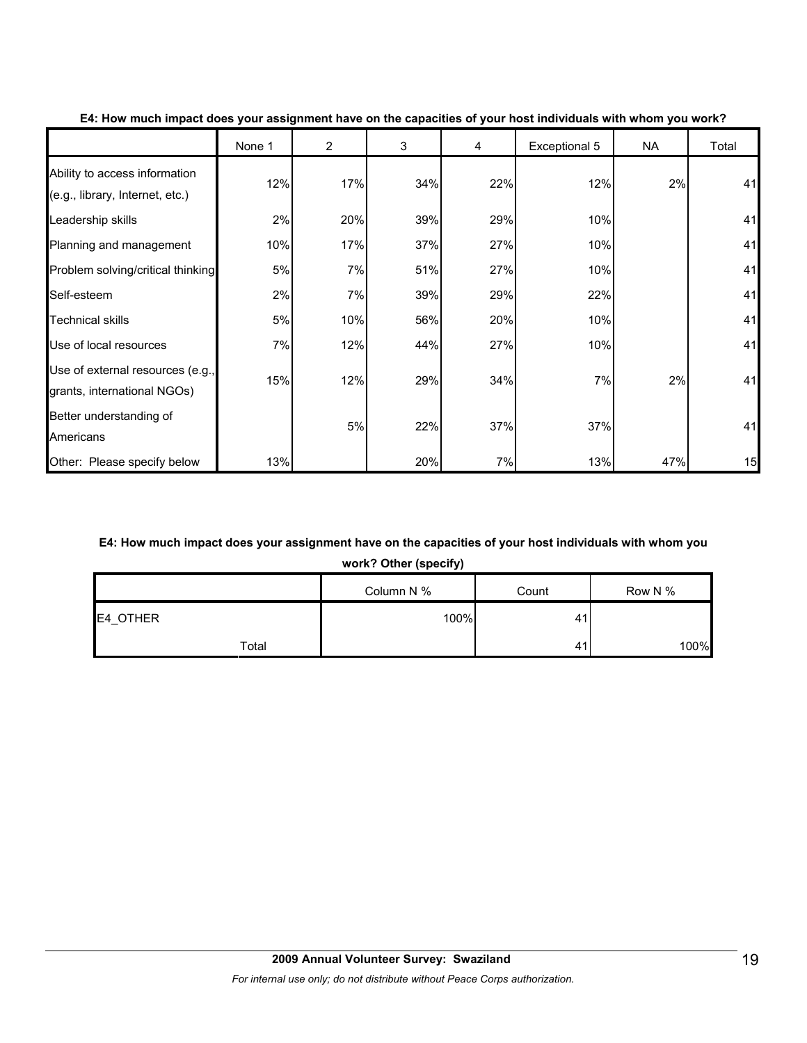**E4: How much impact does your assignment have on the capacities of your host individuals with whom you work?**

| | None 1 | 2 | 3 | 4 | Exceptional 5 | NA | Total |
|---|---|---|---|---|---|---|---|
| Ability to access information (e.g., library, Internet, etc.) | 12% | 17% | 34% | 22% | 12% | 2% | 41 |
| Leadership skills | 2% | 20% | 39% | 29% | 10% | | 41 |
| Planning and management | 10% | 17% | 37% | 27% | 10% | | 41 |
| Problem solving/critical thinking | 5% | 7% | 51% | 27% | 10% | | 41 |
| Self-esteem | 2% | 7% | 39% | 29% | 22% | | 41 |
| Technical skills | 5% | 10% | 56% | 20% | 10% | | 41 |
| Use of local resources | 7% | 12% | 44% | 27% | 10% | | 41 |
| Use of external resources (e.g., grants, international NGOs) | 15% | 12% | 29% | 34% | 7% | 2% | 41 |
| Better understanding of Americans | | 5% | 22% | 37% | 37% | | 41 |
| Other: Please specify below | 13% | | 20% | 7% | 13% | 47% | 15 |

**E4: How much impact does your assignment have on the capacities of your host individuals with whom you work? Other (specify)**

| | | Column N % | Count | Row N % |
|---|---|---|---|---|
| E4_OTHER | | 100% | 41 | |
| | Total | | 41 | 100% |

**2009 Annual Volunteer Survey: Swaziland**

*For internal use only; do not distribute without Peace Corps authorization.*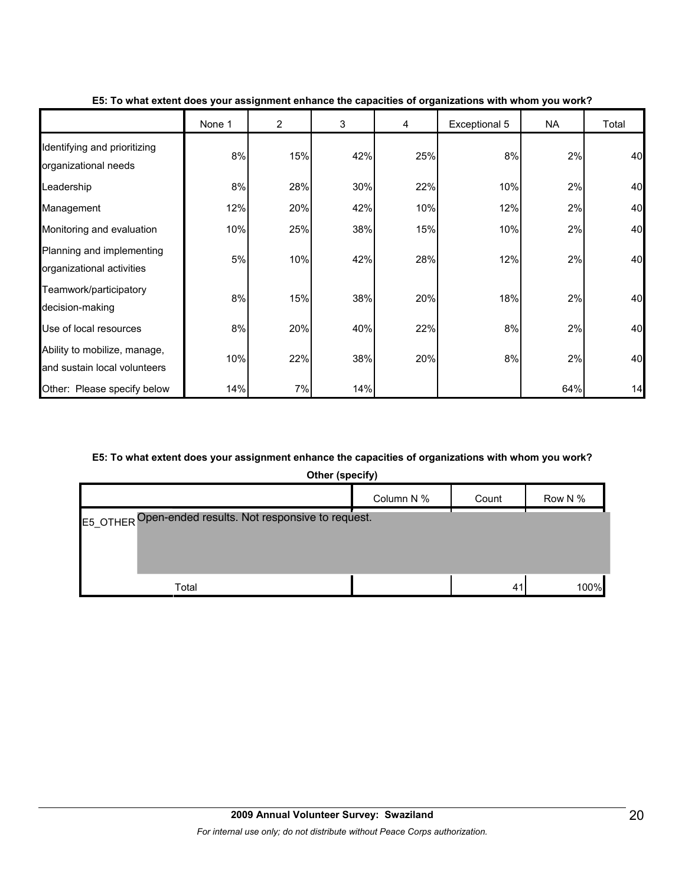**E5: To what extent does your assignment enhance the capacities of organizations with whom you work?**

| | None 1 | 2 | 3 | 4 | Exceptional 5 | NA | Total |
|---|---|---|---|---|---|---|---|
| Identifying and prioritizing organizational needs | 8% | 15% | 42% | 25% | 8% | 2% | 40 |
| Leadership | 8% | 28% | 30% | 22% | 10% | 2% | 40 |
| Management | 12% | 20% | 42% | 10% | 12% | 2% | 40 |
| Monitoring and evaluation | 10% | 25% | 38% | 15% | 10% | 2% | 40 |
| Planning and implementing organizational activities | 5% | 10% | 42% | 28% | 12% | 2% | 40 |
| Teamwork/participatory decision-making | 8% | 15% | 38% | 20% | 18% | 2% | 40 |
| Use of local resources | 8% | 20% | 40% | 22% | 8% | 2% | 40 |
| Ability to mobilize, manage, and sustain local volunteers | 10% | 22% | 38% | 20% | 8% | 2% | 40 |
| Other: Please specify below | 14% | 7% | 14% | | | 64% | 14 |

**E5: To what extent does your assignment enhance the capacities of organizations with whom you work?**

**Other (specify)**

| | | Column N % | Count | Row N % |
|---|---|---|---|---|
| E5_OTHER | Open-ended results. Not responsive to request. | | | |
| | Total | | 41 | 100% |

**2009 Annual Volunteer Survey: Swaziland**

*For internal use only; do not distribute without Peace Corps authorization.*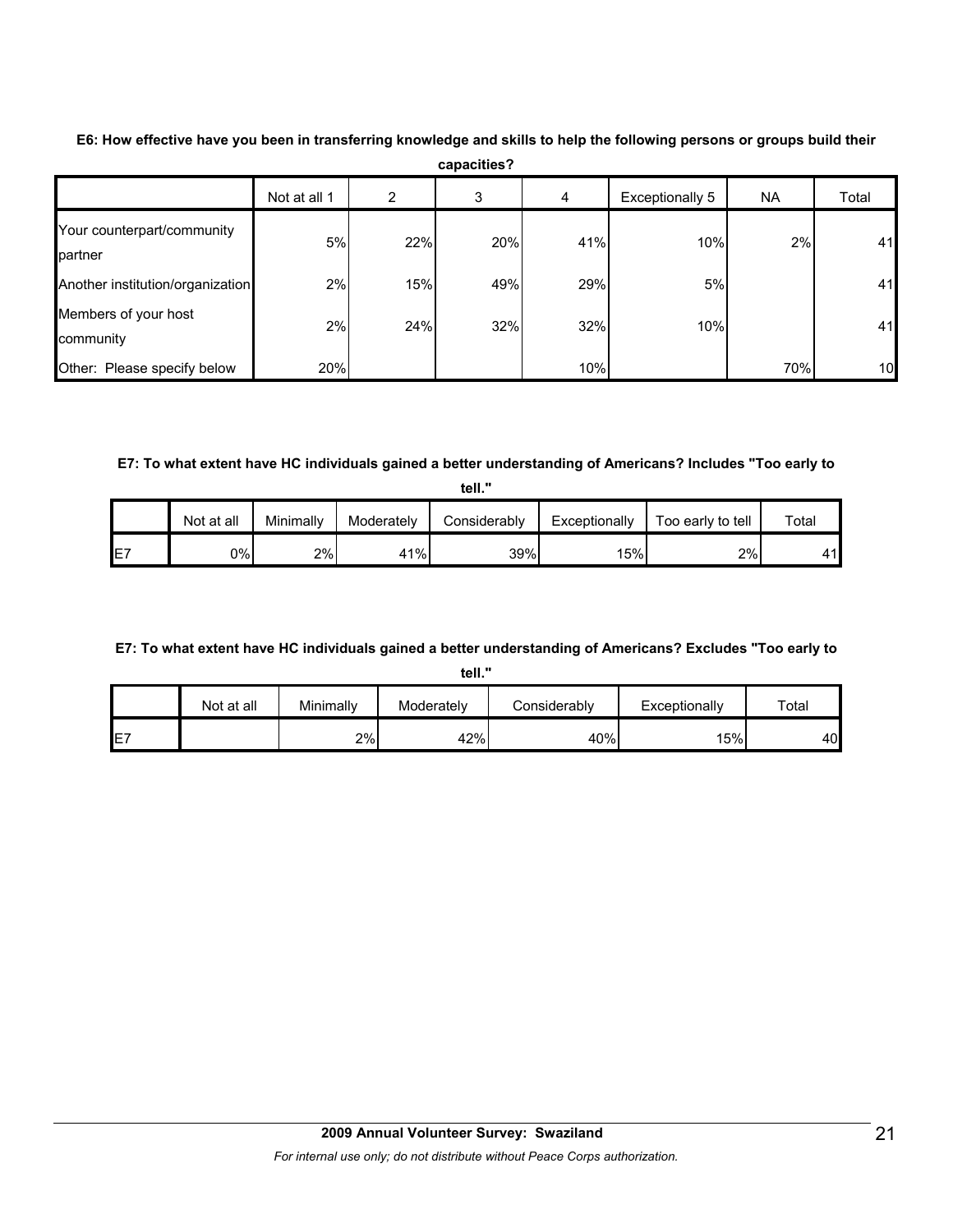**E6: How effective have you been in transferring knowledge and skills to help the following persons or groups build their capacities?**

| | Not at all 1 | 2 | 3 | 4 | Exceptionally 5 | NA | Total |
|---|---|---|---|---|---|---|---|
| Your counterpart/community partner | 5% | 22% | 20% | 41% | 10% | 2% | 41 |
| Another institution/organization | 2% | 15% | 49% | 29% | 5% | | 41 |
| Members of your host community | 2% | 24% | 32% | 32% | 10% | | 41 |
| Other: Please specify below | 20% | | | 10% | | 70% | 10 |

**E7: To what extent have HC individuals gained a better understanding of Americans? Includes "Too early to tell."**

| | Not at all | Minimally | Moderately | Considerably | Exceptionally | Too early to tell | Total |
|---|---|---|---|---|---|---|---|
| E7 | 0% | 2% | 41% | 39% | 15% | 2% | 41 |

**E7: To what extent have HC individuals gained a better understanding of Americans? Excludes "Too early to tell."**

| | Not at all | Minimally | Moderately | Considerably | Exceptionally | Total |
|---|---|---|---|---|---|---|
| E7 | | 2% | 42% | 40% | 15% | 40 |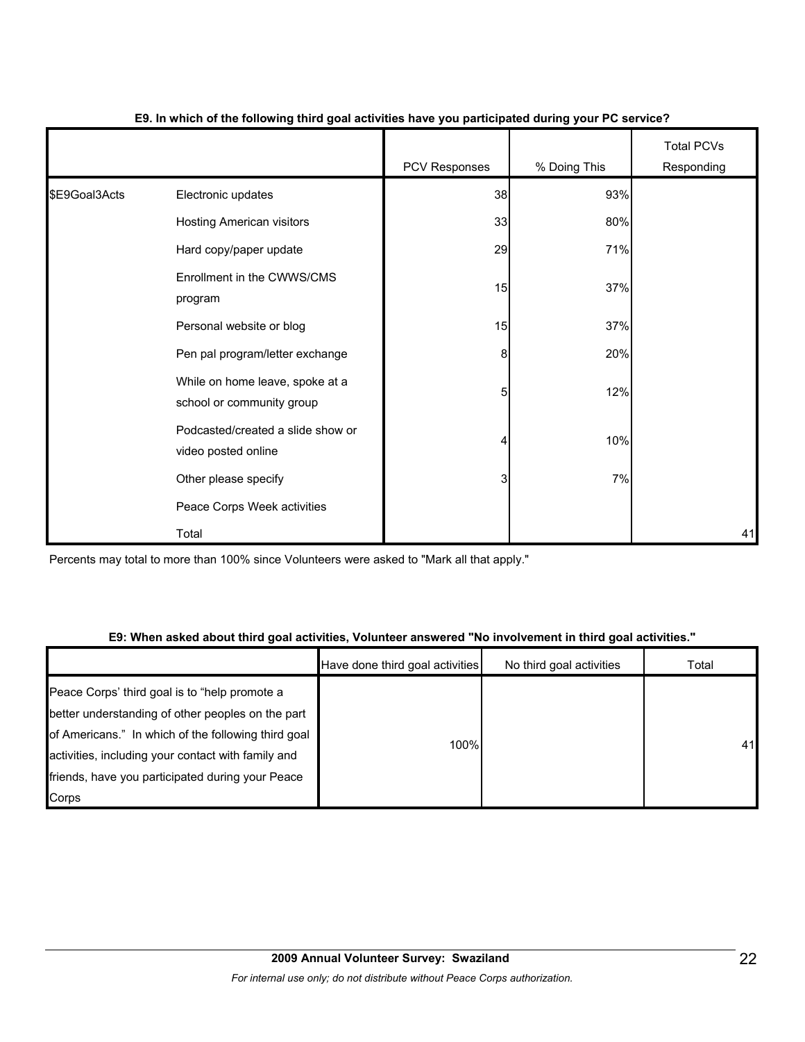**E9. In which of the following third goal activities have you participated during your PC service?**

| | | PCV Responses | % Doing This | Total PCVs Responding |
|---|---|---|---|---|
| $E9Goal3Acts | Electronic updates | 38 | 93% | |
| | Hosting American visitors | 33 | 80% | |
| | Hard copy/paper update | 29 | 71% | |
| | Enrollment in the CWWS/CMS program | 15 | 37% | |
| | Personal website or blog | 15 | 37% | |
| | Pen pal program/letter exchange | 8 | 20% | |
| | While on home leave, spoke at a school or community group | 5 | 12% | |
| | Podcasted/created a slide show or video posted online | 4 | 10% | |
| | Other please specify | 3 | 7% | |
| | Peace Corps Week activities | | | |
| | Total | | | 41 |

Percents may total to more than 100% since Volunteers were asked to "Mark all that apply."

**E9: When asked about third goal activities, Volunteer answered "No involvement in third goal activities."**

| | Have done third goal activities | No third goal activities | Total |
|---|---|---|---|
| Peace Corps' third goal is to "help promote a better understanding of other peoples on the part of Americans." In which of the following third goal activities, including your contact with family and friends, have you participated during your Peace Corps | 100% | | 41 |

**2009 Annual Volunteer Survey: Swaziland**

*For internal use only; do not distribute without Peace Corps authorization.*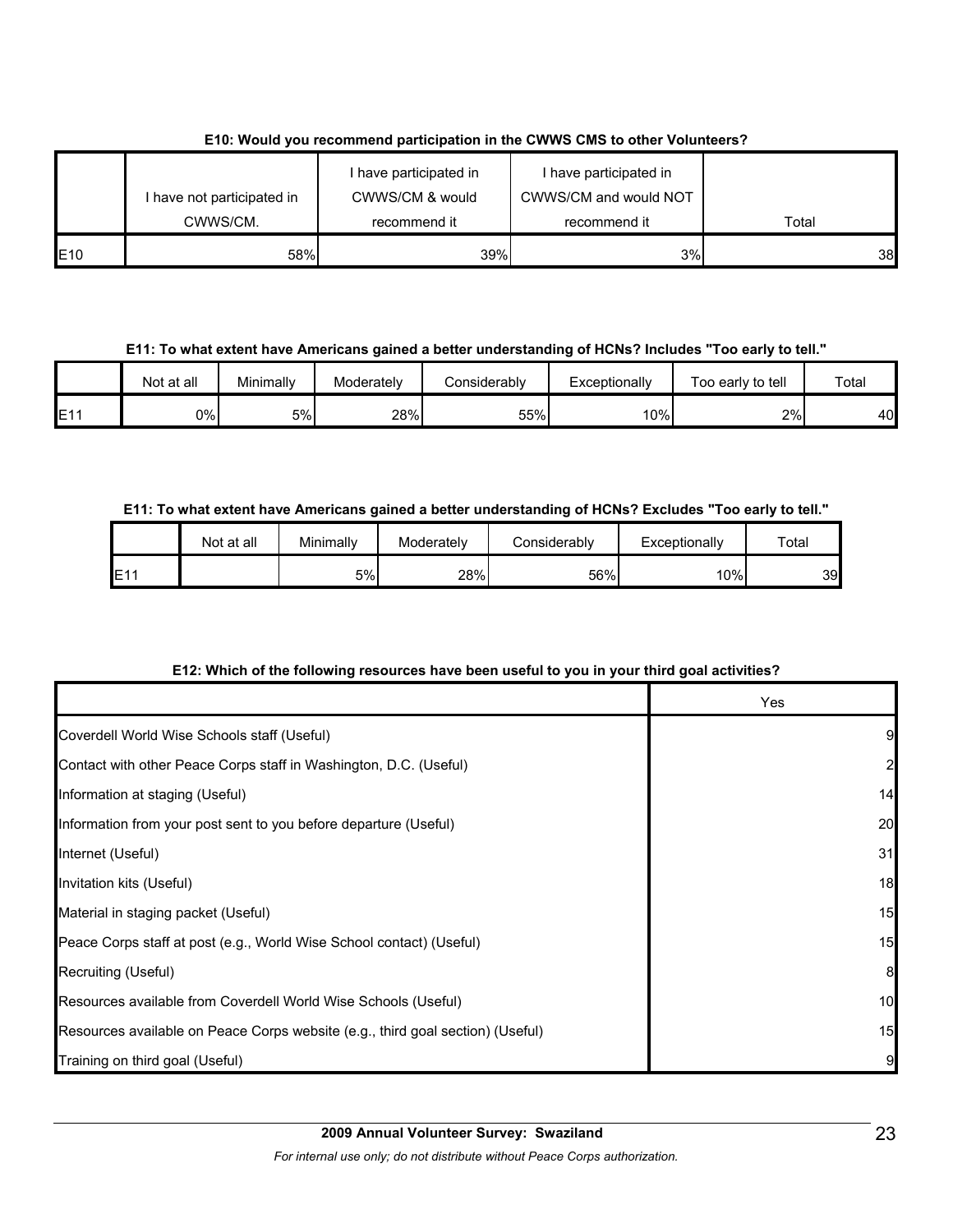**E10: Would you recommend participation in the CWWS CMS to other Volunteers?**

| | I have not participated in CWWS/CM. | I have participated in CWWS/CM & would recommend it | I have participated in CWWS/CM and would NOT recommend it | Total |
|---|---|---|---|---|
| E10 | 58% | 39% | 3% | 38 |

**E11: To what extent have Americans gained a better understanding of HCNs? Includes "Too early to tell."**

| | Not at all | Minimally | Moderately | Considerably | Exceptionally | Too early to tell | Total |
|---|---|---|---|---|---|---|---|
| E11 | 0% | 5% | 28% | 55% | 10% | 2% | 40 |

**E11: To what extent have Americans gained a better understanding of HCNs? Excludes "Too early to tell."**

| | Not at all | Minimally | Moderately | Considerably | Exceptionally | Total |
|---|---|---|---|---|---|---|
| E11 | | 5% | 28% | 56% | 10% | 39 |

**E12: Which of the following resources have been useful to you in your third goal activities?**

| | Yes |
|---|---|
| Coverdell World Wise Schools staff (Useful) | 9 |
| Contact with other Peace Corps staff in Washington, D.C. (Useful) | 2 |
| Information at staging (Useful) | 14 |
| Information from your post sent to you before departure (Useful) | 20 |
| Internet (Useful) | 31 |
| Invitation kits (Useful) | 18 |
| Material in staging packet (Useful) | 15 |
| Peace Corps staff at post (e.g., World Wise School contact) (Useful) | 15 |
| Recruiting (Useful) | 8 |
| Resources available from Coverdell World Wise Schools (Useful) | 10 |
| Resources available on Peace Corps website (e.g., third goal section) (Useful) | 15 |
| Training on third goal (Useful) | 9 |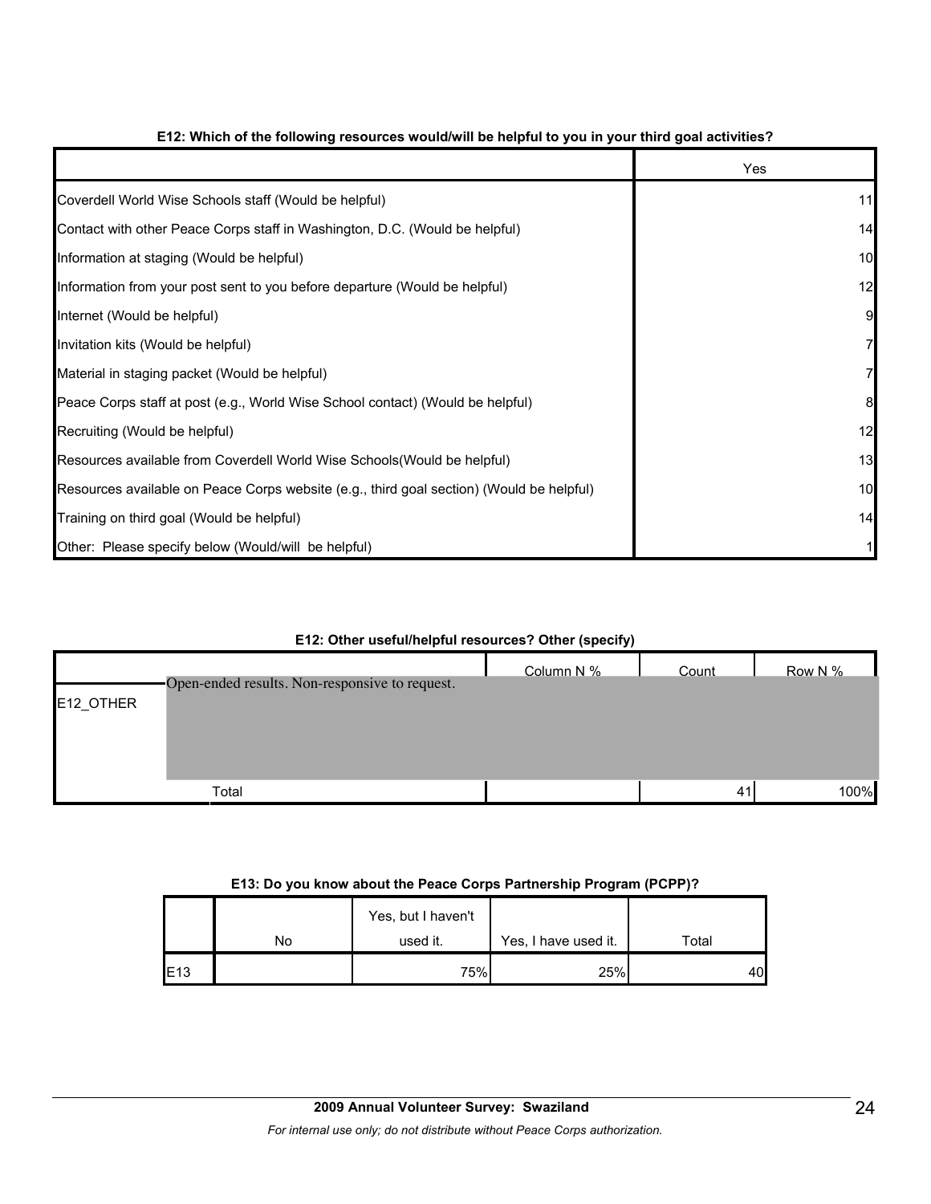**E12: Which of the following resources would/will be helpful to you in your third goal activities?**

| | Yes |
|---|---|
| Coverdell World Wise Schools staff (Would be helpful) | 11 |
| Contact with other Peace Corps staff in Washington, D.C. (Would be helpful) | 14 |
| Information at staging (Would be helpful) | 10 |
| Information from your post sent to you before departure (Would be helpful) | 12 |
| Internet (Would be helpful) | 9 |
| Invitation kits (Would be helpful) | 7 |
| Material in staging packet (Would be helpful) | 7 |
| Peace Corps staff at post (e.g., World Wise School contact) (Would be helpful) | 8 |
| Recruiting (Would be helpful) | 12 |
| Resources available from Coverdell World Wise Schools(Would be helpful) | 13 |
| Resources available on Peace Corps website (e.g., third goal section) (Would be helpful) | 10 |
| Training on third goal (Would be helpful) | 14 |
| Other: Please specify below (Would/will be helpful) | 1 |

**E12: Other useful/helpful resources? Other (specify)**

| | | Column N % | Count | Row N % |
|---|---|---|---|---|
| E12_OTHER | Open-ended results. Non-responsive to request. | | | |
| | Total | | 41 | 100% |

**E13: Do you know about the Peace Corps Partnership Program (PCPP)?**

| | No | Yes, but I haven't used it. | Yes, I have used it. | Total |
|---|---|---|---|---|
| E13 | | 75% | 25% | 40 |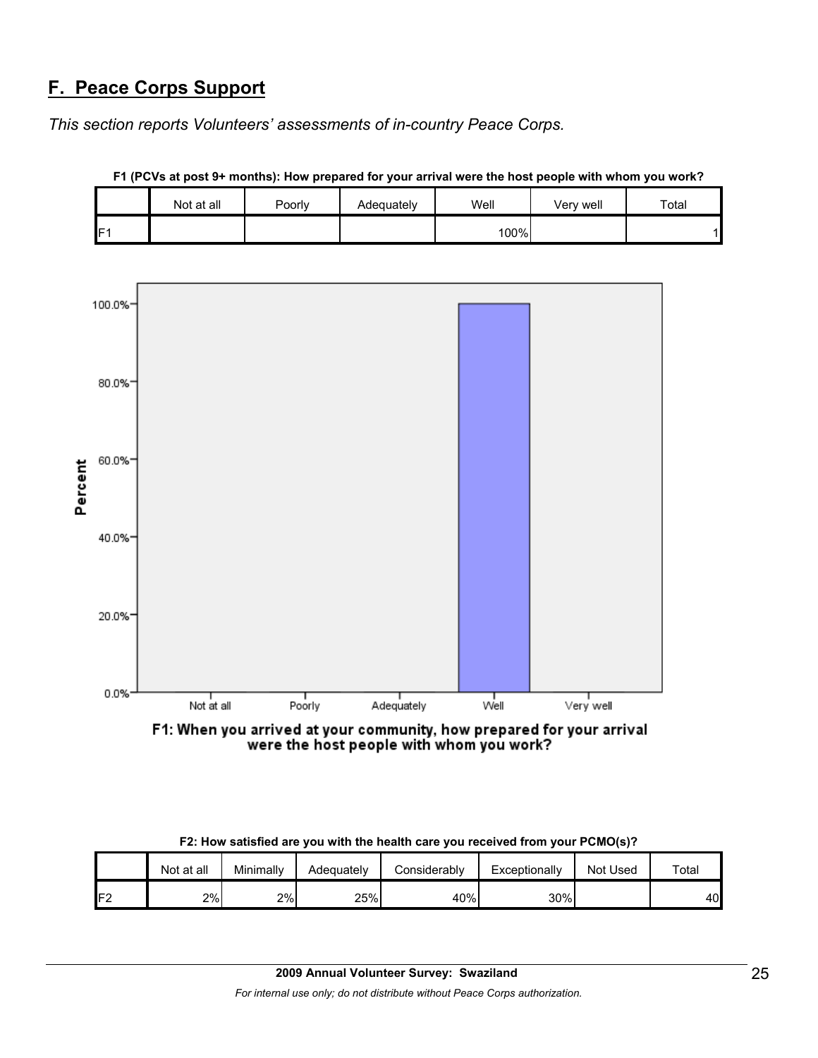## F. Peace Corps Support

*This section reports Volunteers' assessments of in-country Peace Corps.*

**F1 (PCVs at post 9+ months): How prepared for your arrival were the host people with whom you work?**

| | Not at all | Poorly | Adequately | Well | Very well | Total |
|---|---|---|---|---|---|---|
| F1 | | | | 100% | | 1 |

F1: When you arrived at your community, how prepared for your arrival were the host people with whom you work?

**F2: How satisfied are you with the health care you received from your PCMO(s)?**

| | Not at all | Minimally | Adequately | Considerably | Exceptionally | Not Used | Total |
|---|---|---|---|---|---|---|---|
| F2 | 2% | 2% | 25% | 40% | 30% | | 40 |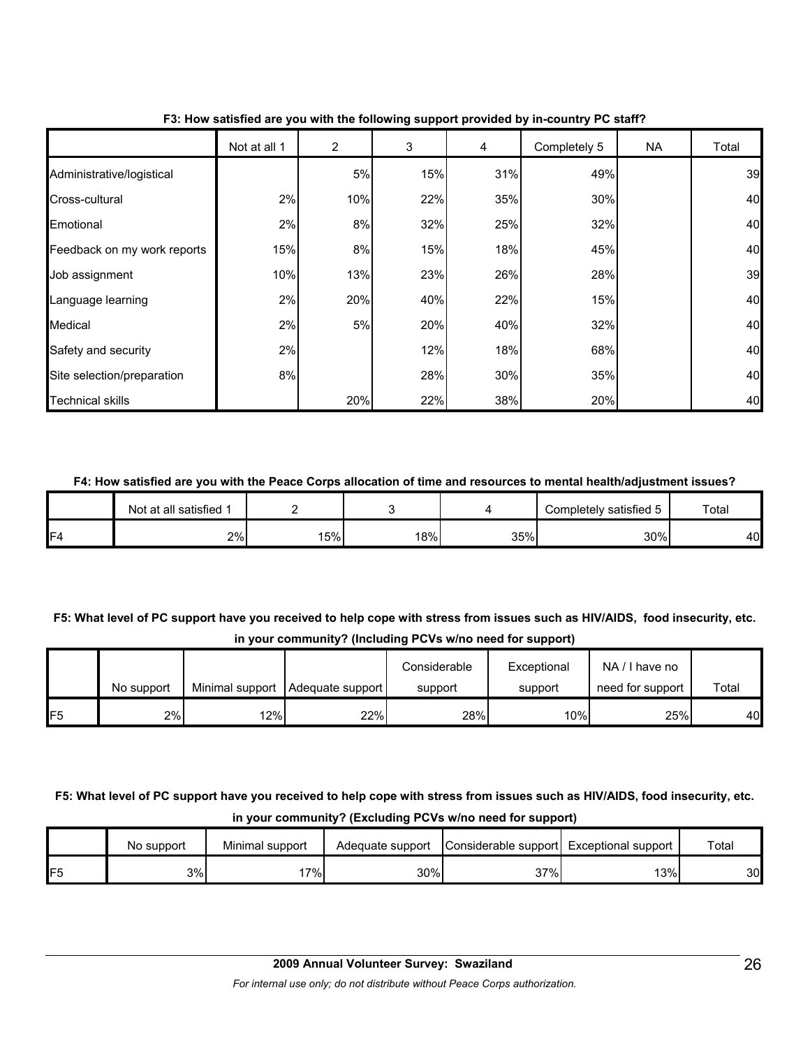**F3: How satisfied are you with the following support provided by in-country PC staff?**

| | Not at all 1 | 2 | 3 | 4 | Completely 5 | NA | Total |
|---|---|---|---|---|---|---|---|
| Administrative/logistical | | 5% | 15% | 31% | 49% | | 39 |
| Cross-cultural | 2% | 10% | 22% | 35% | 30% | | 40 |
| Emotional | 2% | 8% | 32% | 25% | 32% | | 40 |
| Feedback on my work reports | 15% | 8% | 15% | 18% | 45% | | 40 |
| Job assignment | 10% | 13% | 23% | 26% | 28% | | 39 |
| Language learning | 2% | 20% | 40% | 22% | 15% | | 40 |
| Medical | 2% | 5% | 20% | 40% | 32% | | 40 |
| Safety and security | 2% | | 12% | 18% | 68% | | 40 |
| Site selection/preparation | 8% | | 28% | 30% | 35% | | 40 |
| Technical skills | | 20% | 22% | 38% | 20% | | 40 |

**F4: How satisfied are you with the Peace Corps allocation of time and resources to mental health/adjustment issues?**

| | Not at all satisfied 1 | 2 | 3 | 4 | Completely satisfied 5 | Total |
|---|---|---|---|---|---|---|
| F4 | 2% | 15% | 18% | 35% | 30% | 40 |

**F5: What level of PC support have you received to help cope with stress from issues such as HIV/AIDS, food insecurity, etc. in your community? (Including PCVs w/no need for support)**

| | No support | Minimal support | Adequate support | Considerable support | Exceptional support | NA / I have no need for support | Total |
|---|---|---|---|---|---|---|---|
| F5 | 2% | 12% | 22% | 28% | 10% | 25% | 40 |

**F5: What level of PC support have you received to help cope with stress from issues such as HIV/AIDS, food insecurity, etc. in your community? (Excluding PCVs w/no need for support)**

| | No support | Minimal support | Adequate support | Considerable support | Exceptional support | Total |
|---|---|---|---|---|---|---|
| F5 | 3% | 17% | 30% | 37% | 13% | 30 |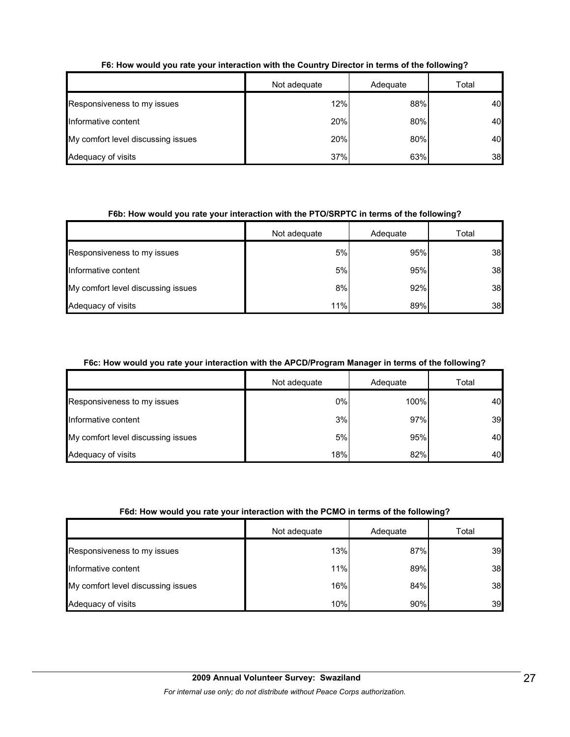**F6: How would you rate your interaction with the Country Director in terms of the following?**

| | Not adequate | Adequate | Total |
|---|---|---|---|
| Responsiveness to my issues | 12% | 88% | 40 |
| Informative content | 20% | 80% | 40 |
| My comfort level discussing issues | 20% | 80% | 40 |
| Adequacy of visits | 37% | 63% | 38 |

**F6b: How would you rate your interaction with the PTO/SRPTC in terms of the following?**

| | Not adequate | Adequate | Total |
|---|---|---|---|
| Responsiveness to my issues | 5% | 95% | 38 |
| Informative content | 5% | 95% | 38 |
| My comfort level discussing issues | 8% | 92% | 38 |
| Adequacy of visits | 11% | 89% | 38 |

**F6c: How would you rate your interaction with the APCD/Program Manager in terms of the following?**

| | Not adequate | Adequate | Total |
|---|---|---|---|
| Responsiveness to my issues | 0% | 100% | 40 |
| Informative content | 3% | 97% | 39 |
| My comfort level discussing issues | 5% | 95% | 40 |
| Adequacy of visits | 18% | 82% | 40 |

**F6d: How would you rate your interaction with the PCMO in terms of the following?**

| | Not adequate | Adequate | Total |
|---|---|---|---|
| Responsiveness to my issues | 13% | 87% | 39 |
| Informative content | 11% | 89% | 38 |
| My comfort level discussing issues | 16% | 84% | 38 |
| Adequacy of visits | 10% | 90% | 39 |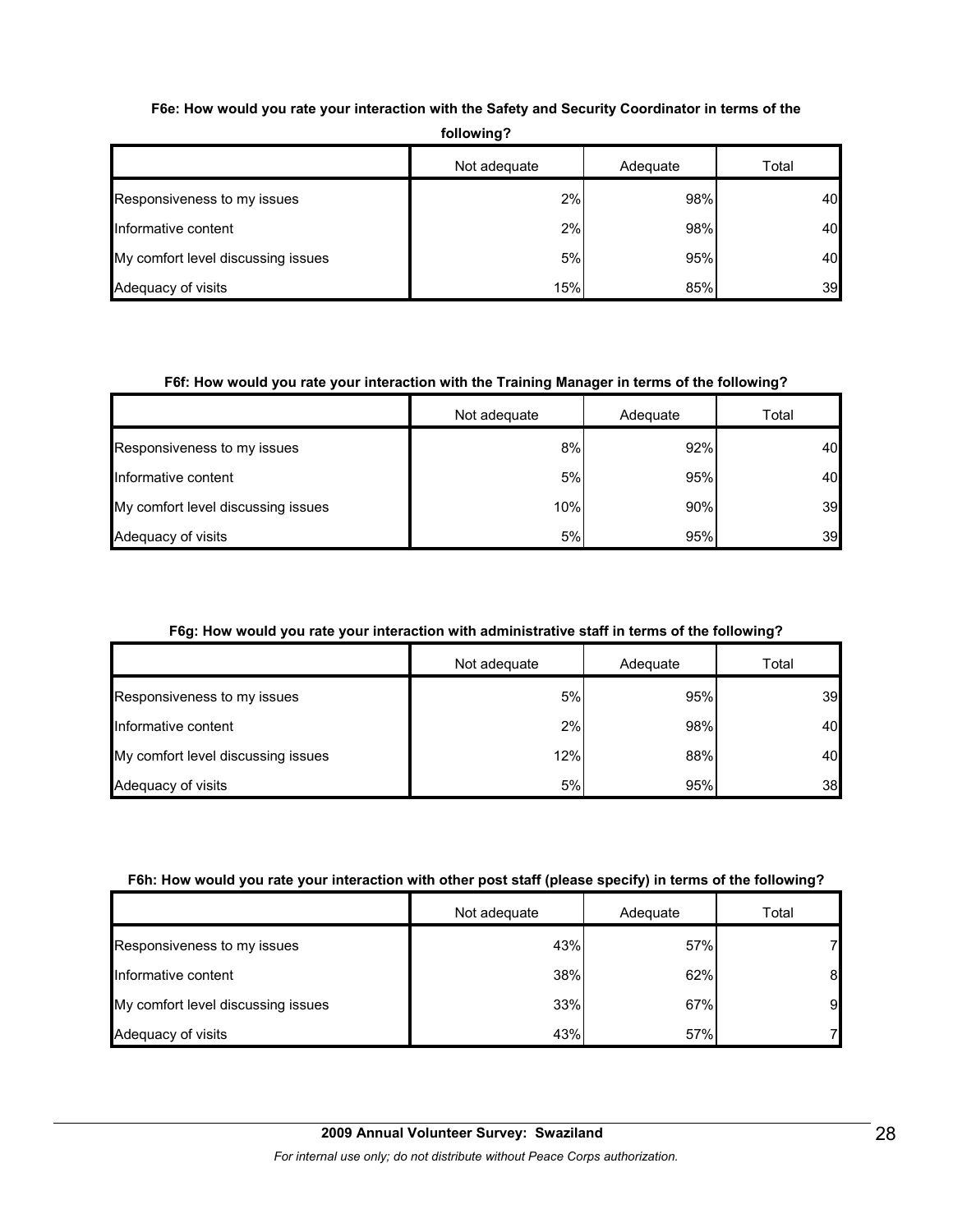**F6e: How would you rate your interaction with the Safety and Security Coordinator in terms of the following?**

| | Not adequate | Adequate | Total |
|---|---|---|---|
| Responsiveness to my issues | 2% | 98% | 40 |
| Informative content | 2% | 98% | 40 |
| My comfort level discussing issues | 5% | 95% | 40 |
| Adequacy of visits | 15% | 85% | 39 |

**F6f: How would you rate your interaction with the Training Manager in terms of the following?**

| | Not adequate | Adequate | Total |
|---|---|---|---|
| Responsiveness to my issues | 8% | 92% | 40 |
| Informative content | 5% | 95% | 40 |
| My comfort level discussing issues | 10% | 90% | 39 |
| Adequacy of visits | 5% | 95% | 39 |

**F6g: How would you rate your interaction with administrative staff in terms of the following?**

| | Not adequate | Adequate | Total |
|---|---|---|---|
| Responsiveness to my issues | 5% | 95% | 39 |
| Informative content | 2% | 98% | 40 |
| My comfort level discussing issues | 12% | 88% | 40 |
| Adequacy of visits | 5% | 95% | 38 |

**F6h: How would you rate your interaction with other post staff (please specify) in terms of the following?**

| | Not adequate | Adequate | Total |
|---|---|---|---|
| Responsiveness to my issues | 43% | 57% | 7 |
| Informative content | 38% | 62% | 8 |
| My comfort level discussing issues | 33% | 67% | 9 |
| Adequacy of visits | 43% | 57% | 7 |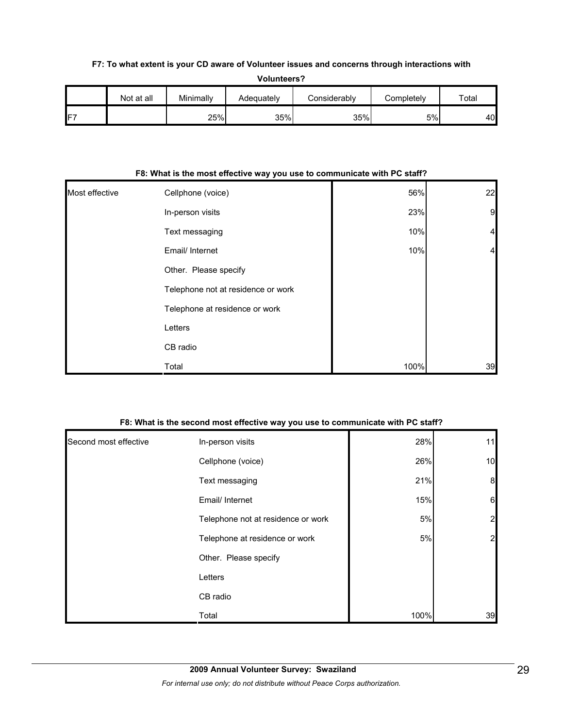**F7: To what extent is your CD aware of Volunteer issues and concerns through interactions with Volunteers?**

| | Not at all | Minimally | Adequately | Considerably | Completely | Total |
|---|---|---|---|---|---|---|
| F7 | | 25% | 35% | 35% | 5% | 40 |

**F8: What is the most effective way you use to communicate with PC staff?**

| | | | |
|---|---|---|---|
| Most effective | Cellphone (voice) | 56% | 22 |
| | In-person visits | 23% | 9 |
| | Text messaging | 10% | 4 |
| | Email/ Internet | 10% | 4 |
| | Other. Please specify | | |
| | Telephone not at residence or work | | |
| | Telephone at residence or work | | |
| | Letters | | |
| | CB radio | | |
| | Total | 100% | 39 |

**F8: What is the second most effective way you use to communicate with PC staff?**

| | | | |
|---|---|---|---|
| Second most effective | In-person visits | 28% | 11 |
| | Cellphone (voice) | 26% | 10 |
| | Text messaging | 21% | 8 |
| | Email/ Internet | 15% | 6 |
| | Telephone not at residence or work | 5% | 2 |
| | Telephone at residence or work | 5% | 2 |
| | Other. Please specify | | |
| | Letters | | |
| | CB radio | | |
| | Total | 100% | 39 |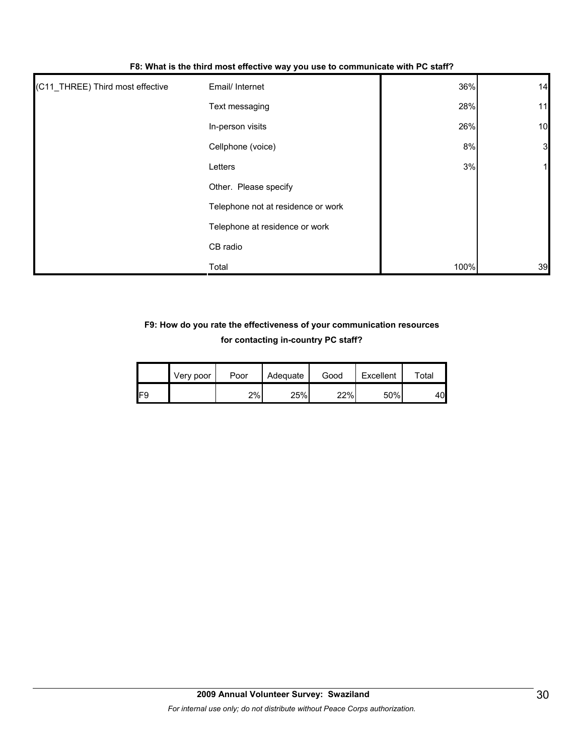### F8: What is the third most effective way you use to communicate with PC staff?

| | | | |
|---|---|---|---|
| (C11_THREE) Third most effective | Email/ Internet | 36% | 14 |
| | Text messaging | 28% | 11 |
| | In-person visits | 26% | 10 |
| | Cellphone (voice) | 8% | 3 |
| | Letters | 3% | 1 |
| | Other. Please specify | | |
| | Telephone not at residence or work | | |
| | Telephone at residence or work | | |
| | CB radio | | |
| | Total | 100% | 39 |

### F9: How do you rate the effectiveness of your communication resources for contacting in-country PC staff?

| | Very poor | Poor | Adequate | Good | Excellent | Total |
|---|---|---|---|---|---|---|
| F9 | | 2% | 25% | 22% | 50% | 40 |

**2009 Annual Volunteer Survey: Swaziland**

*For internal use only; do not distribute without Peace Corps authorization.*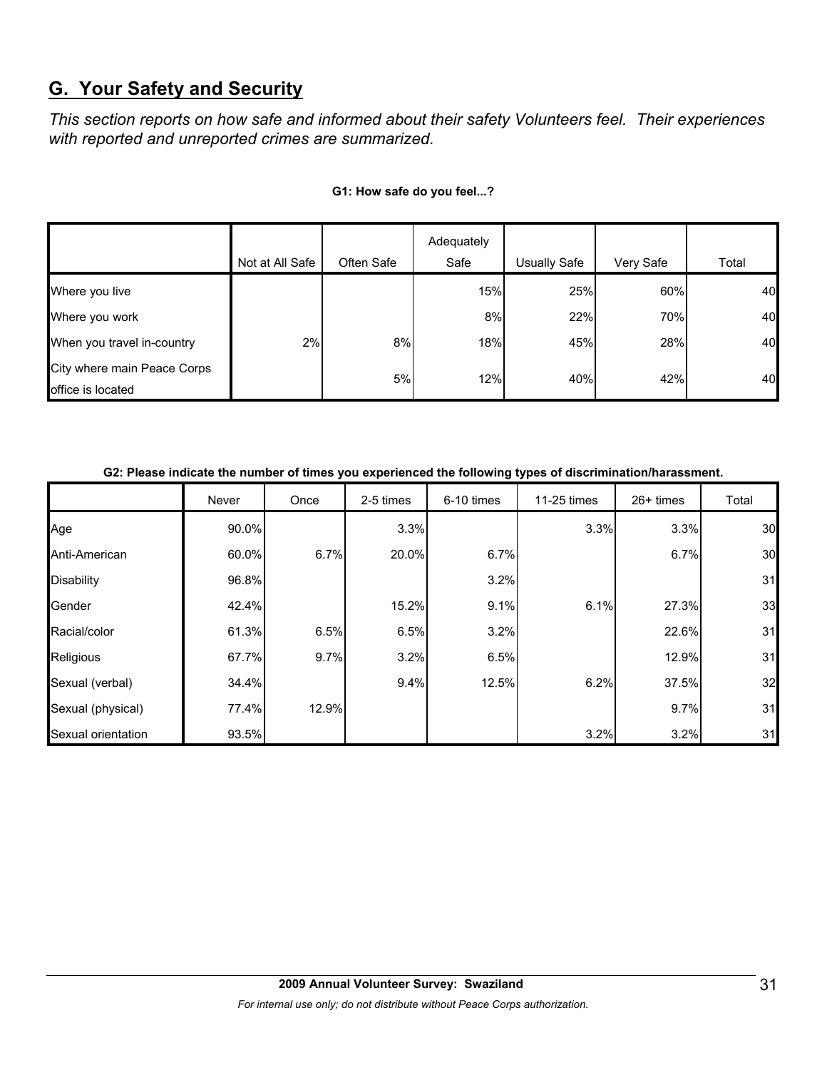## G. Your Safety and Security

*This section reports on how safe and informed about their safety Volunteers feel. Their experiences with reported and unreported crimes are summarized.*

**G1: How safe do you feel...?**

| | Not at All Safe | Often Safe | Adequately Safe | Usually Safe | Very Safe | Total |
|---|---|---|---|---|---|---|
| Where you live | | | 15% | 25% | 60% | 40 |
| Where you work | | | 8% | 22% | 70% | 40 |
| When you travel in-country | 2% | 8% | 18% | 45% | 28% | 40 |
| City where main Peace Corps office is located | | 5% | 12% | 40% | 42% | 40 |

**G2: Please indicate the number of times you experienced the following types of discrimination/harassment.**

| | Never | Once | 2-5 times | 6-10 times | 11-25 times | 26+ times | Total |
|---|---|---|---|---|---|---|---|
| Age | 90.0% | | 3.3% | | 3.3% | 3.3% | 30 |
| Anti-American | 60.0% | 6.7% | 20.0% | 6.7% | | 6.7% | 30 |
| Disability | 96.8% | | | 3.2% | | | 31 |
| Gender | 42.4% | | 15.2% | 9.1% | 6.1% | 27.3% | 33 |
| Racial/color | 61.3% | 6.5% | 6.5% | 3.2% | | 22.6% | 31 |
| Religious | 67.7% | 9.7% | 3.2% | 6.5% | | 12.9% | 31 |
| Sexual (verbal) | 34.4% | | 9.4% | 12.5% | 6.2% | 37.5% | 32 |
| Sexual (physical) | 77.4% | 12.9% | | | | 9.7% | 31 |
| Sexual orientation | 93.5% | | | | 3.2% | 3.2% | 31 |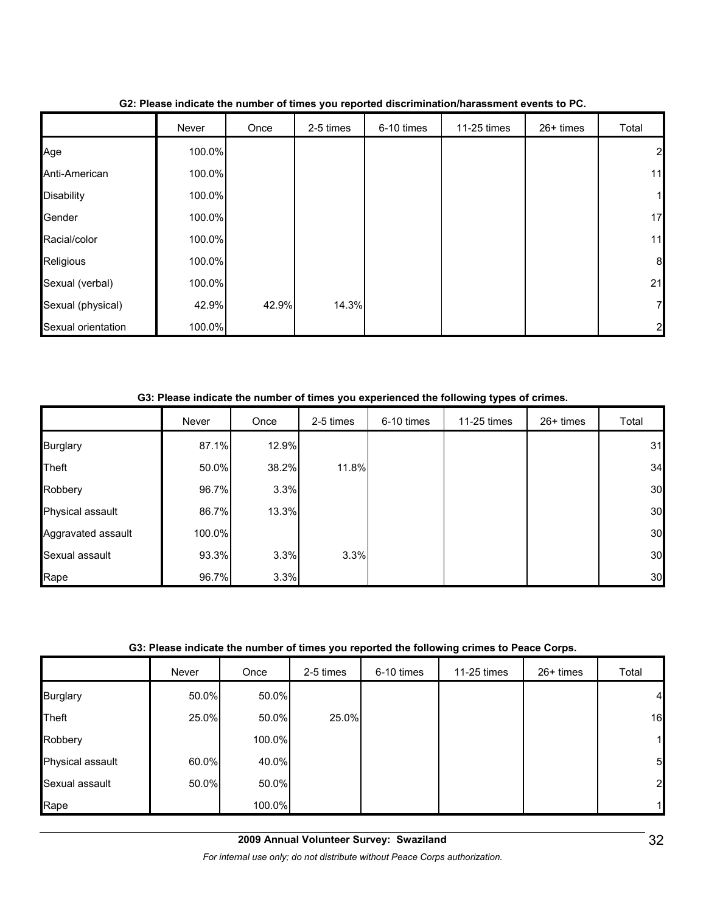**G2: Please indicate the number of times you reported discrimination/harassment events to PC.**

| | Never | Once | 2-5 times | 6-10 times | 11-25 times | 26+ times | Total |
|---|---|---|---|---|---|---|---|
| Age | 100.0% | | | | | | 2 |
| Anti-American | 100.0% | | | | | | 11 |
| Disability | 100.0% | | | | | | 1 |
| Gender | 100.0% | | | | | | 17 |
| Racial/color | 100.0% | | | | | | 11 |
| Religious | 100.0% | | | | | | 8 |
| Sexual (verbal) | 100.0% | | | | | | 21 |
| Sexual (physical) | 42.9% | 42.9% | 14.3% | | | | 7 |
| Sexual orientation | 100.0% | | | | | | 2 |

**G3: Please indicate the number of times you experienced the following types of crimes.**

| | Never | Once | 2-5 times | 6-10 times | 11-25 times | 26+ times | Total |
|---|---|---|---|---|---|---|---|
| Burglary | 87.1% | 12.9% | | | | | 31 |
| Theft | 50.0% | 38.2% | 11.8% | | | | 34 |
| Robbery | 96.7% | 3.3% | | | | | 30 |
| Physical assault | 86.7% | 13.3% | | | | | 30 |
| Aggravated assault | 100.0% | | | | | | 30 |
| Sexual assault | 93.3% | 3.3% | 3.3% | | | | 30 |
| Rape | 96.7% | 3.3% | | | | | 30 |

**G3: Please indicate the number of times you reported the following crimes to Peace Corps.**

| | Never | Once | 2-5 times | 6-10 times | 11-25 times | 26+ times | Total |
|---|---|---|---|---|---|---|---|
| Burglary | 50.0% | 50.0% | | | | | 4 |
| Theft | 25.0% | 50.0% | 25.0% | | | | 16 |
| Robbery | | 100.0% | | | | | 1 |
| Physical assault | 60.0% | 40.0% | | | | | 5 |
| Sexual assault | 50.0% | 50.0% | | | | | 2 |
| Rape | | 100.0% | | | | | 1 |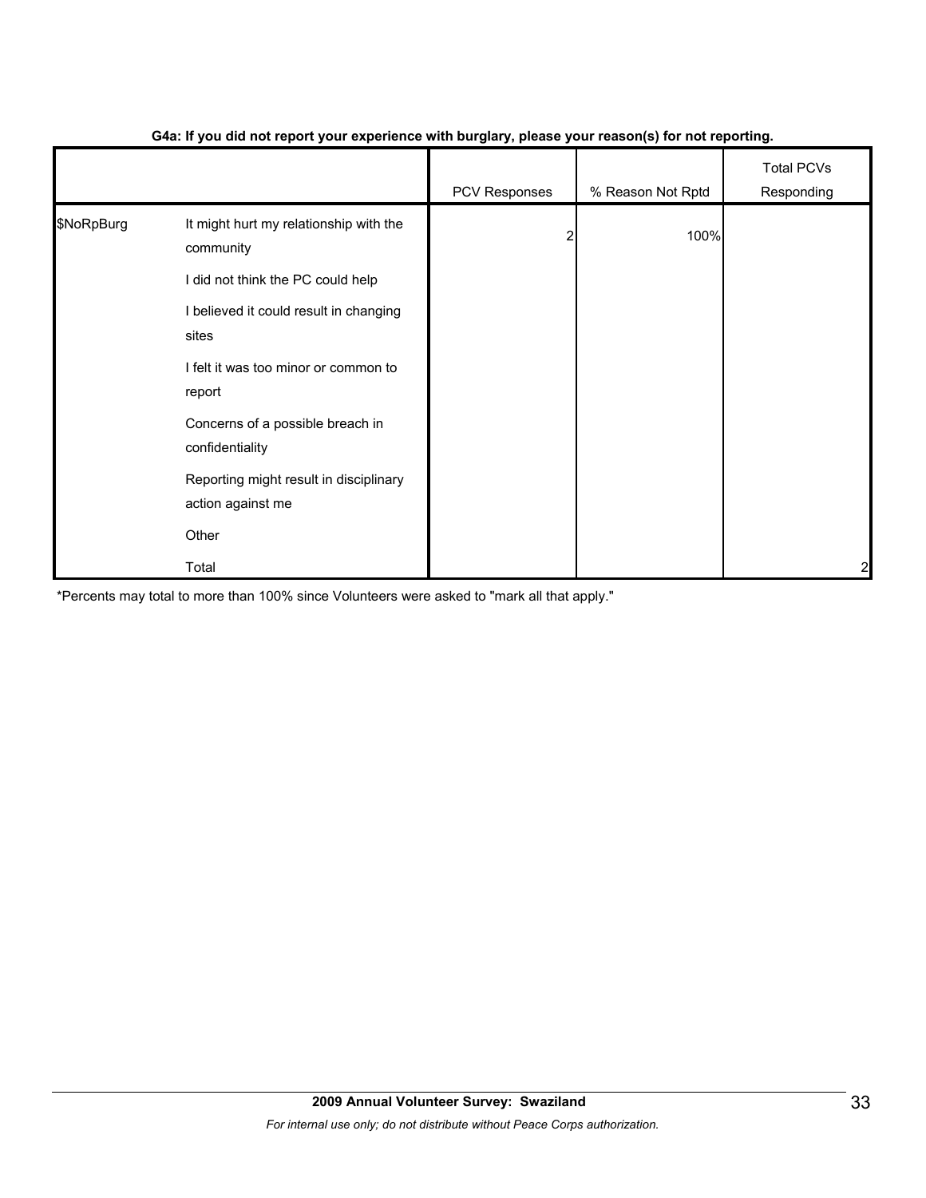**G4a: If you did not report your experience with burglary, please your reason(s) for not reporting.**

| | | PCV Responses | % Reason Not Rptd | Total PCVs Responding |
|---|---|---|---|---|
| $NoRpBurg | It might hurt my relationship with the community | 2 | 100% | |
| | I did not think the PC could help | | | |
| | I believed it could result in changing sites | | | |
| | I felt it was too minor or common to report | | | |
| | Concerns of a possible breach in confidentiality | | | |
| | Reporting might result in disciplinary action against me | | | |
| | Other | | | |
| | Total | | | 2 |

*Percents may total to more than 100% since Volunteers were asked to "mark all that apply."

**2009 Annual Volunteer Survey: Swaziland**

*For internal use only; do not distribute without Peace Corps authorization.*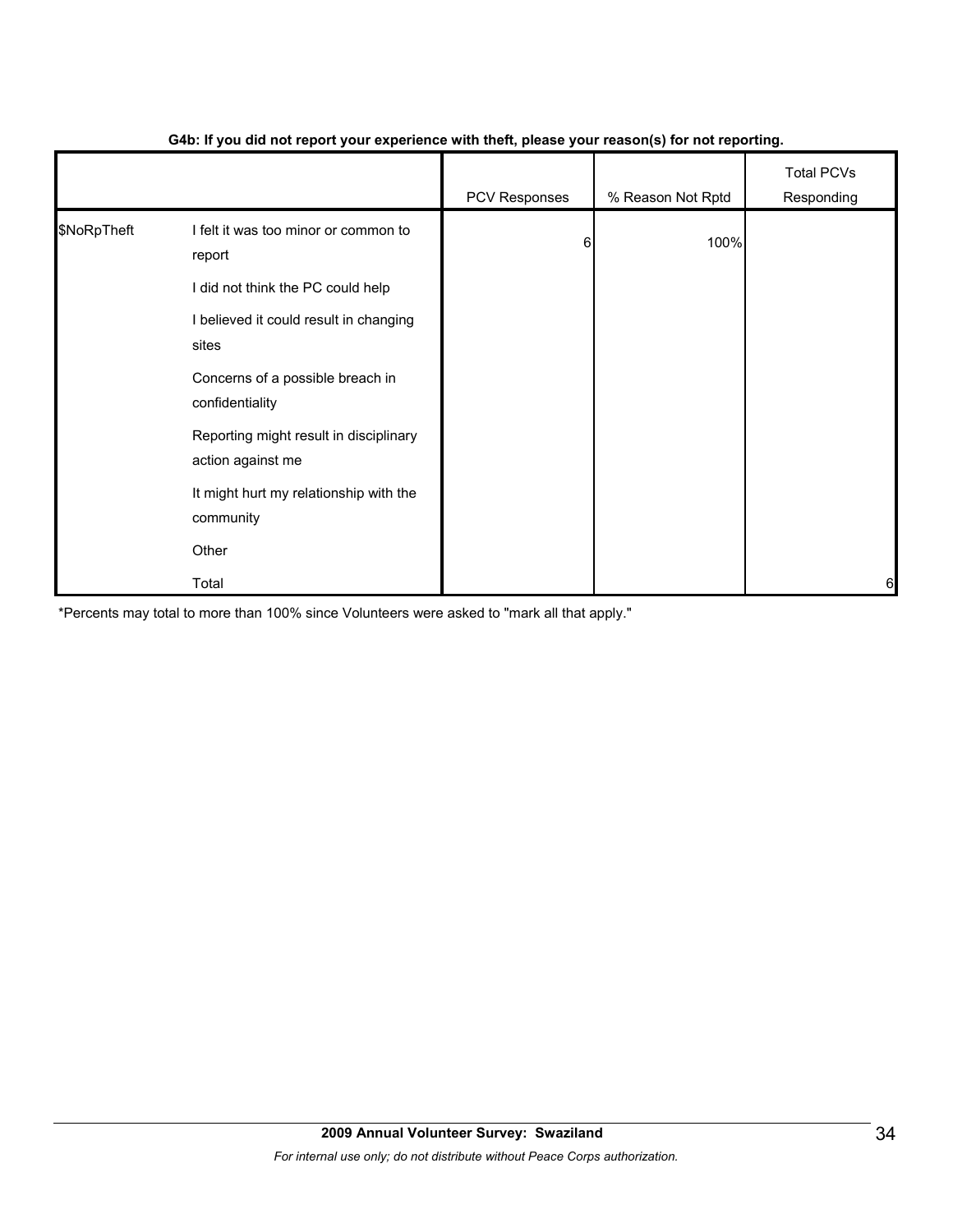**G4b: If you did not report your experience with theft, please your reason(s) for not reporting.**

| | | PCV Responses | % Reason Not Rptd | Total PCVs Responding |
|---|---|---|---|---|
| $NoRpTheft | I felt it was too minor or common to report | 6 | 100% | |
| | I did not think the PC could help | | | |
| | I believed it could result in changing sites | | | |
| | Concerns of a possible breach in confidentiality | | | |
| | Reporting might result in disciplinary action against me | | | |
| | It might hurt my relationship with the community | | | |
| | Other | | | |
| | Total | | | 6 |

*Percents may total to more than 100% since Volunteers were asked to "mark all that apply."

**2009 Annual Volunteer Survey: Swaziland**

*For internal use only; do not distribute without Peace Corps authorization.*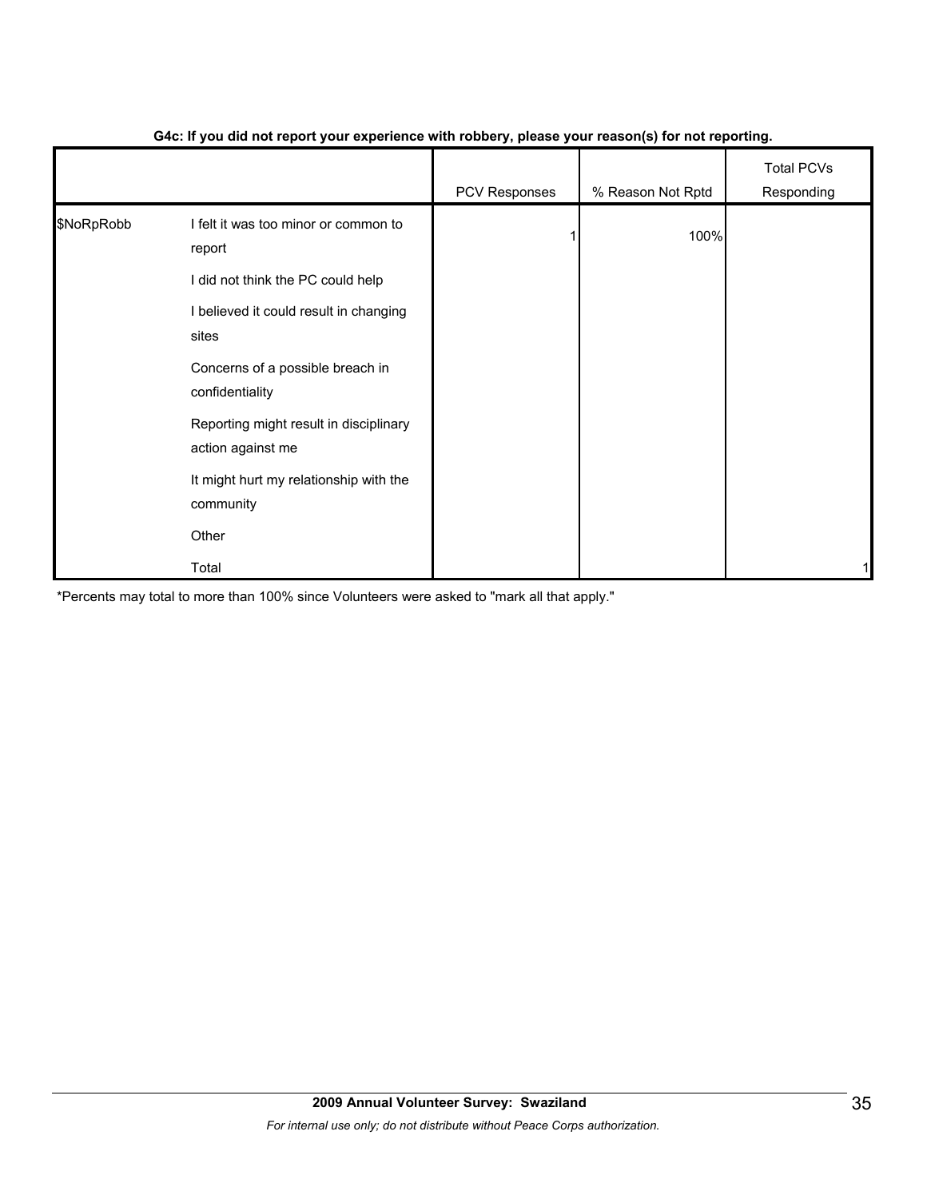**G4c: If you did not report your experience with robbery, please your reason(s) for not reporting.**

| | | PCV Responses | % Reason Not Rptd | Total PCVs Responding |
|---|---|---|---|---|
| $NoRpRobb | I felt it was too minor or common to report | 1 | 100% | |
| | I did not think the PC could help | | | |
| | I believed it could result in changing sites | | | |
| | Concerns of a possible breach in confidentiality | | | |
| | Reporting might result in disciplinary action against me | | | |
| | It might hurt my relationship with the community | | | |
| | Other | | | |
| | Total | | | 1 |

*Percents may total to more than 100% since Volunteers were asked to "mark all that apply."

**2009 Annual Volunteer Survey: Swaziland**

*For internal use only; do not distribute without Peace Corps authorization.*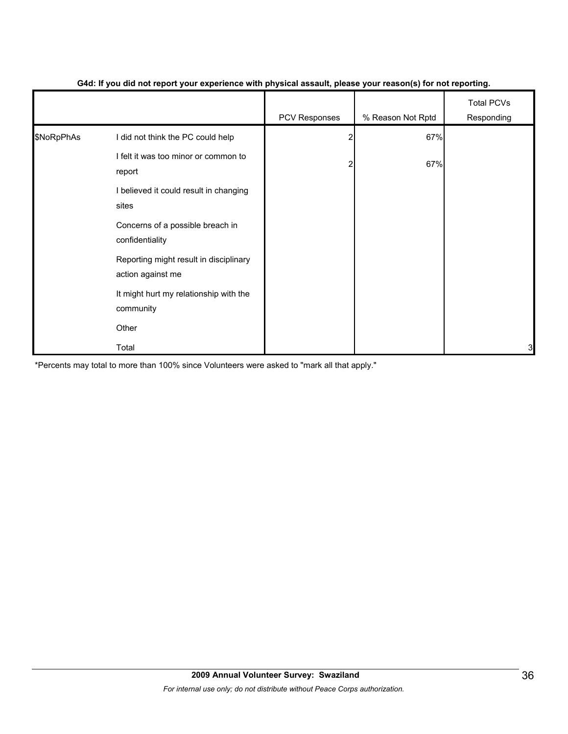**G4d: If you did not report your experience with physical assault, please your reason(s) for not reporting.**

| | | PCV Responses | % Reason Not Rptd | Total PCVs Responding |
|---|---|---|---|---|
| $NoRpPhAs | I did not think the PC could help | 2 | 67% | |
| | I felt it was too minor or common to report | 2 | 67% | |
| | I believed it could result in changing sites | | | |
| | Concerns of a possible breach in confidentiality | | | |
| | Reporting might result in disciplinary action against me | | | |
| | It might hurt my relationship with the community | | | |
| | Other | | | |
| | Total | | | 3 |

*Percents may total to more than 100% since Volunteers were asked to "mark all that apply."

**2009 Annual Volunteer Survey: Swaziland**

*For internal use only; do not distribute without Peace Corps authorization.*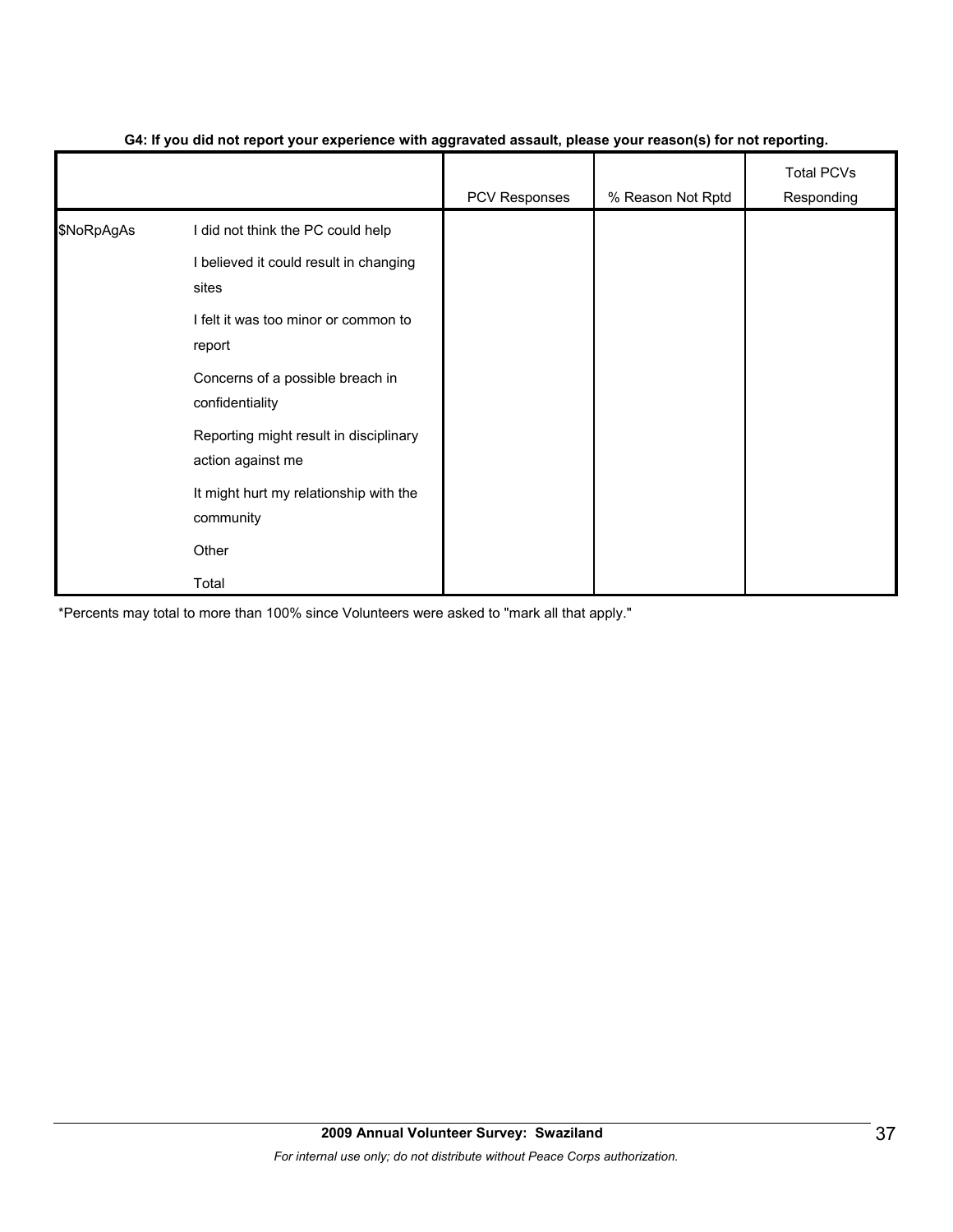**G4: If you did not report your experience with aggravated assault, please your reason(s) for not reporting.**

| | | PCV Responses | % Reason Not Rptd | Total PCVs Responding |
|---|---|---|---|---|
| $NoRpAgAs | I did not think the PC could help | | | |
| | I believed it could result in changing sites | | | |
| | I felt it was too minor or common to report | | | |
| | Concerns of a possible breach in confidentiality | | | |
| | Reporting might result in disciplinary action against me | | | |
| | It might hurt my relationship with the community | | | |
| | Other | | | |
| | Total | | | |

*Percents may total to more than 100% since Volunteers were asked to "mark all that apply."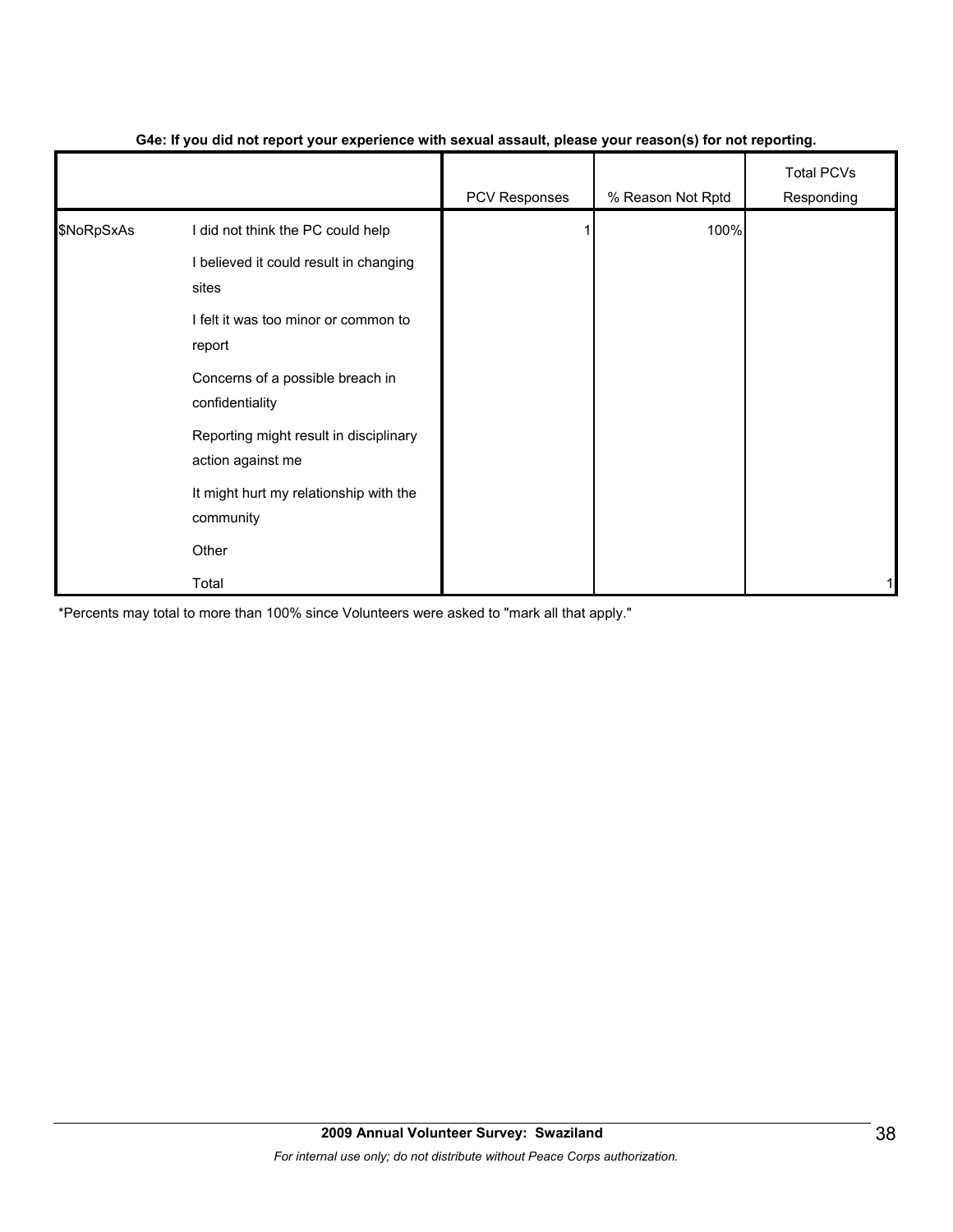**G4e: If you did not report your experience with sexual assault, please your reason(s) for not reporting.**

| | | PCV Responses | % Reason Not Rptd | Total PCVs Responding |
|---|---|---|---|---|
| $NoRpSxAs | I did not think the PC could help | 1 | 100% | |
| | I believed it could result in changing sites | | | |
| | I felt it was too minor or common to report | | | |
| | Concerns of a possible breach in confidentiality | | | |
| | Reporting might result in disciplinary action against me | | | |
| | It might hurt my relationship with the community | | | |
| | Other | | | |
| | Total | | | 1 |

*Percents may total to more than 100% since Volunteers were asked to "mark all that apply."

**2009 Annual Volunteer Survey: Swaziland**

*For internal use only; do not distribute without Peace Corps authorization.*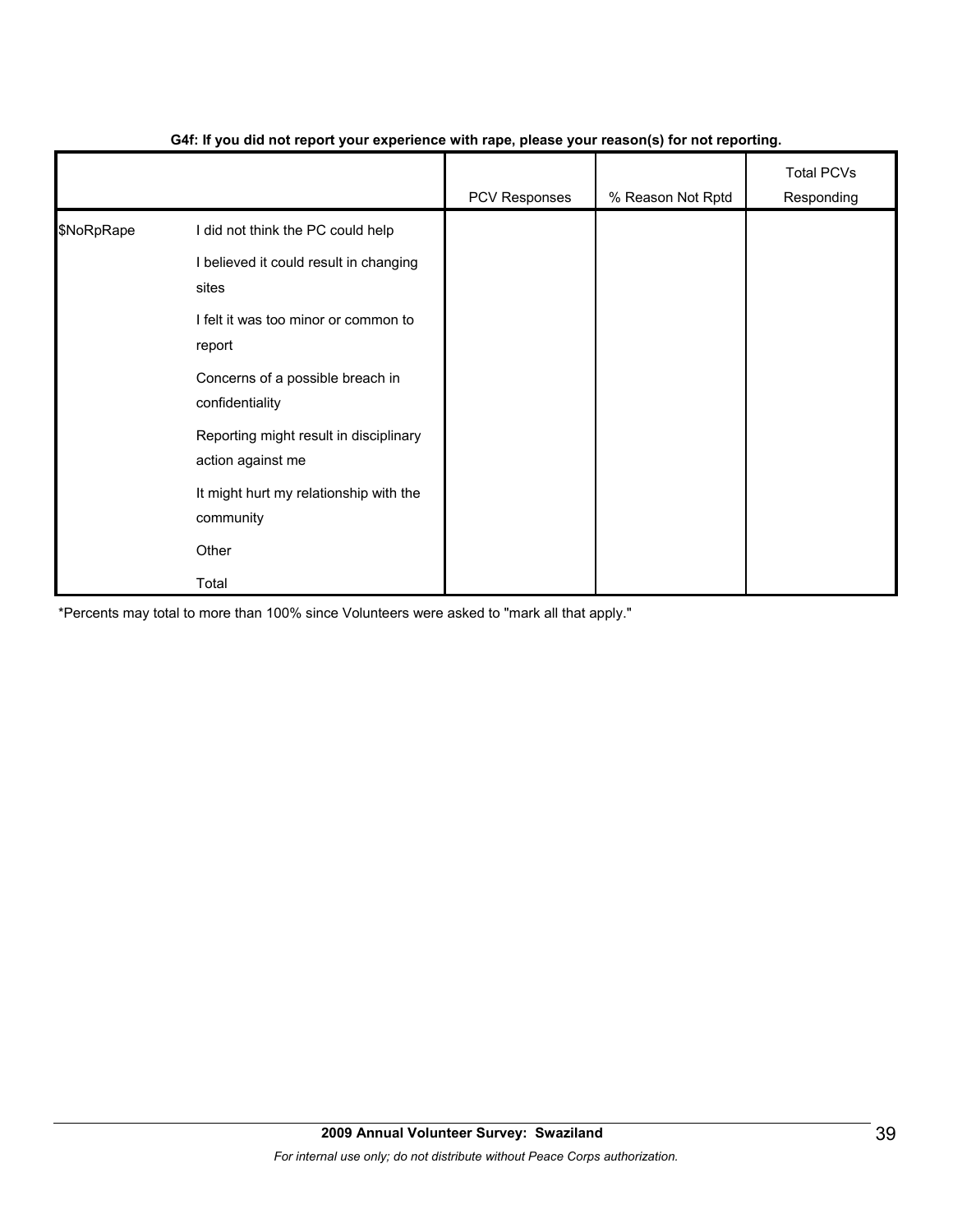**G4f: If you did not report your experience with rape, please your reason(s) for not reporting.**

| | | PCV Responses | % Reason Not Rptd | Total PCVs Responding |
|---|---|---|---|---|
| $NoRpRape | I did not think the PC could help | | | |
| | I believed it could result in changing sites | | | |
| | I felt it was too minor or common to report | | | |
| | Concerns of a possible breach in confidentiality | | | |
| | Reporting might result in disciplinary action against me | | | |
| | It might hurt my relationship with the community | | | |
| | Other | | | |
| | Total | | | |

*Percents may total to more than 100% since Volunteers were asked to "mark all that apply."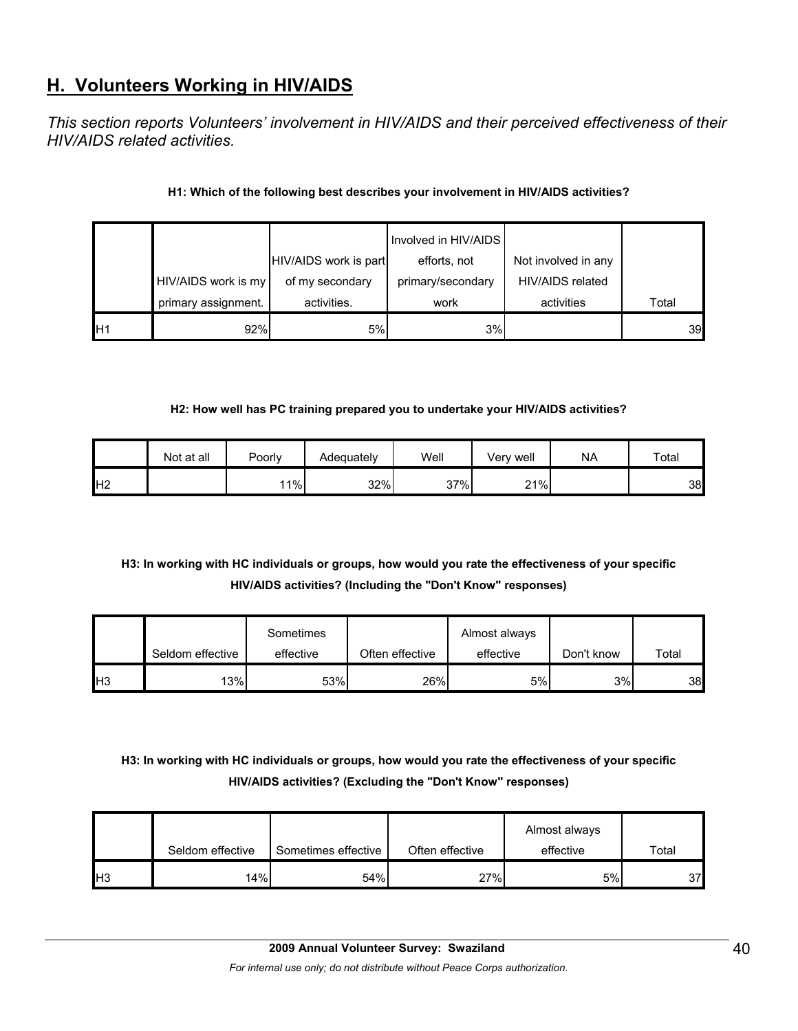## H. Volunteers Working in HIV/AIDS

*This section reports Volunteers' involvement in HIV/AIDS and their perceived effectiveness of their HIV/AIDS related activities.*

**H1: Which of the following best describes your involvement in HIV/AIDS activities?**

| | HIV/AIDS work is my primary assignment. | HIV/AIDS work is part of my secondary activities. | Involved in HIV/AIDS efforts, not primary/secondary work | Not involved in any HIV/AIDS related activities | Total |
|---|---|---|---|---|---|
| H1 | 92% | 5% | 3% | | 39 |

**H2: How well has PC training prepared you to undertake your HIV/AIDS activities?**

| | Not at all | Poorly | Adequately | Well | Very well | NA | Total |
|---|---|---|---|---|---|---|---|
| H2 | | 11% | 32% | 37% | 21% | | 38 |

**H3: In working with HC individuals or groups, how would you rate the effectiveness of your specific HIV/AIDS activities? (Including the "Don't Know" responses)**

| | Seldom effective | Sometimes effective | Often effective | Almost always effective | Don't know | Total |
|---|---|---|---|---|---|---|
| H3 | 13% | 53% | 26% | 5% | 3% | 38 |

**H3: In working with HC individuals or groups, how would you rate the effectiveness of your specific HIV/AIDS activities? (Excluding the "Don't Know" responses)**

| | Seldom effective | Sometimes effective | Often effective | Almost always effective | Total |
|---|---|---|---|---|---|
| H3 | 14% | 54% | 27% | 5% | 37 |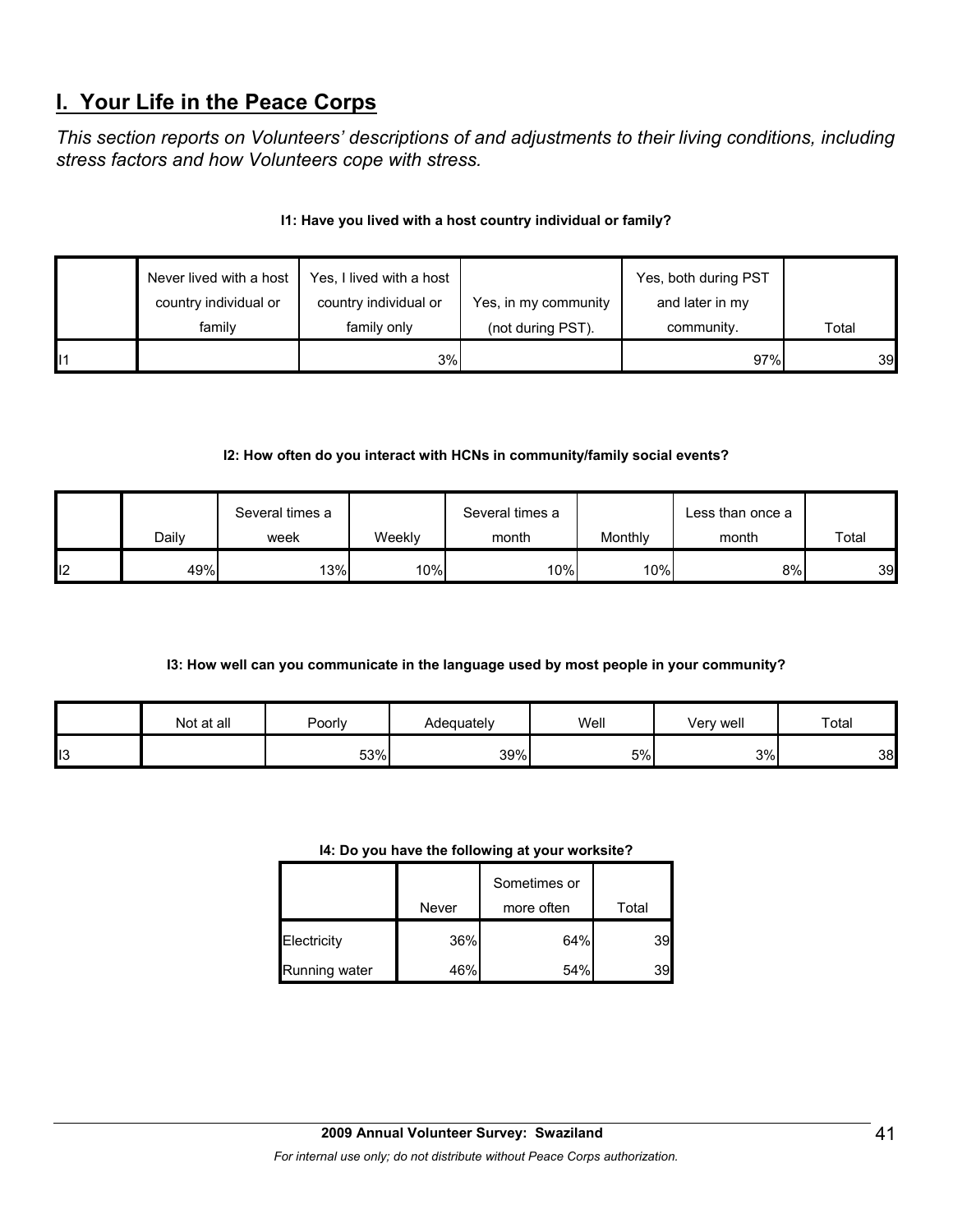## I. Your Life in the Peace Corps

*This section reports on Volunteers' descriptions of and adjustments to their living conditions, including stress factors and how Volunteers cope with stress.*

**I1: Have you lived with a host country individual or family?**

| | Never lived with a host country individual or family | Yes, I lived with a host country individual or family only | Yes, in my community (not during PST). | Yes, both during PST and later in my community. | Total |
|---|---|---|---|---|---|
| I1 | | 3% | | 97% | 39 |

**I2: How often do you interact with HCNs in community/family social events?**

| | Daily | Several times a week | Weekly | Several times a month | Monthly | Less than once a month | Total |
|---|---|---|---|---|---|---|---|
| I2 | 49% | 13% | 10% | 10% | 10% | 8% | 39 |

**I3: How well can you communicate in the language used by most people in your community?**

| | Not at all | Poorly | Adequately | Well | Very well | Total |
|---|---|---|---|---|---|---|
| I3 | | 53% | 39% | 5% | 3% | 38 |

**I4: Do you have the following at your worksite?**

| | Never | Sometimes or more often | Total |
|---|---|---|---|
| Electricity | 36% | 64% | 39 |
| Running water | 46% | 54% | 39 |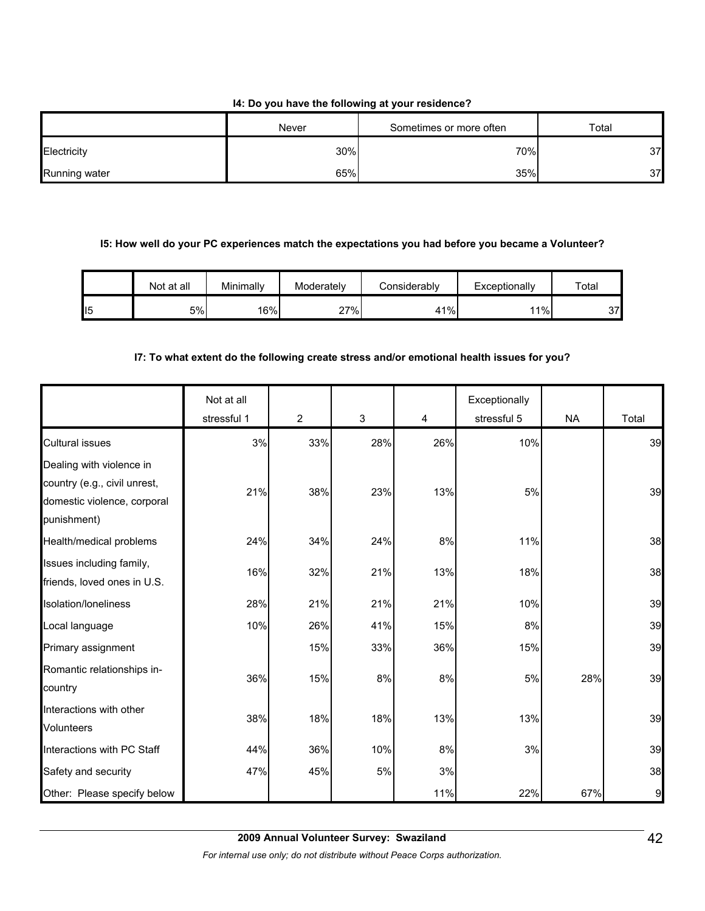**I4: Do you have the following at your residence?**

| | Never | Sometimes or more often | Total |
|---|---|---|---|
| Electricity | 30% | 70% | 37 |
| Running water | 65% | 35% | 37 |

**I5: How well do your PC experiences match the expectations you had before you became a Volunteer?**

| | Not at all | Minimally | Moderately | Considerably | Exceptionally | Total |
|---|---|---|---|---|---|---|
| I5 | 5% | 16% | 27% | 41% | 11% | 37 |

**I7: To what extent do the following create stress and/or emotional health issues for you?**

| | Not at all stressful 1 | 2 | 3 | 4 | Exceptionally stressful 5 | NA | Total |
|---|---|---|---|---|---|---|---|
| Cultural issues | 3% | 33% | 28% | 26% | 10% | | 39 |
| Dealing with violence in country (e.g., civil unrest, domestic violence, corporal punishment) | 21% | 38% | 23% | 13% | 5% | | 39 |
| Health/medical problems | 24% | 34% | 24% | 8% | 11% | | 38 |
| Issues including family, friends, loved ones in U.S. | 16% | 32% | 21% | 13% | 18% | | 38 |
| Isolation/loneliness | 28% | 21% | 21% | 21% | 10% | | 39 |
| Local language | 10% | 26% | 41% | 15% | 8% | | 39 |
| Primary assignment | | 15% | 33% | 36% | 15% | | 39 |
| Romantic relationships in-country | 36% | 15% | 8% | 8% | 5% | 28% | 39 |
| Interactions with other Volunteers | 38% | 18% | 18% | 13% | 13% | | 39 |
| Interactions with PC Staff | 44% | 36% | 10% | 8% | 3% | | 39 |
| Safety and security | 47% | 45% | 5% | 3% | | | 38 |
| Other: Please specify below | | | | 11% | 22% | 67% | 9 |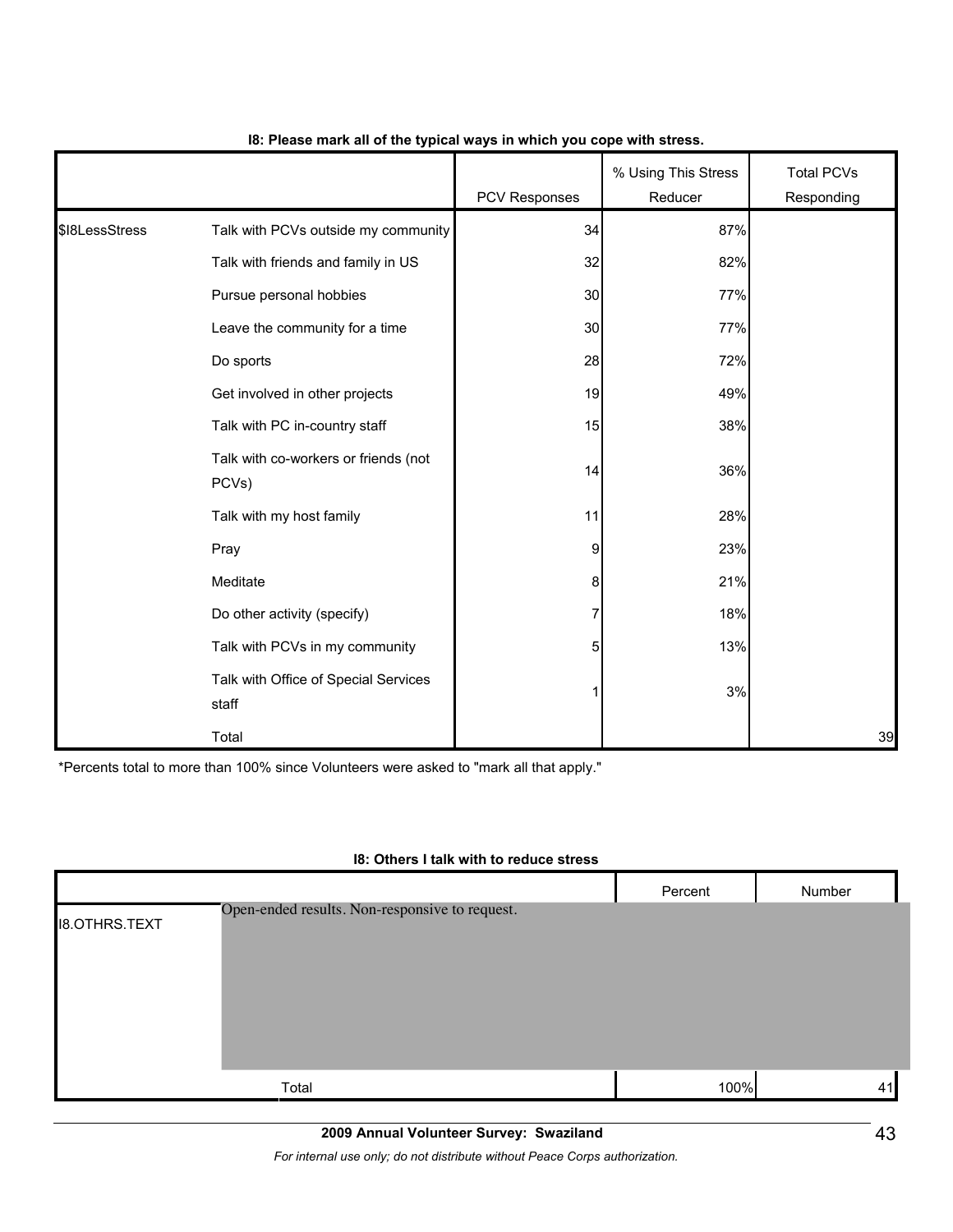**I8: Please mark all of the typical ways in which you cope with stress.**

| | | PCV Responses | % Using This Stress Reducer | Total PCVs Responding |
|---|---|---|---|---|
| $I8LessStress | Talk with PCVs outside my community | 34 | 87% | |
| | Talk with friends and family in US | 32 | 82% | |
| | Pursue personal hobbies | 30 | 77% | |
| | Leave the community for a time | 30 | 77% | |
| | Do sports | 28 | 72% | |
| | Get involved in other projects | 19 | 49% | |
| | Talk with PC in-country staff | 15 | 38% | |
| | Talk with co-workers or friends (not PCVs) | 14 | 36% | |
| | Talk with my host family | 11 | 28% | |
| | Pray | 9 | 23% | |
| | Meditate | 8 | 21% | |
| | Do other activity (specify) | 7 | 18% | |
| | Talk with PCVs in my community | 5 | 13% | |
| | Talk with Office of Special Services staff | 1 | 3% | |
| | Total | | | 39 |

*Percents total to more than 100% since Volunteers were asked to "mark all that apply."

**I8: Others I talk with to reduce stress**

| | | Percent | Number |
|---|---|---|---|
| I8.OTHRS.TEXT | Open-ended results. Non-responsive to request. | | |
| | Total | 100% | 41 |

**2009 Annual Volunteer Survey: Swaziland**

*For internal use only; do not distribute without Peace Corps authorization.*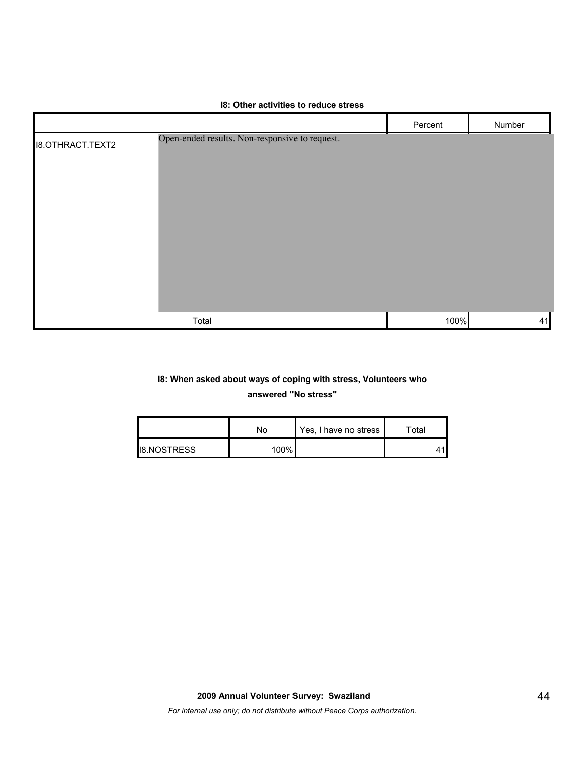**I8: Other activities to reduce stress**

| | | Percent | Number |
|---|---|---|---|
| I8.OTHRACT.TEXT2 | Open-ended results. Non-responsive to request. | | |
| | Total | 100% | 41 |

**I8: When asked about ways of coping with stress, Volunteers who answered "No stress"**

| | No | Yes, I have no stress | Total |
|---|---|---|---|
| I8.NOSTRESS | 100% | | 41 |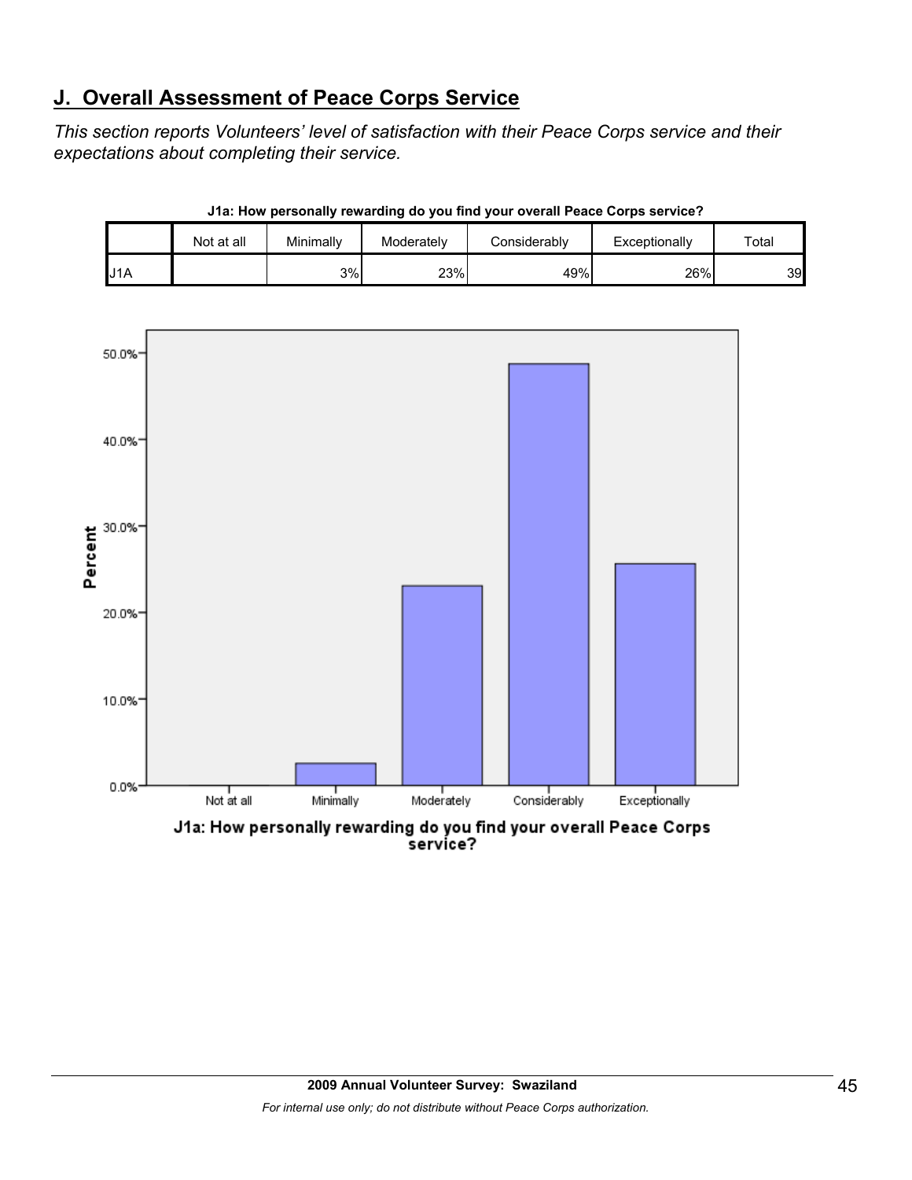## J. Overall Assessment of Peace Corps Service

*This section reports Volunteers' level of satisfaction with their Peace Corps service and their expectations about completing their service.*

**J1a: How personally rewarding do you find your overall Peace Corps service?**

| | Not at all | Minimally | Moderately | Considerably | Exceptionally | Total |
|---|---|---|---|---|---|---|
| J1A | | 3% | 23% | 49% | 26% | 39 |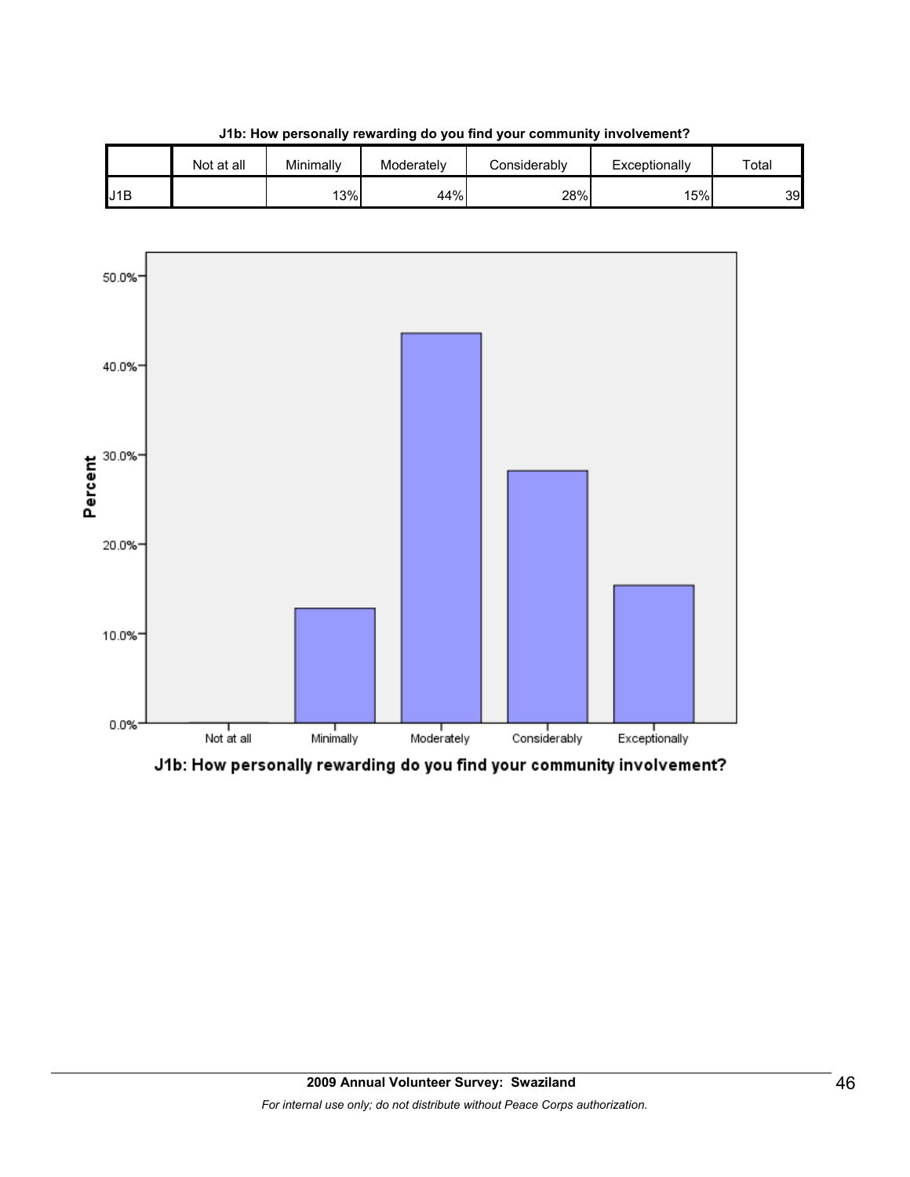**J1b: How personally rewarding do you find your community involvement?**

| | Not at all | Minimally | Moderately | Considerably | Exceptionally | Total |
|---|---|---|---|---|---|---|
| J1B | | 13% | 44% | 28% | 15% | 39 |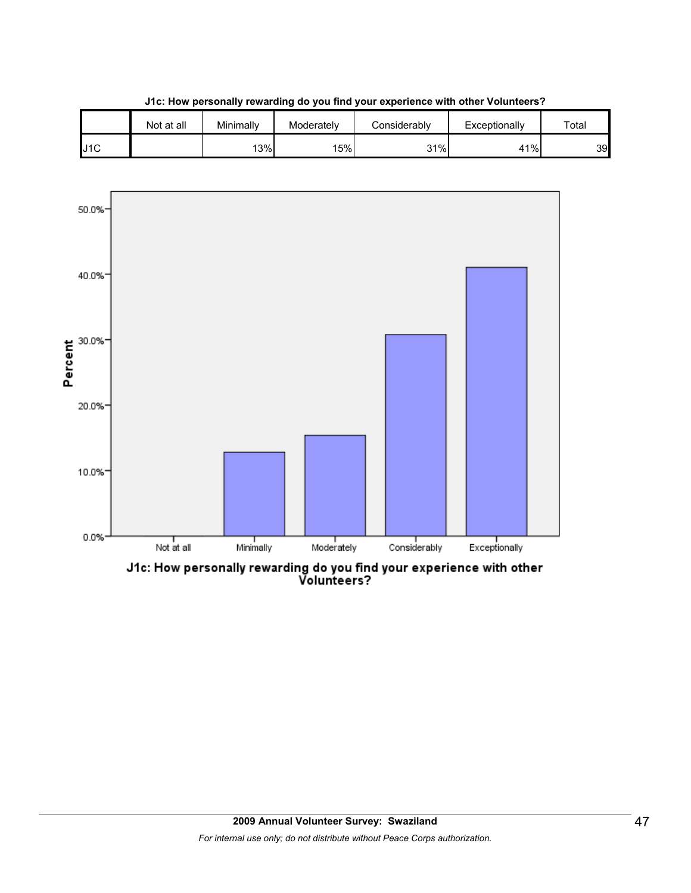**J1c: How personally rewarding do you find your experience with other Volunteers?**

| | Not at all | Minimally | Moderately | Considerably | Exceptionally | Total |
|---|---|---|---|---|---|---|
| J1C | | 13% | 15% | 31% | 41% | 39 |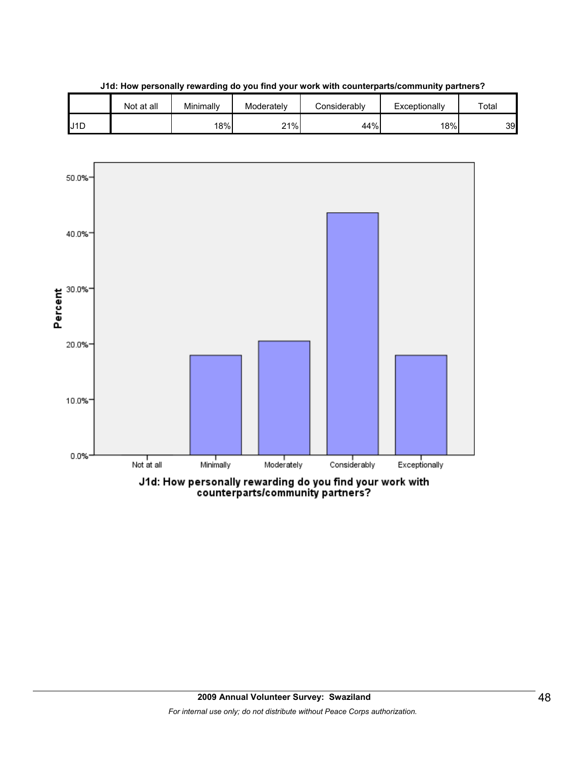**J1d: How personally rewarding do you find your work with counterparts/community partners?**

| | Not at all | Minimally | Moderately | Considerably | Exceptionally | Total |
|---|---|---|---|---|---|---|
| J1D | | 18% | 21% | 44% | 18% | 39 |

J1d: How personally rewarding do you find your work with counterparts/community partners?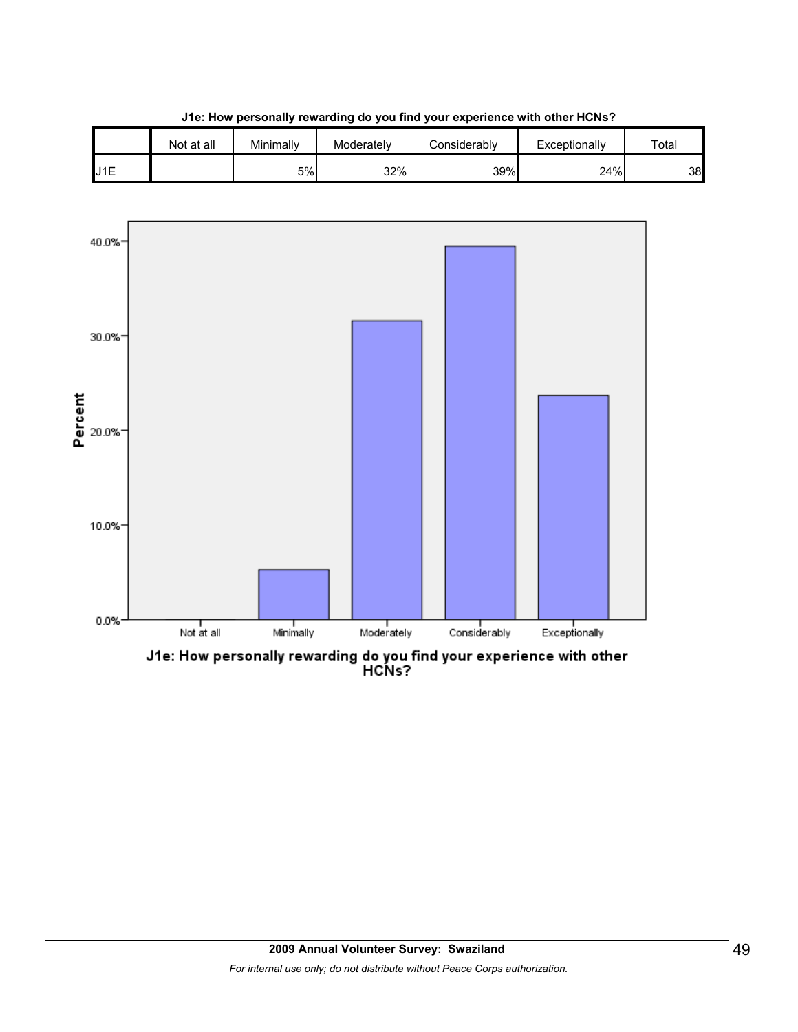**J1e: How personally rewarding do you find your experience with other HCNs?**

| | Not at all | Minimally | Moderately | Considerably | Exceptionally | Total |
|---|---|---|---|---|---|---|
| J1E | | 5% | 32% | 39% | 24% | 38 |

J1e: How personally rewarding do you find your experience with other HCNs?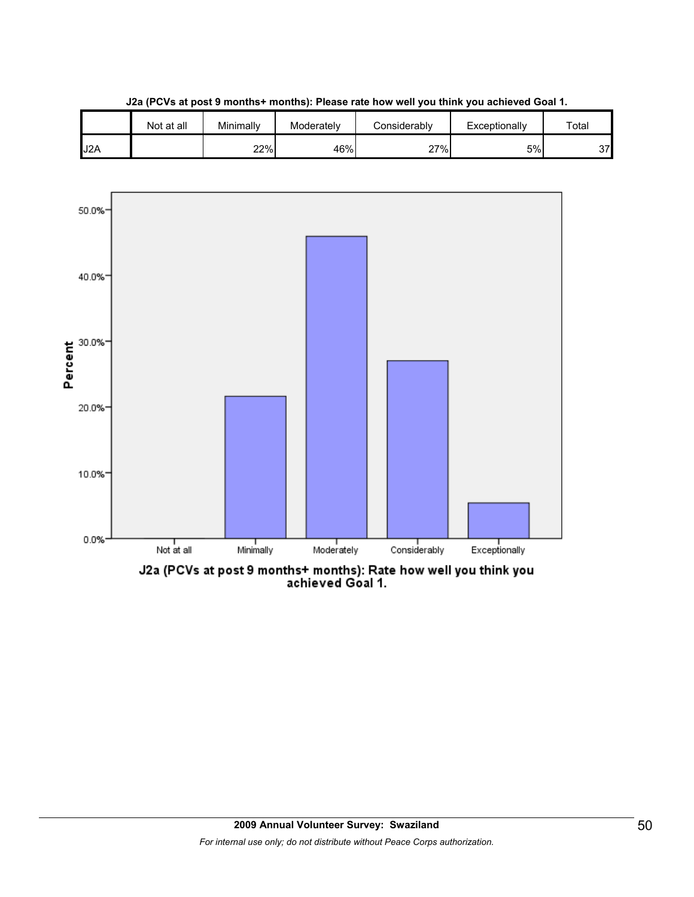**J2a (PCVs at post 9 months+ months): Please rate how well you think you achieved Goal 1.**

| | Not at all | Minimally | Moderately | Considerably | Exceptionally | Total |
|---|---|---|---|---|---|---|
| J2A | | 22% | 46% | 27% | 5% | 37 |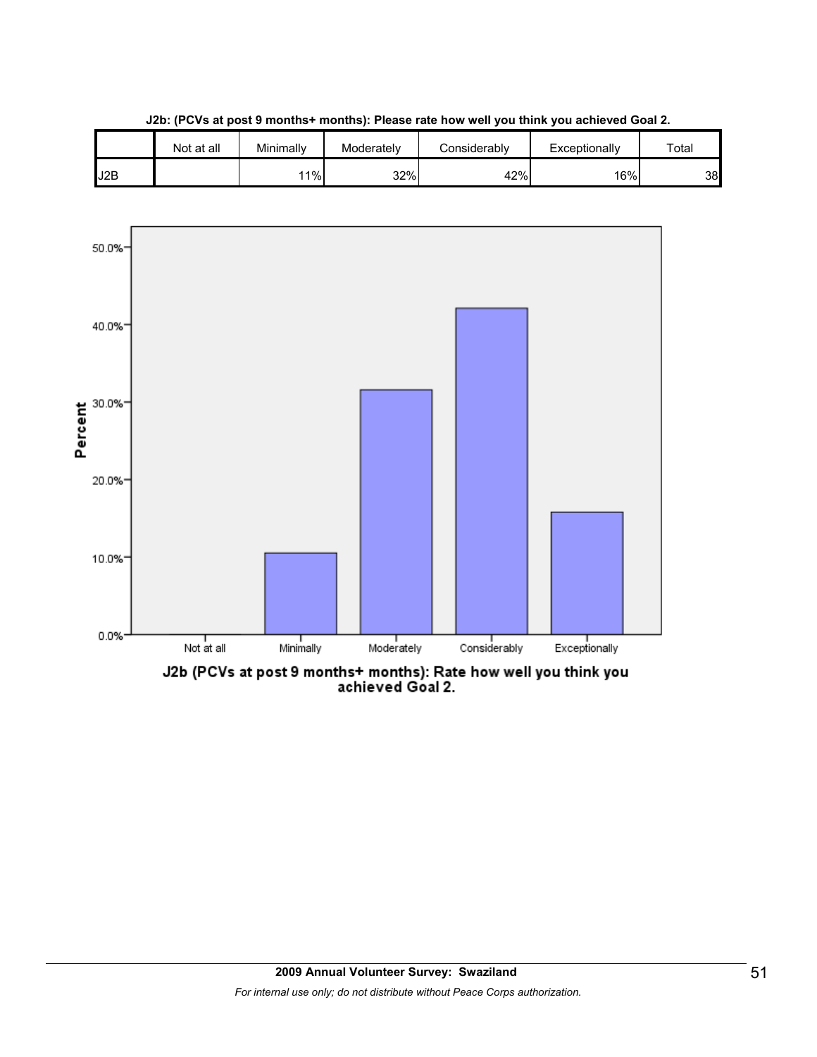**J2b: (PCVs at post 9 months+ months): Please rate how well you think you achieved Goal 2.**

| | Not at all | Minimally | Moderately | Considerably | Exceptionally | Total |
|---|---|---|---|---|---|---|
| J2B | | 11% | 32% | 42% | 16% | 38 |

J2b (PCVs at post 9 months+ months): Rate how well you think you achieved Goal 2.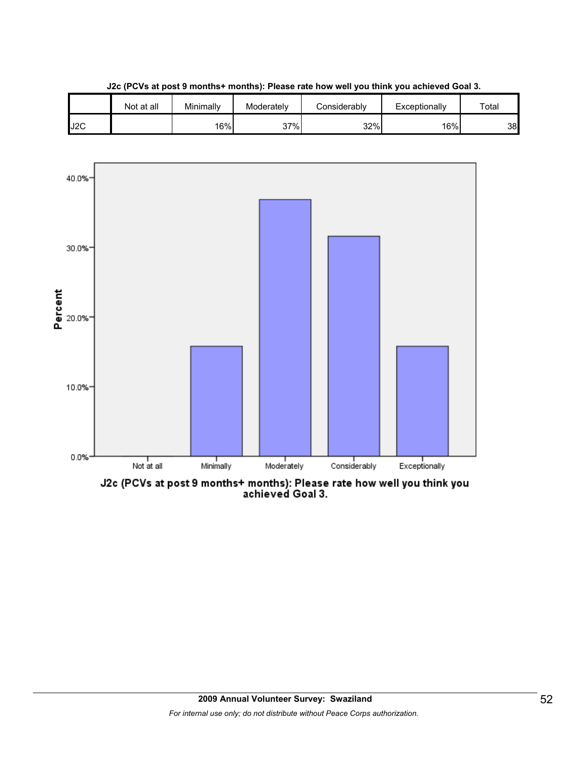**J2c (PCVs at post 9 months+ months): Please rate how well you think you achieved Goal 3.**

| | Not at all | Minimally | Moderately | Considerably | Exceptionally | Total |
|---|---|---|---|---|---|---|
| J2C | | 16% | 37% | 32% | 16% | 38 |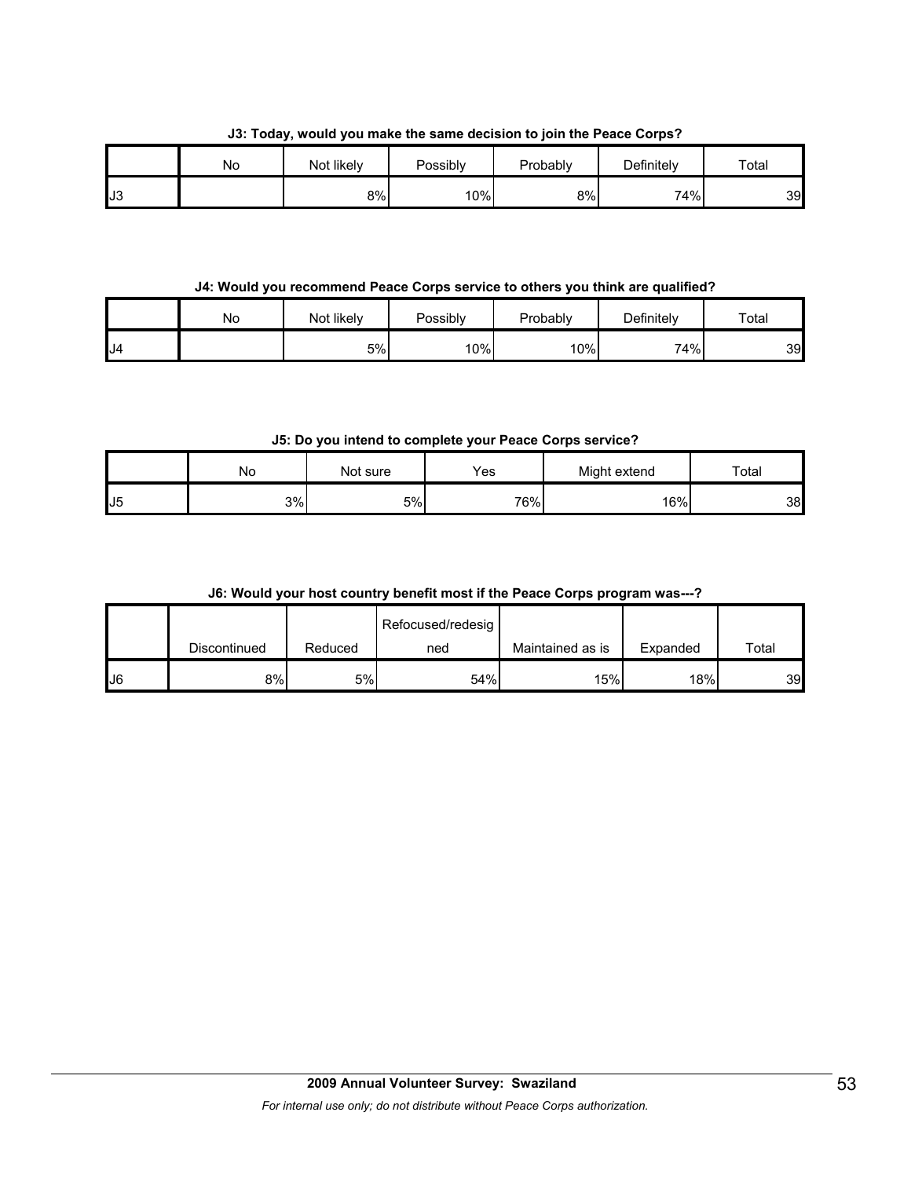**J3: Today, would you make the same decision to join the Peace Corps?**

| | No | Not likely | Possibly | Probably | Definitely | Total |
|---|---|---|---|---|---|---|
| J3 | | 8% | 10% | 8% | 74% | 39 |

**J4: Would you recommend Peace Corps service to others you think are qualified?**

| | No | Not likely | Possibly | Probably | Definitely | Total |
|---|---|---|---|---|---|---|
| J4 | | 5% | 10% | 10% | 74% | 39 |

**J5: Do you intend to complete your Peace Corps service?**

| | No | Not sure | Yes | Might extend | Total |
|---|---|---|---|---|---|
| J5 | 3% | 5% | 76% | 16% | 38 |

**J6: Would your host country benefit most if the Peace Corps program was---?**

| | Discontinued | Reduced | Refocused/redesigned | Maintained as is | Expanded | Total |
|---|---|---|---|---|---|---|
| J6 | 8% | 5% | 54% | 15% | 18% | 39 |

**2009 Annual Volunteer Survey: Swaziland**

*For internal use only; do not distribute without Peace Corps authorization.*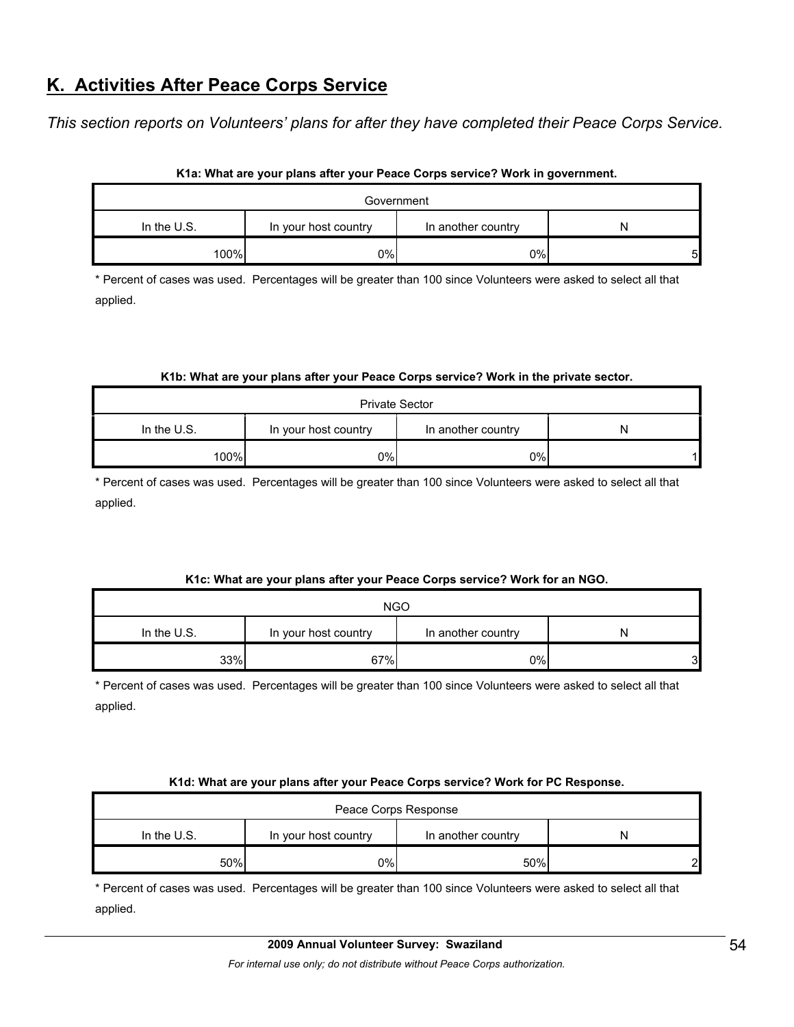## K. Activities After Peace Corps Service

*This section reports on Volunteers' plans for after they have completed their Peace Corps Service.*

**K1a: What are your plans after your Peace Corps service? Work in government.**

| Government | | | |
|---|---|---|---|
| In the U.S. | In your host country | In another country | N |
| 100% | 0% | 0% | 5 |

\* Percent of cases was used. Percentages will be greater than 100 since Volunteers were asked to select all that applied.

**K1b: What are your plans after your Peace Corps service? Work in the private sector.**

| Private Sector | | | |
|---|---|---|---|
| In the U.S. | In your host country | In another country | N |
| 100% | 0% | 0% | 1 |

\* Percent of cases was used. Percentages will be greater than 100 since Volunteers were asked to select all that applied.

**K1c: What are your plans after your Peace Corps service? Work for an NGO.**

| NGO | | | |
|---|---|---|---|
| In the U.S. | In your host country | In another country | N |
| 33% | 67% | 0% | 3 |

\* Percent of cases was used. Percentages will be greater than 100 since Volunteers were asked to select all that applied.

**K1d: What are your plans after your Peace Corps service? Work for PC Response.**

| Peace Corps Response | | | |
|---|---|---|---|
| In the U.S. | In your host country | In another country | N |
| 50% | 0% | 50% | 2 |

\* Percent of cases was used. Percentages will be greater than 100 since Volunteers were asked to select all that applied.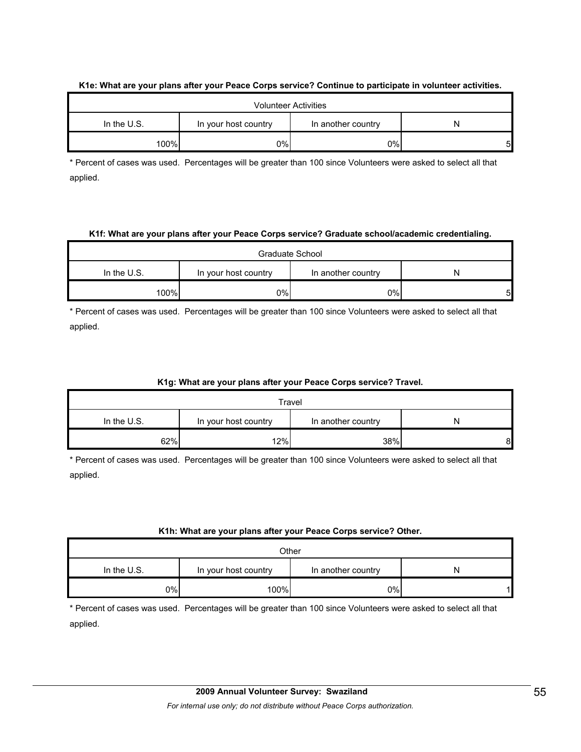**K1e: What are your plans after your Peace Corps service? Continue to participate in volunteer activities.**

| Volunteer Activities | | | |
|---|---|---|---|
| In the U.S. | In your host country | In another country | N |
| 100% | 0% | 0% | 5 |

* Percent of cases was used. Percentages will be greater than 100 since Volunteers were asked to select all that applied.

**K1f: What are your plans after your Peace Corps service? Graduate school/academic credentialing.**

| Graduate School | | | |
|---|---|---|---|
| In the U.S. | In your host country | In another country | N |
| 100% | 0% | 0% | 5 |

* Percent of cases was used. Percentages will be greater than 100 since Volunteers were asked to select all that applied.

**K1g: What are your plans after your Peace Corps service? Travel.**

| Travel | | | |
|---|---|---|---|
| In the U.S. | In your host country | In another country | N |
| 62% | 12% | 38% | 8 |

* Percent of cases was used. Percentages will be greater than 100 since Volunteers were asked to select all that applied.

**K1h: What are your plans after your Peace Corps service? Other.**

| Other | | | |
|---|---|---|---|
| In the U.S. | In your host country | In another country | N |
| 0% | 100% | 0% | 1 |

* Percent of cases was used. Percentages will be greater than 100 since Volunteers were asked to select all that applied.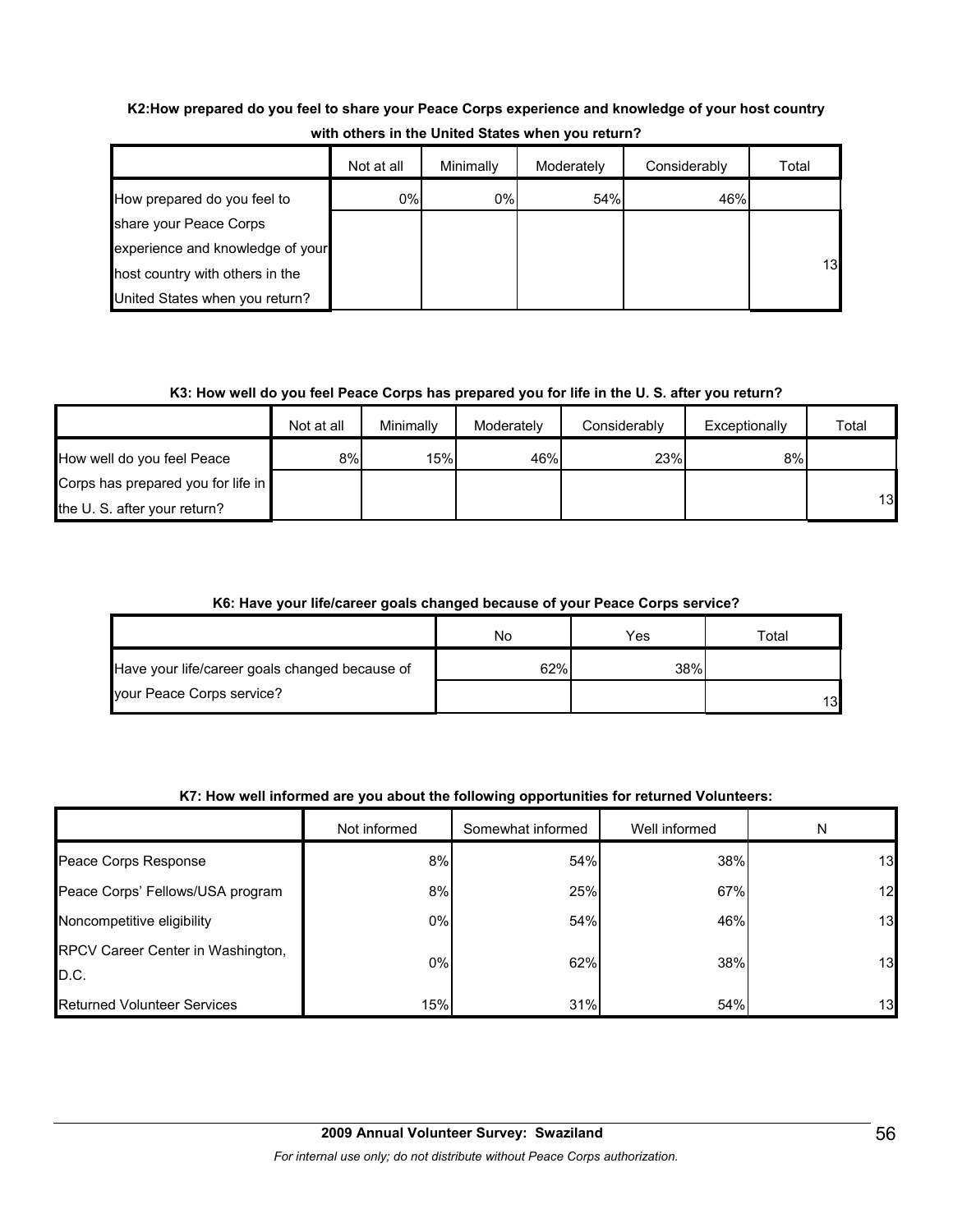**K2:How prepared do you feel to share your Peace Corps experience and knowledge of your host country with others in the United States when you return?**

| | Not at all | Minimally | Moderately | Considerably | Total |
|---|---|---|---|---|---|
| How prepared do you feel to share your Peace Corps experience and knowledge of your host country with others in the United States when you return? | 0% | 0% | 54% | 46% | 13 |

**K3: How well do you feel Peace Corps has prepared you for life in the U. S. after you return?**

| | Not at all | Minimally | Moderately | Considerably | Exceptionally | Total |
|---|---|---|---|---|---|---|
| How well do you feel Peace Corps has prepared you for life in the U. S. after your return? | 8% | 15% | 46% | 23% | 8% | 13 |

**K6: Have your life/career goals changed because of your Peace Corps service?**

| | No | Yes | Total |
|---|---|---|---|
| Have your life/career goals changed because of your Peace Corps service? | 62% | 38% | 13 |

**K7: How well informed are you about the following opportunities for returned Volunteers:**

| | Not informed | Somewhat informed | Well informed | N |
|---|---|---|---|---|
| Peace Corps Response | 8% | 54% | 38% | 13 |
| Peace Corps' Fellows/USA program | 8% | 25% | 67% | 12 |
| Noncompetitive eligibility | 0% | 54% | 46% | 13 |
| RPCV Career Center in Washington, D.C. | 0% | 62% | 38% | 13 |
| Returned Volunteer Services | 15% | 31% | 54% | 13 |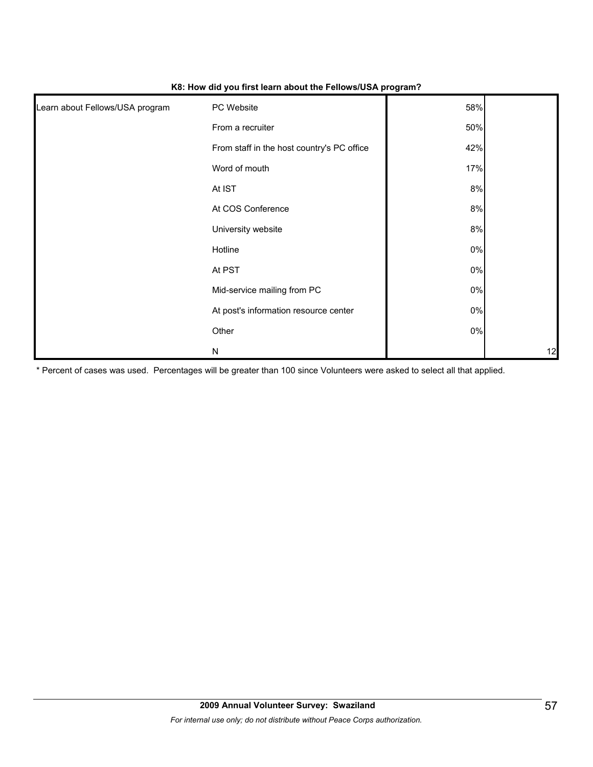**K8: How did you first learn about the Fellows/USA program?**

| | | | |
|---|---|---|---|
| Learn about Fellows/USA program | PC Website | 58% | |
| | From a recruiter | 50% | |
| | From staff in the host country's PC office | 42% | |
| | Word of mouth | 17% | |
| | At IST | 8% | |
| | At COS Conference | 8% | |
| | University website | 8% | |
| | Hotline | 0% | |
| | At PST | 0% | |
| | Mid-service mailing from PC | 0% | |
| | At post's information resource center | 0% | |
| | Other | 0% | |
| | N | | 12 |

* Percent of cases was used. Percentages will be greater than 100 since Volunteers were asked to select all that applied.

**2009 Annual Volunteer Survey: Swaziland**

*For internal use only; do not distribute without Peace Corps authorization.*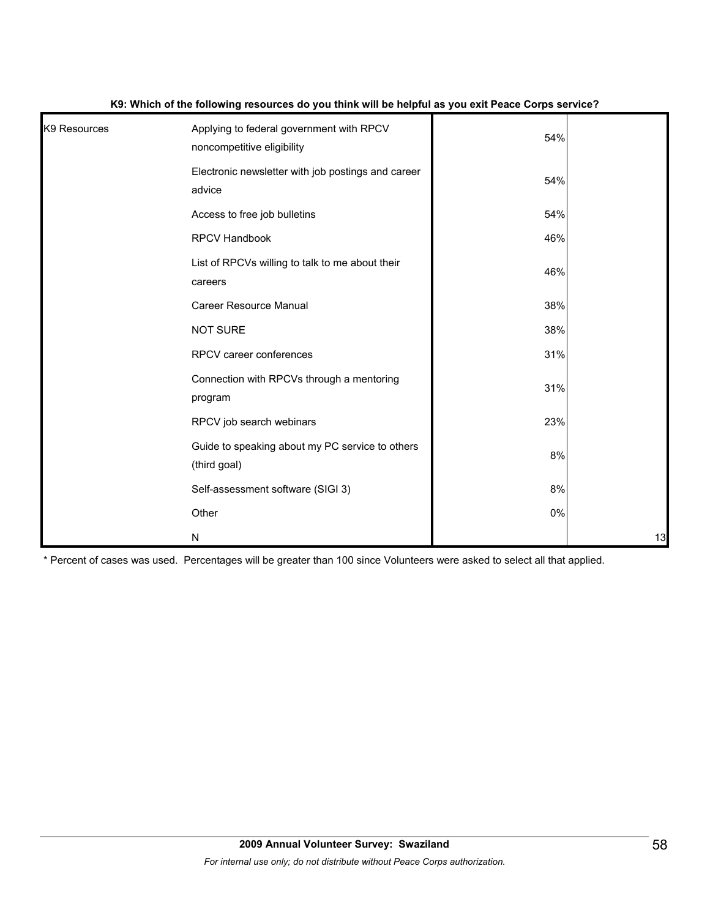**K9: Which of the following resources do you think will be helpful as you exit Peace Corps service?**

| | | | |
|---|---|---|---|
| K9 Resources | Applying to federal government with RPCV noncompetitive eligibility | 54% | |
| | Electronic newsletter with job postings and career advice | 54% | |
| | Access to free job bulletins | 54% | |
| | RPCV Handbook | 46% | |
| | List of RPCVs willing to talk to me about their careers | 46% | |
| | Career Resource Manual | 38% | |
| | NOT SURE | 38% | |
| | RPCV career conferences | 31% | |
| | Connection with RPCVs through a mentoring program | 31% | |
| | RPCV job search webinars | 23% | |
| | Guide to speaking about my PC service to others (third goal) | 8% | |
| | Self-assessment software (SIGI 3) | 8% | |
| | Other | 0% | |
| | N | | 13 |

* Percent of cases was used. Percentages will be greater than 100 since Volunteers were asked to select all that applied.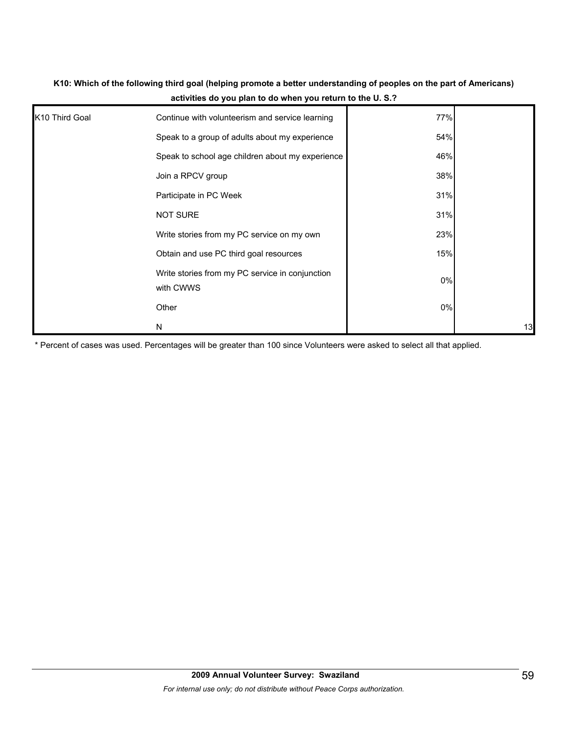**K10: Which of the following third goal (helping promote a better understanding of peoples on the part of Americans) activities do you plan to do when you return to the U. S.?**

| | | | |
|---|---|---|---|
| K10 Third Goal | Continue with volunteerism and service learning | 77% | |
| | Speak to a group of adults about my experience | 54% | |
| | Speak to school age children about my experience | 46% | |
| | Join a RPCV group | 38% | |
| | Participate in PC Week | 31% | |
| | NOT SURE | 31% | |
| | Write stories from my PC service on my own | 23% | |
| | Obtain and use PC third goal resources | 15% | |
| | Write stories from my PC service in conjunction with CWWS | 0% | |
| | Other | 0% | |
| | N | | 13 |

* Percent of cases was used. Percentages will be greater than 100 since Volunteers were asked to select all that applied.